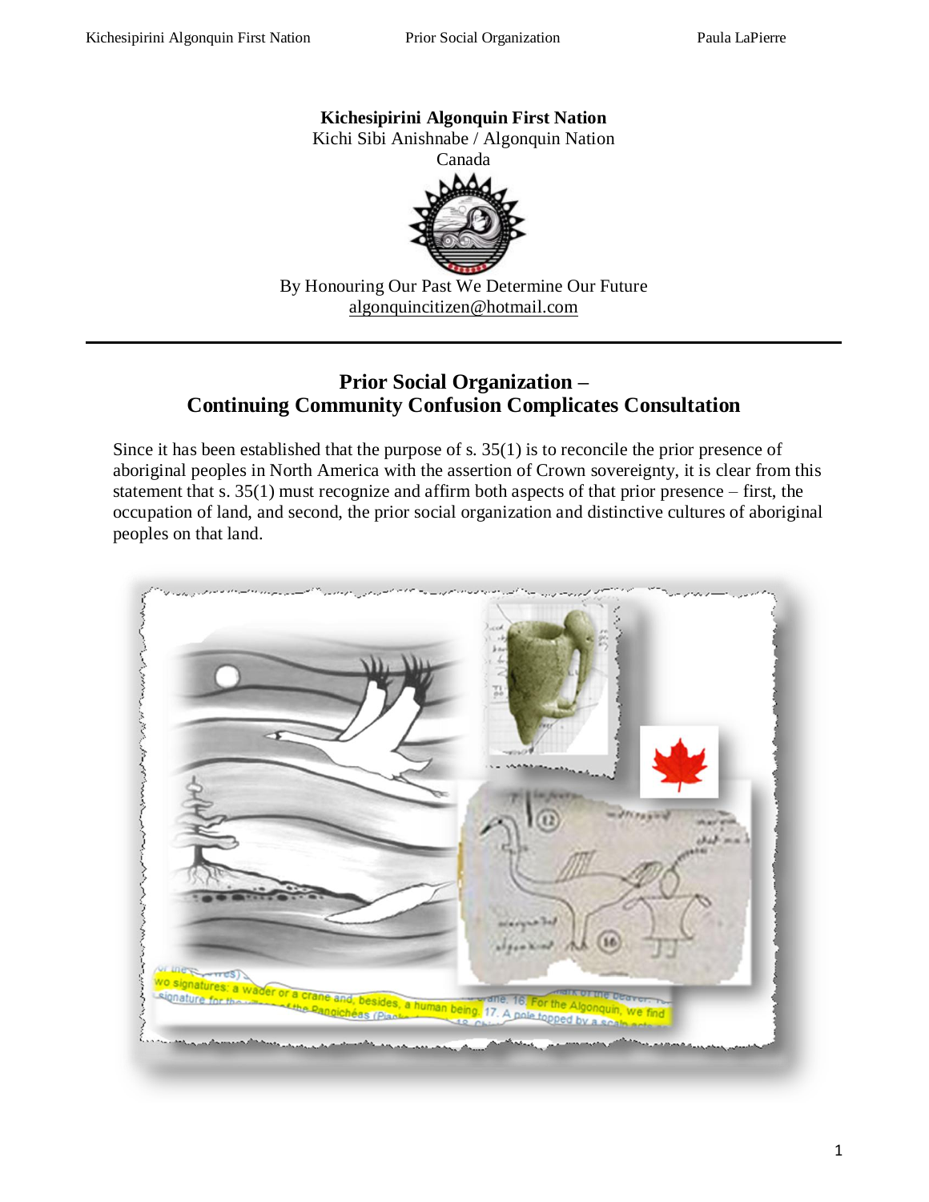**Kichesipirini Algonquin First Nation**
Kichi Sibi Anishnabe / Algonquin Nation
Canada

By Honouring Our Past We Determine Our Future
algonquincitizen@hotmail.com

---

## Prior Social Organization – Continuing Community Confusion Complicates Consultation

Since it has been established that the purpose of s. 35(1) is to reconcile the prior presence of aboriginal peoples in North America with the assertion of Crown sovereignty, it is clear from this statement that s. 35(1) must recognize and affirm both aspects of that prior presence – first, the occupation of land, and second, the prior social organization and distinctive cultures of aboriginal peoples on that land.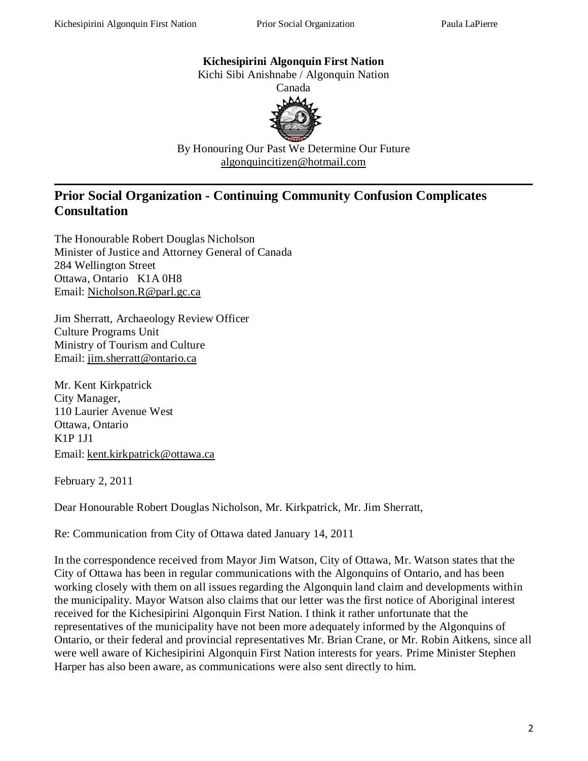**Kichesipirini Algonquin First Nation**
Kichi Sibi Anishnabe / Algonquin Nation
Canada

By Honouring Our Past We Determine Our Future
algonquincitizen@hotmail.com

## Prior Social Organization - Continuing Community Confusion Complicates Consultation

The Honourable Robert Douglas Nicholson
Minister of Justice and Attorney General of Canada
284 Wellington Street
Ottawa, Ontario K1A 0H8
Email: Nicholson.R@parl.gc.ca

Jim Sherratt, Archaeology Review Officer
Culture Programs Unit
Ministry of Tourism and Culture
Email: jim.sherratt@ontario.ca

Mr. Kent Kirkpatrick
City Manager,
110 Laurier Avenue West
Ottawa, Ontario
K1P 1J1
Email: kent.kirkpatrick@ottawa.ca

February 2, 2011

Dear Honourable Robert Douglas Nicholson, Mr. Kirkpatrick, Mr. Jim Sherratt,

Re: Communication from City of Ottawa dated January 14, 2011

In the correspondence received from Mayor Jim Watson, City of Ottawa, Mr. Watson states that the City of Ottawa has been in regular communications with the Algonquins of Ontario, and has been working closely with them on all issues regarding the Algonquin land claim and developments within the municipality. Mayor Watson also claims that our letter was the first notice of Aboriginal interest received for the Kichesipirini Algonquin First Nation. I think it rather unfortunate that the representatives of the municipality have not been more adequately informed by the Algonquins of Ontario, or their federal and provincial representatives Mr. Brian Crane, or Mr. Robin Aitkens, since all were well aware of Kichesipirini Algonquin First Nation interests for years. Prime Minister Stephen Harper has also been aware, as communications were also sent directly to him.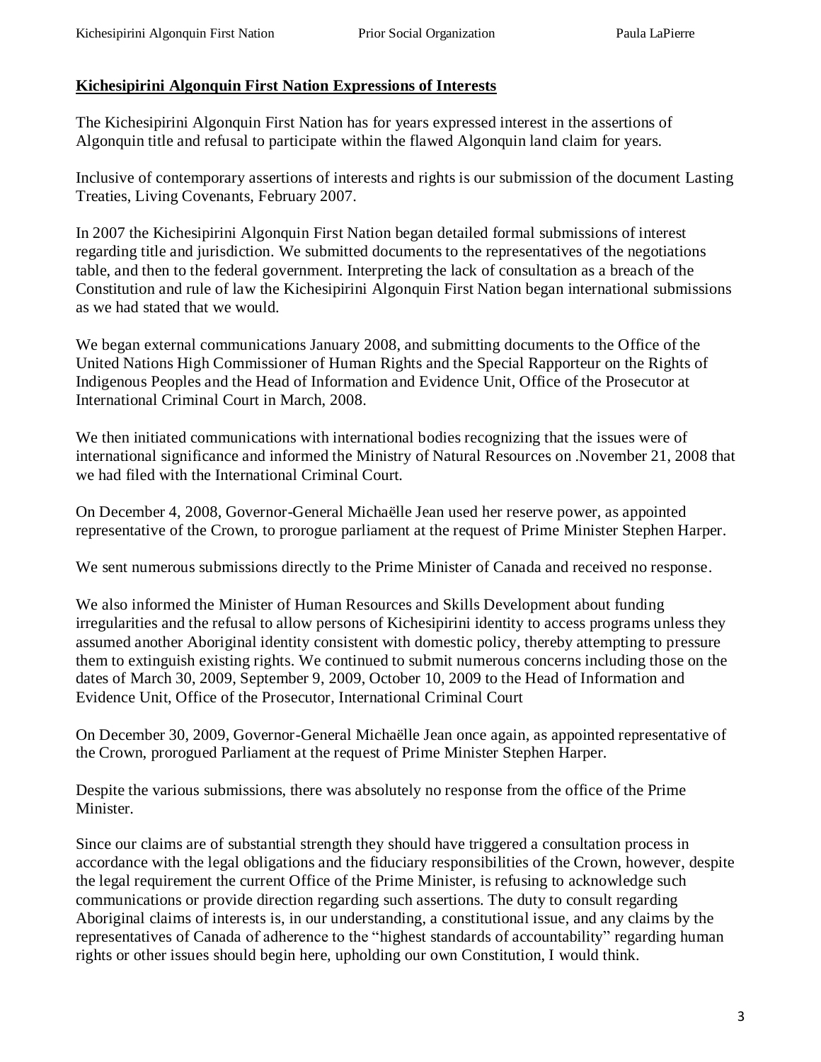**Kichesipirini Algonquin First Nation Expressions of Interests**

The Kichesipirini Algonquin First Nation has for years expressed interest in the assertions of Algonquin title and refusal to participate within the flawed Algonquin land claim for years.

Inclusive of contemporary assertions of interests and rights is our submission of the document Lasting Treaties, Living Covenants, February 2007.

In 2007 the Kichesipirini Algonquin First Nation began detailed formal submissions of interest regarding title and jurisdiction. We submitted documents to the representatives of the negotiations table, and then to the federal government. Interpreting the lack of consultation as a breach of the Constitution and rule of law the Kichesipirini Algonquin First Nation began international submissions as we had stated that we would.

We began external communications January 2008, and submitting documents to the Office of the United Nations High Commissioner of Human Rights and the Special Rapporteur on the Rights of Indigenous Peoples and the Head of Information and Evidence Unit, Office of the Prosecutor at International Criminal Court in March, 2008.

We then initiated communications with international bodies recognizing that the issues were of international significance and informed the Ministry of Natural Resources on .November 21, 2008 that we had filed with the International Criminal Court.

On December 4, 2008, Governor-General Michaëlle Jean used her reserve power, as appointed representative of the Crown, to prorogue parliament at the request of Prime Minister Stephen Harper.

We sent numerous submissions directly to the Prime Minister of Canada and received no response.

We also informed the Minister of Human Resources and Skills Development about funding irregularities and the refusal to allow persons of Kichesipirini identity to access programs unless they assumed another Aboriginal identity consistent with domestic policy, thereby attempting to pressure them to extinguish existing rights. We continued to submit numerous concerns including those on the dates of March 30, 2009, September 9, 2009, October 10, 2009 to the Head of Information and Evidence Unit, Office of the Prosecutor, International Criminal Court

On December 30, 2009, Governor-General Michaëlle Jean once again, as appointed representative of the Crown, prorogued Parliament at the request of Prime Minister Stephen Harper.

Despite the various submissions, there was absolutely no response from the office of the Prime Minister.

Since our claims are of substantial strength they should have triggered a consultation process in accordance with the legal obligations and the fiduciary responsibilities of the Crown, however, despite the legal requirement the current Office of the Prime Minister, is refusing to acknowledge such communications or provide direction regarding such assertions. The duty to consult regarding Aboriginal claims of interests is, in our understanding, a constitutional issue, and any claims by the representatives of Canada of adherence to the "highest standards of accountability" regarding human rights or other issues should begin here, upholding our own Constitution, I would think.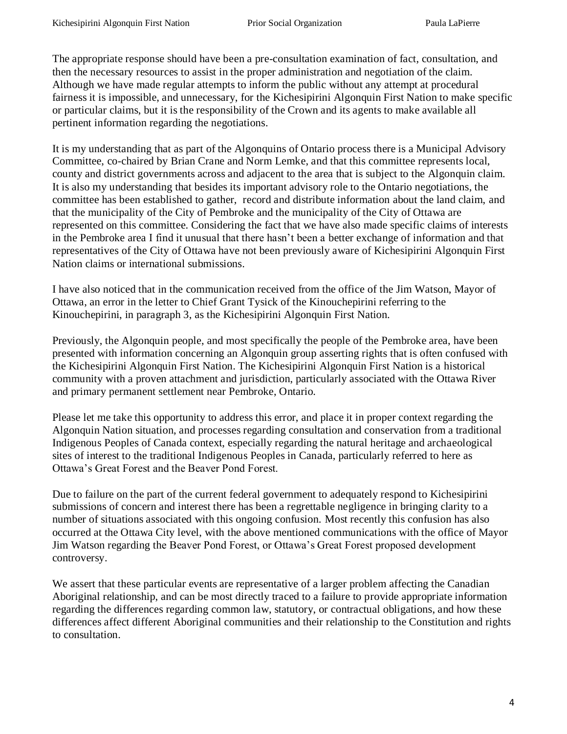The appropriate response should have been a pre-consultation examination of fact, consultation, and then the necessary resources to assist in the proper administration and negotiation of the claim. Although we have made regular attempts to inform the public without any attempt at procedural fairness it is impossible, and unnecessary, for the Kichesipirini Algonquin First Nation to make specific or particular claims, but it is the responsibility of the Crown and its agents to make available all pertinent information regarding the negotiations.

It is my understanding that as part of the Algonquins of Ontario process there is a Municipal Advisory Committee, co-chaired by Brian Crane and Norm Lemke, and that this committee represents local, county and district governments across and adjacent to the area that is subject to the Algonquin claim. It is also my understanding that besides its important advisory role to the Ontario negotiations, the committee has been established to gather, record and distribute information about the land claim, and that the municipality of the City of Pembroke and the municipality of the City of Ottawa are represented on this committee. Considering the fact that we have also made specific claims of interests in the Pembroke area I find it unusual that there hasn't been a better exchange of information and that representatives of the City of Ottawa have not been previously aware of Kichesipirini Algonquin First Nation claims or international submissions.

I have also noticed that in the communication received from the office of the Jim Watson, Mayor of Ottawa, an error in the letter to Chief Grant Tysick of the Kinouchepirini referring to the Kinouchepirini, in paragraph 3, as the Kichesipirini Algonquin First Nation.

Previously, the Algonquin people, and most specifically the people of the Pembroke area, have been presented with information concerning an Algonquin group asserting rights that is often confused with the Kichesipirini Algonquin First Nation. The Kichesipirini Algonquin First Nation is a historical community with a proven attachment and jurisdiction, particularly associated with the Ottawa River and primary permanent settlement near Pembroke, Ontario.

Please let me take this opportunity to address this error, and place it in proper context regarding the Algonquin Nation situation, and processes regarding consultation and conservation from a traditional Indigenous Peoples of Canada context, especially regarding the natural heritage and archaeological sites of interest to the traditional Indigenous Peoples in Canada, particularly referred to here as Ottawa's Great Forest and the Beaver Pond Forest.

Due to failure on the part of the current federal government to adequately respond to Kichesipirini submissions of concern and interest there has been a regrettable negligence in bringing clarity to a number of situations associated with this ongoing confusion. Most recently this confusion has also occurred at the Ottawa City level, with the above mentioned communications with the office of Mayor Jim Watson regarding the Beaver Pond Forest, or Ottawa's Great Forest proposed development controversy.

We assert that these particular events are representative of a larger problem affecting the Canadian Aboriginal relationship, and can be most directly traced to a failure to provide appropriate information regarding the differences regarding common law, statutory, or contractual obligations, and how these differences affect different Aboriginal communities and their relationship to the Constitution and rights to consultation.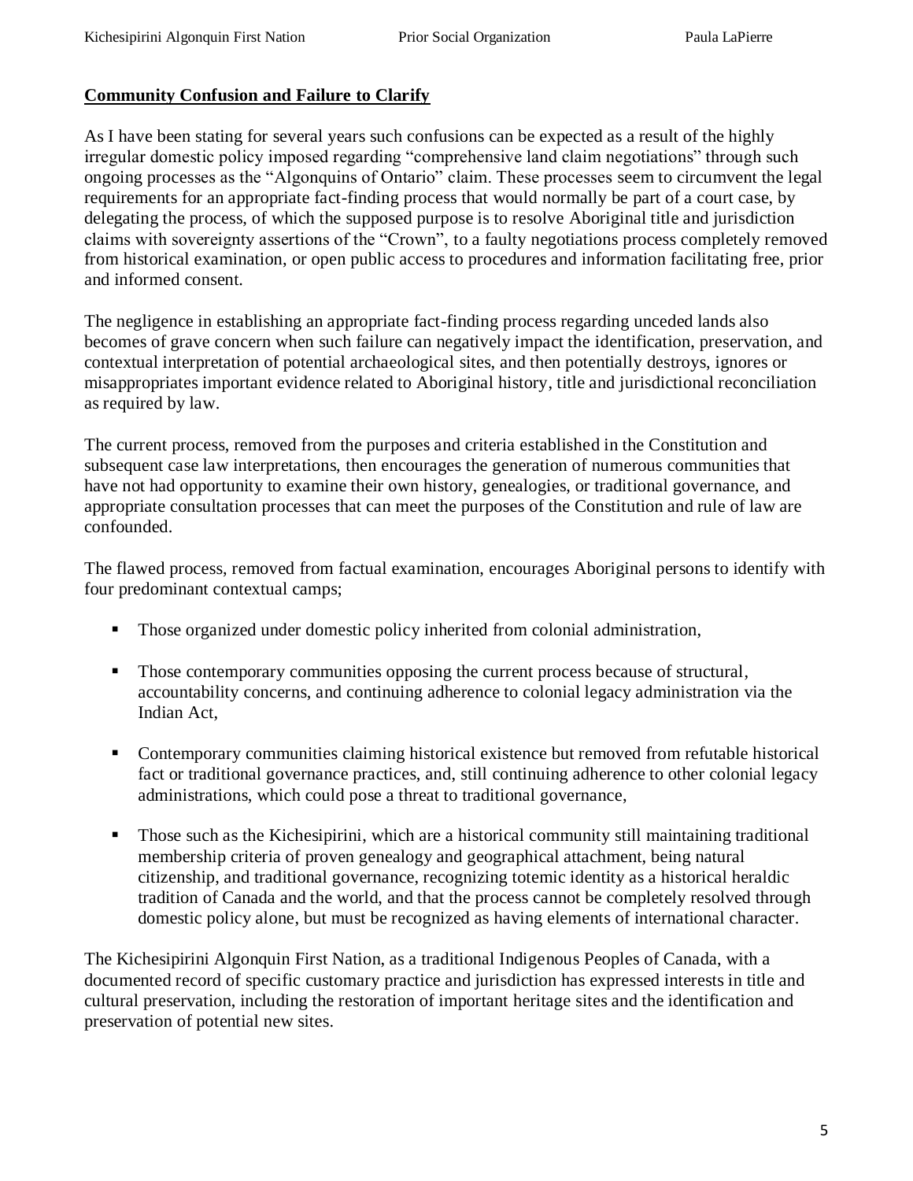**Community Confusion and Failure to Clarify**

As I have been stating for several years such confusions can be expected as a result of the highly irregular domestic policy imposed regarding “comprehensive land claim negotiations” through such ongoing processes as the “Algonquins of Ontario” claim. These processes seem to circumvent the legal requirements for an appropriate fact-finding process that would normally be part of a court case, by delegating the process, of which the supposed purpose is to resolve Aboriginal title and jurisdiction claims with sovereignty assertions of the “Crown”, to a faulty negotiations process completely removed from historical examination, or open public access to procedures and information facilitating free, prior and informed consent.

The negligence in establishing an appropriate fact-finding process regarding unceded lands also becomes of grave concern when such failure can negatively impact the identification, preservation, and contextual interpretation of potential archaeological sites, and then potentially destroys, ignores or misappropriates important evidence related to Aboriginal history, title and jurisdictional reconciliation as required by law.

The current process, removed from the purposes and criteria established in the Constitution and subsequent case law interpretations, then encourages the generation of numerous communities that have not had opportunity to examine their own history, genealogies, or traditional governance, and appropriate consultation processes that can meet the purposes of the Constitution and rule of law are confounded.

The flawed process, removed from factual examination, encourages Aboriginal persons to identify with four predominant contextual camps;

- Those organized under domestic policy inherited from colonial administration,
- Those contemporary communities opposing the current process because of structural, accountability concerns, and continuing adherence to colonial legacy administration via the Indian Act,
- Contemporary communities claiming historical existence but removed from refutable historical fact or traditional governance practices, and, still continuing adherence to other colonial legacy administrations, which could pose a threat to traditional governance,
- Those such as the Kichesipirini, which are a historical community still maintaining traditional membership criteria of proven genealogy and geographical attachment, being natural citizenship, and traditional governance, recognizing totemic identity as a historical heraldic tradition of Canada and the world, and that the process cannot be completely resolved through domestic policy alone, but must be recognized as having elements of international character.

The Kichesipirini Algonquin First Nation, as a traditional Indigenous Peoples of Canada, with a documented record of specific customary practice and jurisdiction has expressed interests in title and cultural preservation, including the restoration of important heritage sites and the identification and preservation of potential new sites.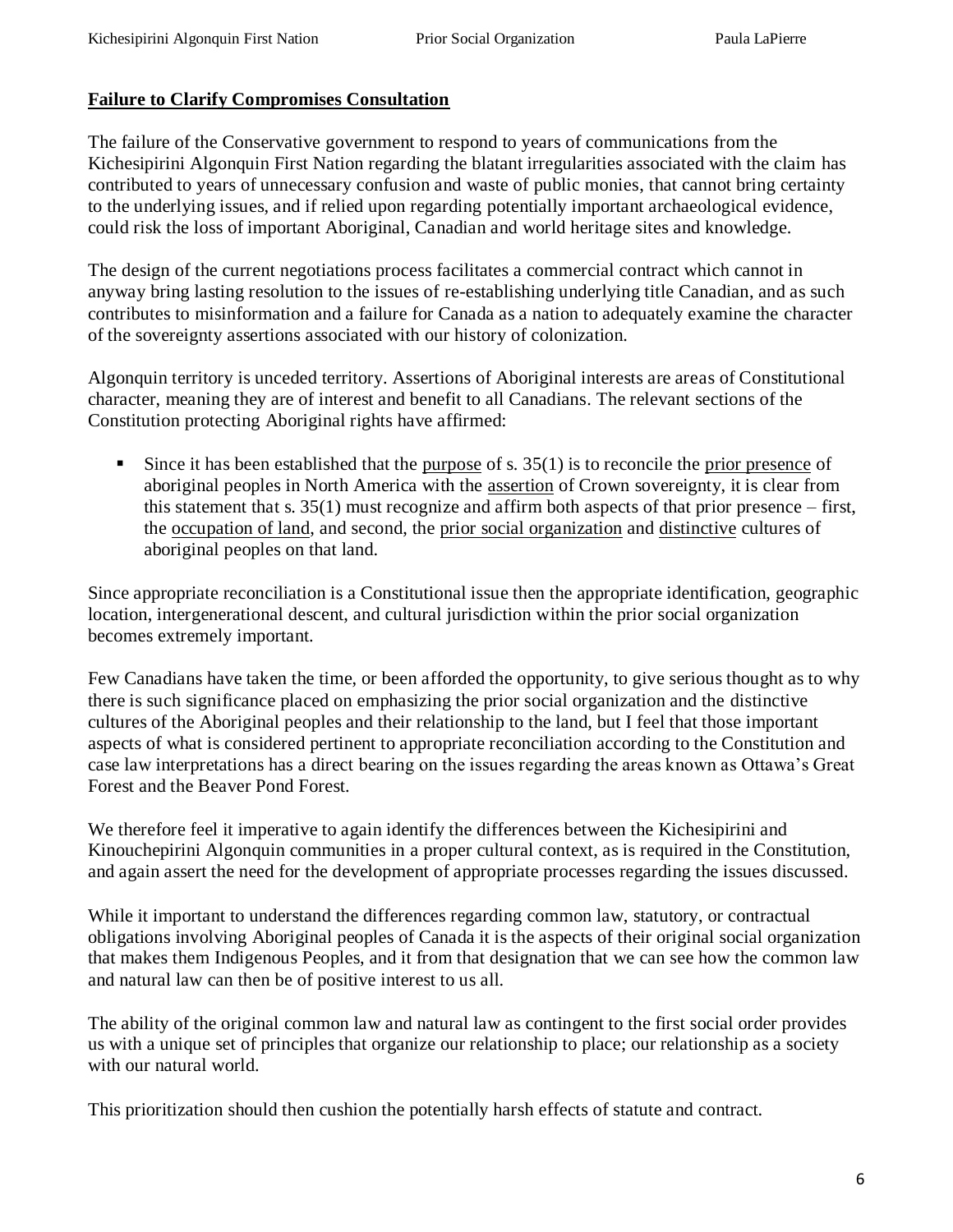**Failure to Clarify Compromises Consultation**

The failure of the Conservative government to respond to years of communications from the Kichesipirini Algonquin First Nation regarding the blatant irregularities associated with the claim has contributed to years of unnecessary confusion and waste of public monies, that cannot bring certainty to the underlying issues, and if relied upon regarding potentially important archaeological evidence, could risk the loss of important Aboriginal, Canadian and world heritage sites and knowledge.

The design of the current negotiations process facilitates a commercial contract which cannot in anyway bring lasting resolution to the issues of re-establishing underlying title Canadian, and as such contributes to misinformation and a failure for Canada as a nation to adequately examine the character of the sovereignty assertions associated with our history of colonization.

Algonquin territory is unceded territory. Assertions of Aboriginal interests are areas of Constitutional character, meaning they are of interest and benefit to all Canadians. The relevant sections of the Constitution protecting Aboriginal rights have affirmed:

- Since it has been established that the <u>purpose</u> of s. 35(1) is to reconcile the <u>prior presence</u> of aboriginal peoples in North America with the <u>assertion</u> of Crown sovereignty, it is clear from this statement that s. 35(1) must recognize and affirm both aspects of that prior presence – first, the <u>occupation of land</u>, and second, the <u>prior social organization</u> and <u>distinctive</u> cultures of aboriginal peoples on that land.

Since appropriate reconciliation is a Constitutional issue then the appropriate identification, geographic location, intergenerational descent, and cultural jurisdiction within the prior social organization becomes extremely important.

Few Canadians have taken the time, or been afforded the opportunity, to give serious thought as to why there is such significance placed on emphasizing the prior social organization and the distinctive cultures of the Aboriginal peoples and their relationship to the land, but I feel that those important aspects of what is considered pertinent to appropriate reconciliation according to the Constitution and case law interpretations has a direct bearing on the issues regarding the areas known as Ottawa's Great Forest and the Beaver Pond Forest.

We therefore feel it imperative to again identify the differences between the Kichesipirini and Kinouchepirini Algonquin communities in a proper cultural context, as is required in the Constitution, and again assert the need for the development of appropriate processes regarding the issues discussed.

While it important to understand the differences regarding common law, statutory, or contractual obligations involving Aboriginal peoples of Canada it is the aspects of their original social organization that makes them Indigenous Peoples, and it from that designation that we can see how the common law and natural law can then be of positive interest to us all.

The ability of the original common law and natural law as contingent to the first social order provides us with a unique set of principles that organize our relationship to place; our relationship as a society with our natural world.

This prioritization should then cushion the potentially harsh effects of statute and contract.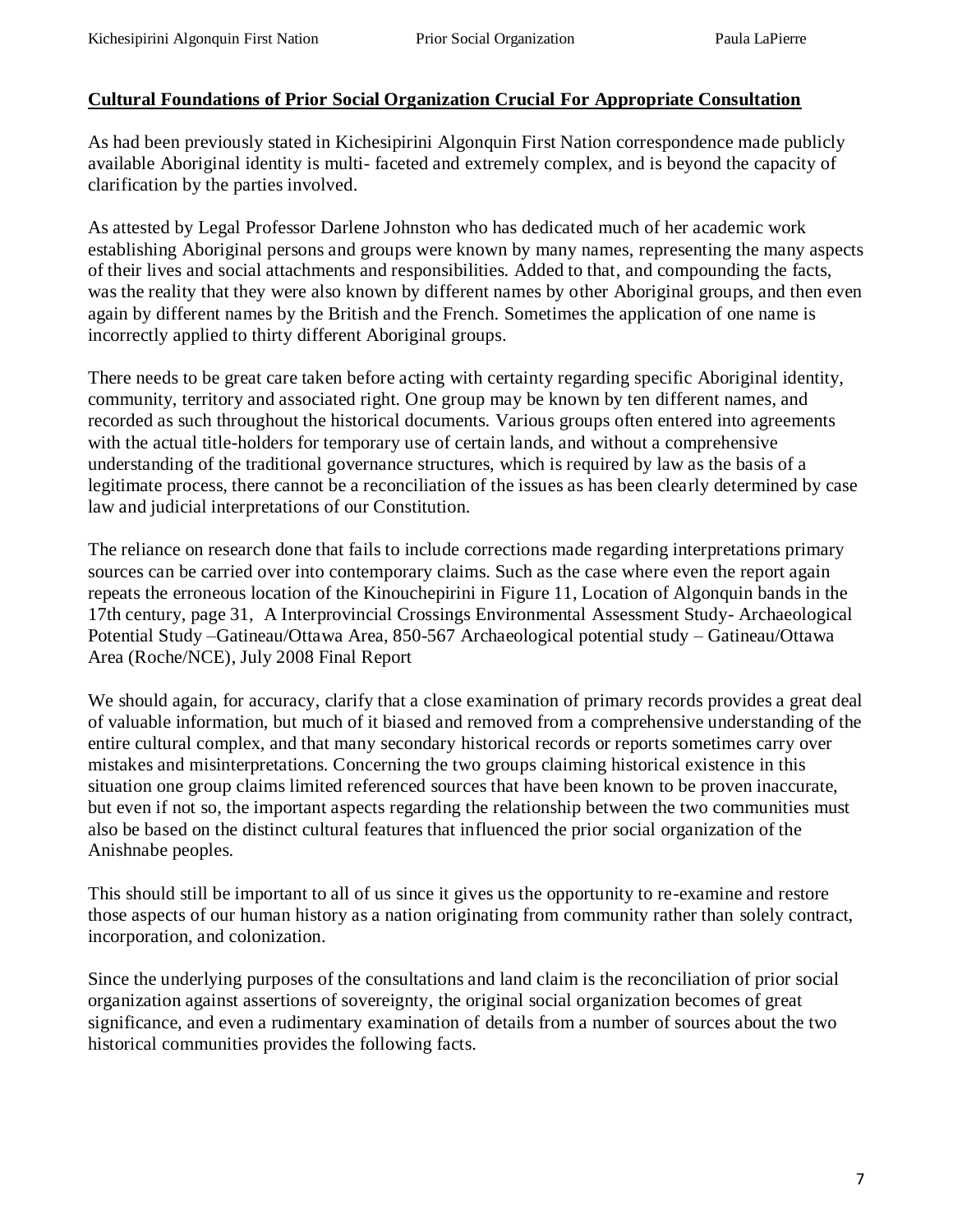**Cultural Foundations of Prior Social Organization Crucial For Appropriate Consultation**

As had been previously stated in Kichesipirini Algonquin First Nation correspondence made publicly available Aboriginal identity is multi- faceted and extremely complex, and is beyond the capacity of clarification by the parties involved.

As attested by Legal Professor Darlene Johnston who has dedicated much of her academic work establishing Aboriginal persons and groups were known by many names, representing the many aspects of their lives and social attachments and responsibilities. Added to that, and compounding the facts, was the reality that they were also known by different names by other Aboriginal groups, and then even again by different names by the British and the French. Sometimes the application of one name is incorrectly applied to thirty different Aboriginal groups.

There needs to be great care taken before acting with certainty regarding specific Aboriginal identity, community, territory and associated right. One group may be known by ten different names, and recorded as such throughout the historical documents. Various groups often entered into agreements with the actual title-holders for temporary use of certain lands, and without a comprehensive understanding of the traditional governance structures, which is required by law as the basis of a legitimate process, there cannot be a reconciliation of the issues as has been clearly determined by case law and judicial interpretations of our Constitution.

The reliance on research done that fails to include corrections made regarding interpretations primary sources can be carried over into contemporary claims. Such as the case where even the report again repeats the erroneous location of the Kinouchepirini in Figure 11, Location of Algonquin bands in the 17th century, page 31, A Interprovincial Crossings Environmental Assessment Study- Archaeological Potential Study –Gatineau/Ottawa Area, 850-567 Archaeological potential study – Gatineau/Ottawa Area (Roche/NCE), July 2008 Final Report

We should again, for accuracy, clarify that a close examination of primary records provides a great deal of valuable information, but much of it biased and removed from a comprehensive understanding of the entire cultural complex, and that many secondary historical records or reports sometimes carry over mistakes and misinterpretations. Concerning the two groups claiming historical existence in this situation one group claims limited referenced sources that have been known to be proven inaccurate, but even if not so, the important aspects regarding the relationship between the two communities must also be based on the distinct cultural features that influenced the prior social organization of the Anishnabe peoples.

This should still be important to all of us since it gives us the opportunity to re-examine and restore those aspects of our human history as a nation originating from community rather than solely contract, incorporation, and colonization.

Since the underlying purposes of the consultations and land claim is the reconciliation of prior social organization against assertions of sovereignty, the original social organization becomes of great significance, and even a rudimentary examination of details from a number of sources about the two historical communities provides the following facts.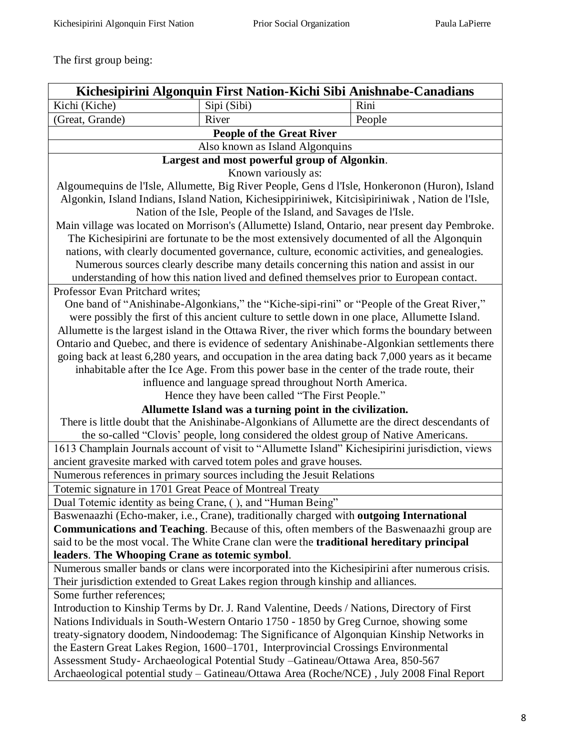The first group being:

| Kichesipirini Algonquin First Nation-Kichi Sibi Anishnabe-Canadians | | |
|---|---|---|
| Kichi (Kiche) | Sipi (Sibi) | Rini |
| (Great, Grande) | River | People |
| **People of the Great River** | | |
| Also known as Island Algonquins | | |
| **Largest and most powerful group of Algonkin**. Known variously as: Algoumequins de l'Isle, Allumette, Big River People, Gens d l'Isle, Honkeronon (Huron), Island Algonkin, Island Indians, Island Nation, Kichesippiriniwek, Kitcisipiriniwak , Nation de l'Isle, Nation of the Isle, People of the Island, and Savages de l'Isle. Main village was located on Morrison's (Allumette) Island, Ontario, near present day Pembroke. The Kichesipirini are fortunate to be the most extensively documented of all the Algonquin nations, with clearly documented governance, culture, economic activities, and genealogies. Numerous sources clearly describe many details concerning this nation and assist in our understanding of how this nation lived and defined themselves prior to European contact. | | |
| Professor Evan Pritchard writes; One band of "Anishinabe-Algonkians," the "Kiche-sipi-rini" or "People of the Great River," were possibly the first of this ancient culture to settle down in one place, Allumette Island. Allumette is the largest island in the Ottawa River, the river which forms the boundary between Ontario and Quebec, and there is evidence of sedentary Anishinabe-Algonkian settlements there going back at least 6,280 years, and occupation in the area dating back 7,000 years as it became inhabitable after the Ice Age. From this power base in the center of the trade route, their influence and language spread throughout North America. Hence they have been called "The First People." **Allumette Island was a turning point in the civilization.** There is little doubt that the Anishinabe-Algonkians of Allumette are the direct descendants of the so-called "Clovis' people, long considered the oldest group of Native Americans. | | |
| 1613 Champlain Journals account of visit to "Allumette Island" Kichesipirini jurisdiction, views ancient gravesite marked with carved totem poles and grave houses. | | |
| Numerous references in primary sources including the Jesuit Relations | | |
| Totemic signature in 1701 Great Peace of Montreal Treaty | | |
| Dual Totemic identity as being Crane, ( ), and "Human Being" | | |
| Baswenaazhi (Echo-maker, i.e., Crane), traditionally charged with **outgoing International Communications and Teaching**. Because of this, often members of the Baswenaazhi group are said to be the most vocal. The White Crane clan were the **traditional hereditary principal leaders**. **The Whooping Crane as totemic symbol**. | | |
| Numerous smaller bands or clans were incorporated into the Kichesipirini after numerous crisis. Their jurisdiction extended to Great Lakes region through kinship and alliances. | | |
| Some further references; Introduction to Kinship Terms by Dr. J. Rand Valentine, Deeds / Nations, Directory of First Nations Individuals in South-Western Ontario 1750 - 1850 by Greg Curnoe, showing some treaty-signatory doodem, Nindoodemag: The Significance of Algonquian Kinship Networks in the Eastern Great Lakes Region, 1600–1701, Interprovincial Crossings Environmental Assessment Study- Archaeological Potential Study –Gatineau/Ottawa Area, 850-567 Archaeological potential study – Gatineau/Ottawa Area (Roche/NCE) , July 2008 Final Report | | |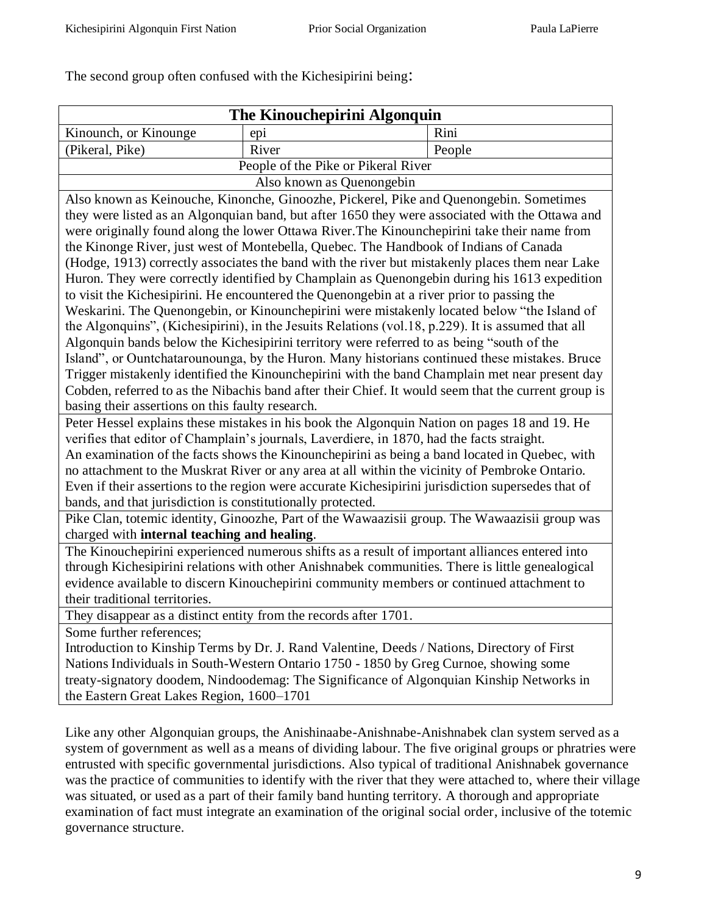The second group often confused with the Kichesipirini being:

| The Kinouchepirini Algonquin | | |
|---|---|---|
| Kinounch, or Kinounge | epi | Rini |
| (Pikeral, Pike) | River | People |
| People of the Pike or Pikeral River | | |
| Also known as Quenongebin | | |
| Also known as Keinouche, Kinonche, Ginoozhe, Pickerel, Pike and Quenongebin. Sometimes they were listed as an Algonquian band, but after 1650 they were associated with the Ottawa and were originally found along the lower Ottawa River.The Kinounchepirini take their name from the Kinonge River, just west of Montebella, Quebec. The Handbook of Indians of Canada (Hodge, 1913) correctly associates the band with the river but mistakenly places them near Lake Huron. They were correctly identified by Champlain as Quenongebin during his 1613 expedition to visit the Kichesipirini. He encountered the Quenongebin at a river prior to passing the Weskarini. The Quenongebin, or Kinounchepirini were mistakenly located below "the Island of the Algonquins", (Kichesipirini), in the Jesuits Relations (vol.18, p.229). It is assumed that all Algonquin bands below the Kichesipirini territory were referred to as being "south of the Island", or Ountchatarounounga, by the Huron. Many historians continued these mistakes. Bruce Trigger mistakenly identified the Kinounchepirini with the band Champlain met near present day Cobden, referred to as the Nibachis band after their Chief. It would seem that the current group is basing their assertions on this faulty research. | | |
| Peter Hessel explains these mistakes in his book the Algonquin Nation on pages 18 and 19. He verifies that editor of Champlain's journals, Laverdiere, in 1870, had the facts straight. An examination of the facts shows the Kinounchepirini as being a band located in Quebec, with no attachment to the Muskrat River or any area at all within the vicinity of Pembroke Ontario. Even if their assertions to the region were accurate Kichesipirini jurisdiction supersedes that of bands, and that jurisdiction is constitutionally protected. | | |
| Pike Clan, totemic identity, Ginoozhe, Part of the Wawaazisii group. The Wawaazisii group was charged with **internal teaching and healing**. | | |
| The Kinouchepirini experienced numerous shifts as a result of important alliances entered into through Kichesipirini relations with other Anishnabek communities. There is little genealogical evidence available to discern Kinouchepirini community members or continued attachment to their traditional territories. | | |
| They disappear as a distinct entity from the records after 1701. | | |
| Some further references; Introduction to Kinship Terms by Dr. J. Rand Valentine, Deeds / Nations, Directory of First Nations Individuals in South-Western Ontario 1750 - 1850 by Greg Curnoe, showing some treaty-signatory doodem, Nindoodemag: The Significance of Algonquian Kinship Networks in the Eastern Great Lakes Region, 1600–1701 | | |

Like any other Algonquian groups, the Anishinaabe-Anishnabe-Anishnabek clan system served as a system of government as well as a means of dividing labour. The five original groups or phratries were entrusted with specific governmental jurisdictions. Also typical of traditional Anishnabek governance was the practice of communities to identify with the river that they were attached to, where their village was situated, or used as a part of their family band hunting territory. A thorough and appropriate examination of fact must integrate an examination of the original social order, inclusive of the totemic governance structure.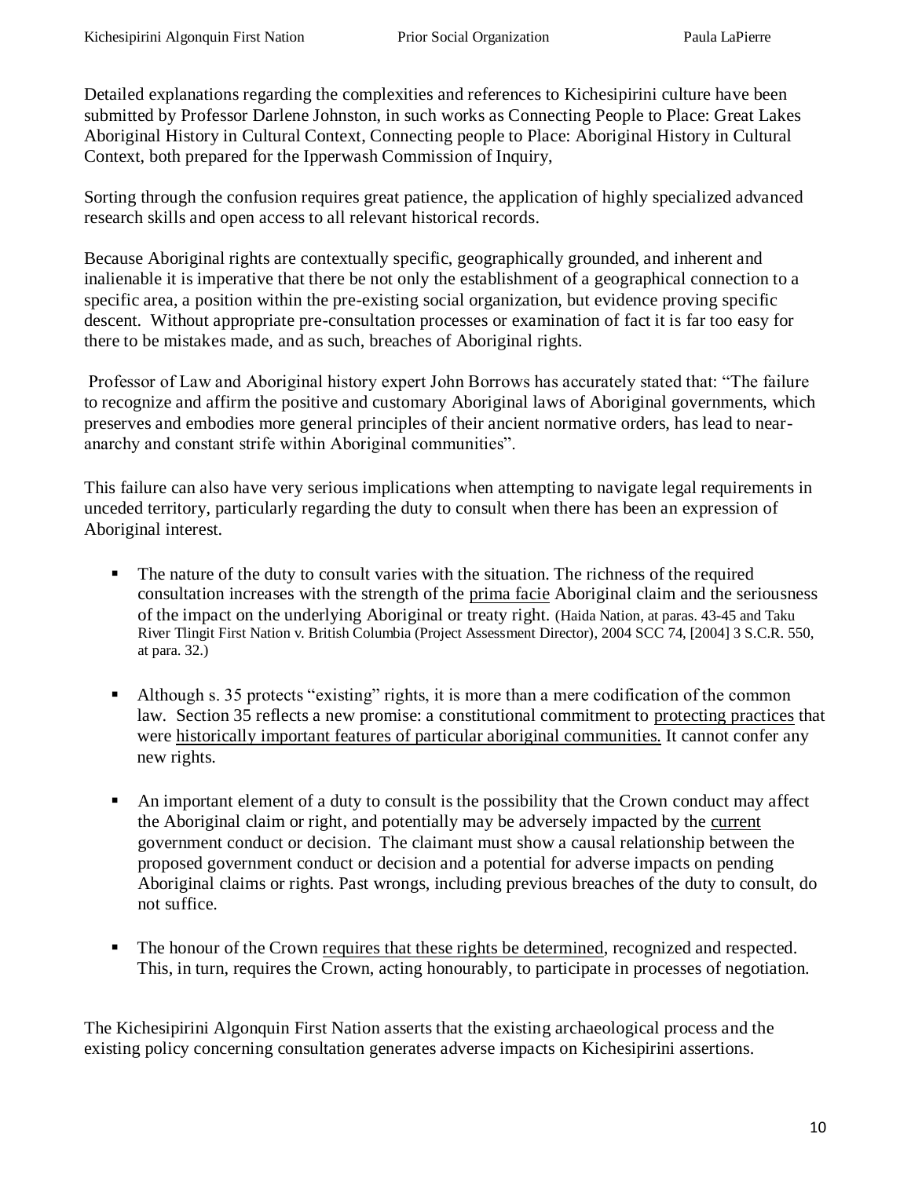Detailed explanations regarding the complexities and references to Kichesipirini culture have been submitted by Professor Darlene Johnston, in such works as Connecting People to Place: Great Lakes Aboriginal History in Cultural Context, Connecting people to Place: Aboriginal History in Cultural Context, both prepared for the Ipperwash Commission of Inquiry,

Sorting through the confusion requires great patience, the application of highly specialized advanced research skills and open access to all relevant historical records.

Because Aboriginal rights are contextually specific, geographically grounded, and inherent and inalienable it is imperative that there be not only the establishment of a geographical connection to a specific area, a position within the pre-existing social organization, but evidence proving specific descent. Without appropriate pre-consultation processes or examination of fact it is far too easy for there to be mistakes made, and as such, breaches of Aboriginal rights.

Professor of Law and Aboriginal history expert John Borrows has accurately stated that: "The failure to recognize and affirm the positive and customary Aboriginal laws of Aboriginal governments, which preserves and embodies more general principles of their ancient normative orders, has lead to near-anarchy and constant strife within Aboriginal communities".

This failure can also have very serious implications when attempting to navigate legal requirements in unceded territory, particularly regarding the duty to consult when there has been an expression of Aboriginal interest.

- The nature of the duty to consult varies with the situation. The richness of the required consultation increases with the strength of the <u>prima facie</u> Aboriginal claim and the seriousness of the impact on the underlying Aboriginal or treaty right. (Haida Nation, at paras. 43-45 and Taku River Tlingit First Nation v. British Columbia (Project Assessment Director), 2004 SCC 74, [2004] 3 S.C.R. 550, at para. 32.)

- Although s. 35 protects "existing" rights, it is more than a mere codification of the common law. Section 35 reflects a new promise: a constitutional commitment to <u>protecting practices</u> that were <u>historically important features of particular aboriginal communities.</u> It cannot confer any new rights.

- An important element of a duty to consult is the possibility that the Crown conduct may affect the Aboriginal claim or right, and potentially may be adversely impacted by the <u>current</u> government conduct or decision. The claimant must show a causal relationship between the proposed government conduct or decision and a potential for adverse impacts on pending Aboriginal claims or rights. Past wrongs, including previous breaches of the duty to consult, do not suffice.

- The honour of the Crown <u>requires that these rights be determined</u>, recognized and respected. This, in turn, requires the Crown, acting honourably, to participate in processes of negotiation.

The Kichesipirini Algonquin First Nation asserts that the existing archaeological process and the existing policy concerning consultation generates adverse impacts on Kichesipirini assertions.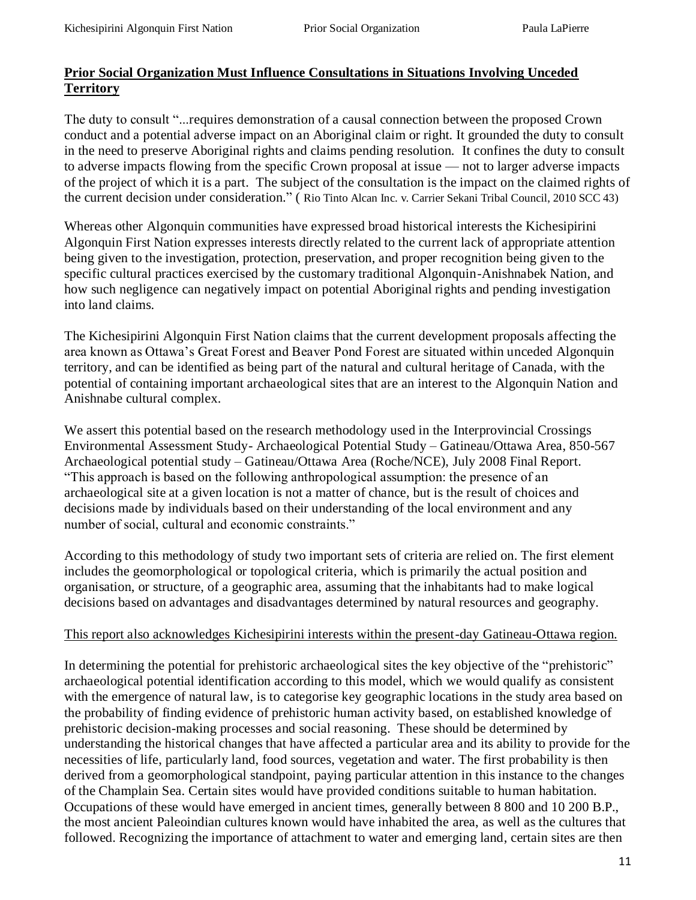**<u>Prior Social Organization Must Influence Consultations in Situations Involving Unceded Territory</u>**

The duty to consult "...requires demonstration of a causal connection between the proposed Crown conduct and a potential adverse impact on an Aboriginal claim or right. It grounded the duty to consult in the need to preserve Aboriginal rights and claims pending resolution. It confines the duty to consult to adverse impacts flowing from the specific Crown proposal at issue — not to larger adverse impacts of the project of which it is a part. The subject of the consultation is the impact on the claimed rights of the current decision under consideration." ( Rio Tinto Alcan Inc. v. Carrier Sekani Tribal Council, 2010 SCC 43)

Whereas other Algonquin communities have expressed broad historical interests the Kichesipirini Algonquin First Nation expresses interests directly related to the current lack of appropriate attention being given to the investigation, protection, preservation, and proper recognition being given to the specific cultural practices exercised by the customary traditional Algonquin-Anishnabek Nation, and how such negligence can negatively impact on potential Aboriginal rights and pending investigation into land claims.

The Kichesipirini Algonquin First Nation claims that the current development proposals affecting the area known as Ottawa's Great Forest and Beaver Pond Forest are situated within unceded Algonquin territory, and can be identified as being part of the natural and cultural heritage of Canada, with the potential of containing important archaeological sites that are an interest to the Algonquin Nation and Anishnabe cultural complex.

We assert this potential based on the research methodology used in the Interprovincial Crossings Environmental Assessment Study- Archaeological Potential Study – Gatineau/Ottawa Area, 850-567 Archaeological potential study – Gatineau/Ottawa Area (Roche/NCE), July 2008 Final Report. "This approach is based on the following anthropological assumption: the presence of an archaeological site at a given location is not a matter of chance, but is the result of choices and decisions made by individuals based on their understanding of the local environment and any number of social, cultural and economic constraints."

According to this methodology of study two important sets of criteria are relied on. The first element includes the geomorphological or topological criteria, which is primarily the actual position and organisation, or structure, of a geographic area, assuming that the inhabitants had to make logical decisions based on advantages and disadvantages determined by natural resources and geography.

<u>This report also acknowledges Kichesipirini interests within the present-day Gatineau-Ottawa region.</u>

In determining the potential for prehistoric archaeological sites the key objective of the "prehistoric" archaeological potential identification according to this model, which we would qualify as consistent with the emergence of natural law, is to categorise key geographic locations in the study area based on the probability of finding evidence of prehistoric human activity based, on established knowledge of prehistoric decision-making processes and social reasoning. These should be determined by understanding the historical changes that have affected a particular area and its ability to provide for the necessities of life, particularly land, food sources, vegetation and water. The first probability is then derived from a geomorphological standpoint, paying particular attention in this instance to the changes of the Champlain Sea. Certain sites would have provided conditions suitable to human habitation. Occupations of these would have emerged in ancient times, generally between 8 800 and 10 200 B.P., the most ancient Paleoindian cultures known would have inhabited the area, as well as the cultures that followed. Recognizing the importance of attachment to water and emerging land, certain sites are then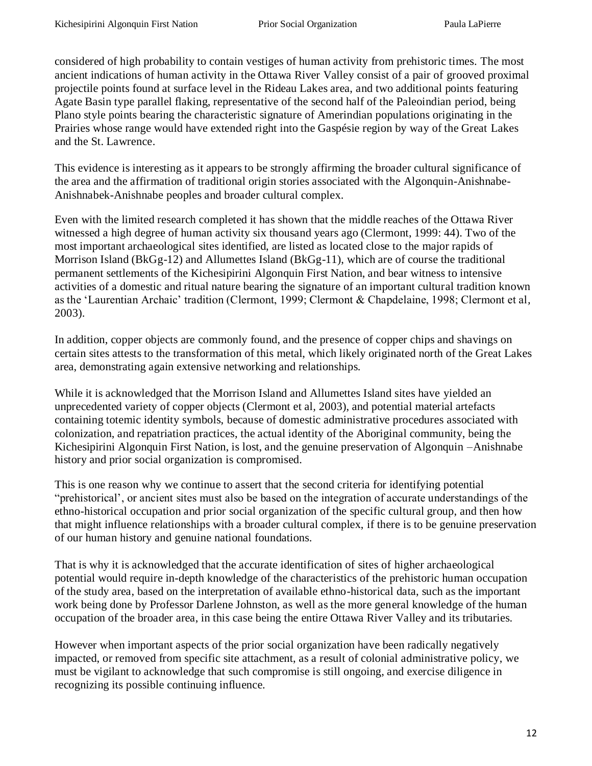considered of high probability to contain vestiges of human activity from prehistoric times. The most ancient indications of human activity in the Ottawa River Valley consist of a pair of grooved proximal projectile points found at surface level in the Rideau Lakes area, and two additional points featuring Agate Basin type parallel flaking, representative of the second half of the Paleoindian period, being Plano style points bearing the characteristic signature of Amerindian populations originating in the Prairies whose range would have extended right into the Gaspésie region by way of the Great Lakes and the St. Lawrence.

This evidence is interesting as it appears to be strongly affirming the broader cultural significance of the area and the affirmation of traditional origin stories associated with the Algonquin-Anishnabe-Anishnabek-Anishnabe peoples and broader cultural complex.

Even with the limited research completed it has shown that the middle reaches of the Ottawa River witnessed a high degree of human activity six thousand years ago (Clermont, 1999: 44). Two of the most important archaeological sites identified, are listed as located close to the major rapids of Morrison Island (BkGg-12) and Allumettes Island (BkGg-11), which are of course the traditional permanent settlements of the Kichesipirini Algonquin First Nation, and bear witness to intensive activities of a domestic and ritual nature bearing the signature of an important cultural tradition known as the 'Laurentian Archaic' tradition (Clermont, 1999; Clermont & Chapdelaine, 1998; Clermont et al, 2003).

In addition, copper objects are commonly found, and the presence of copper chips and shavings on certain sites attests to the transformation of this metal, which likely originated north of the Great Lakes area, demonstrating again extensive networking and relationships.

While it is acknowledged that the Morrison Island and Allumettes Island sites have yielded an unprecedented variety of copper objects (Clermont et al, 2003), and potential material artefacts containing totemic identity symbols, because of domestic administrative procedures associated with colonization, and repatriation practices, the actual identity of the Aboriginal community, being the Kichesipirini Algonquin First Nation, is lost, and the genuine preservation of Algonquin –Anishnabe history and prior social organization is compromised.

This is one reason why we continue to assert that the second criteria for identifying potential "prehistorical', or ancient sites must also be based on the integration of accurate understandings of the ethno-historical occupation and prior social organization of the specific cultural group, and then how that might influence relationships with a broader cultural complex, if there is to be genuine preservation of our human history and genuine national foundations.

That is why it is acknowledged that the accurate identification of sites of higher archaeological potential would require in-depth knowledge of the characteristics of the prehistoric human occupation of the study area, based on the interpretation of available ethno-historical data, such as the important work being done by Professor Darlene Johnston, as well as the more general knowledge of the human occupation of the broader area, in this case being the entire Ottawa River Valley and its tributaries.

However when important aspects of the prior social organization have been radically negatively impacted, or removed from specific site attachment, as a result of colonial administrative policy, we must be vigilant to acknowledge that such compromise is still ongoing, and exercise diligence in recognizing its possible continuing influence.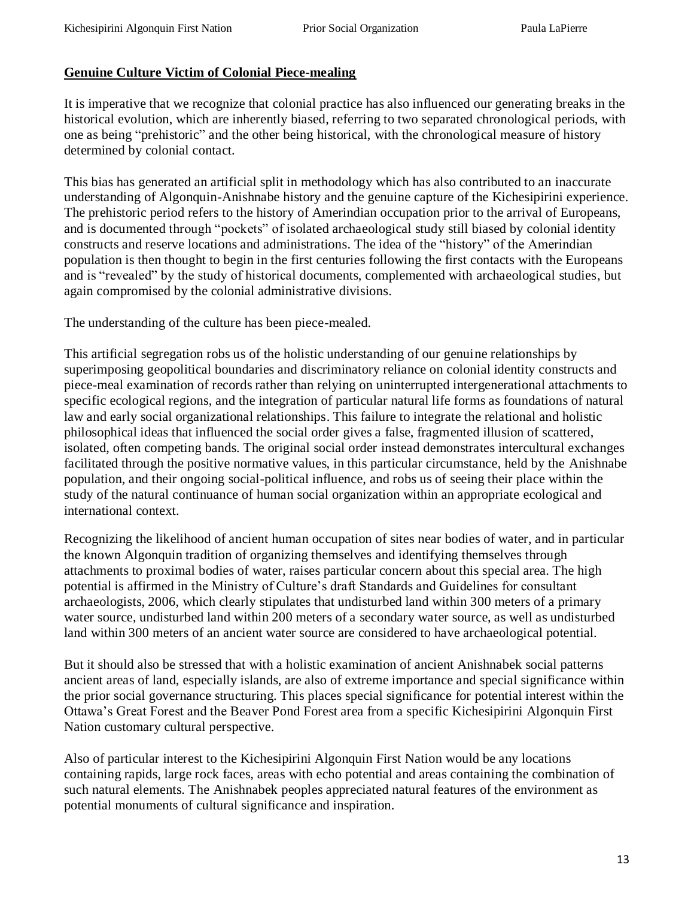**Genuine Culture Victim of Colonial Piece-mealing**

It is imperative that we recognize that colonial practice has also influenced our generating breaks in the historical evolution, which are inherently biased, referring to two separated chronological periods, with one as being "prehistoric" and the other being historical, with the chronological measure of history determined by colonial contact.

This bias has generated an artificial split in methodology which has also contributed to an inaccurate understanding of Algonquin-Anishnabe history and the genuine capture of the Kichesipirini experience. The prehistoric period refers to the history of Amerindian occupation prior to the arrival of Europeans, and is documented through "pockets" of isolated archaeological study still biased by colonial identity constructs and reserve locations and administrations. The idea of the "history" of the Amerindian population is then thought to begin in the first centuries following the first contacts with the Europeans and is "revealed" by the study of historical documents, complemented with archaeological studies, but again compromised by the colonial administrative divisions.

The understanding of the culture has been piece-mealed.

This artificial segregation robs us of the holistic understanding of our genuine relationships by superimposing geopolitical boundaries and discriminatory reliance on colonial identity constructs and piece-meal examination of records rather than relying on uninterrupted intergenerational attachments to specific ecological regions, and the integration of particular natural life forms as foundations of natural law and early social organizational relationships. This failure to integrate the relational and holistic philosophical ideas that influenced the social order gives a false, fragmented illusion of scattered, isolated, often competing bands. The original social order instead demonstrates intercultural exchanges facilitated through the positive normative values, in this particular circumstance, held by the Anishnabe population, and their ongoing social-political influence, and robs us of seeing their place within the study of the natural continuance of human social organization within an appropriate ecological and international context.

Recognizing the likelihood of ancient human occupation of sites near bodies of water, and in particular the known Algonquin tradition of organizing themselves and identifying themselves through attachments to proximal bodies of water, raises particular concern about this special area. The high potential is affirmed in the Ministry of Culture's draft Standards and Guidelines for consultant archaeologists, 2006, which clearly stipulates that undisturbed land within 300 meters of a primary water source, undisturbed land within 200 meters of a secondary water source, as well as undisturbed land within 300 meters of an ancient water source are considered to have archaeological potential.

But it should also be stressed that with a holistic examination of ancient Anishnabek social patterns ancient areas of land, especially islands, are also of extreme importance and special significance within the prior social governance structuring. This places special significance for potential interest within the Ottawa's Great Forest and the Beaver Pond Forest area from a specific Kichesipirini Algonquin First Nation customary cultural perspective.

Also of particular interest to the Kichesipirini Algonquin First Nation would be any locations containing rapids, large rock faces, areas with echo potential and areas containing the combination of such natural elements. The Anishnabek peoples appreciated natural features of the environment as potential monuments of cultural significance and inspiration.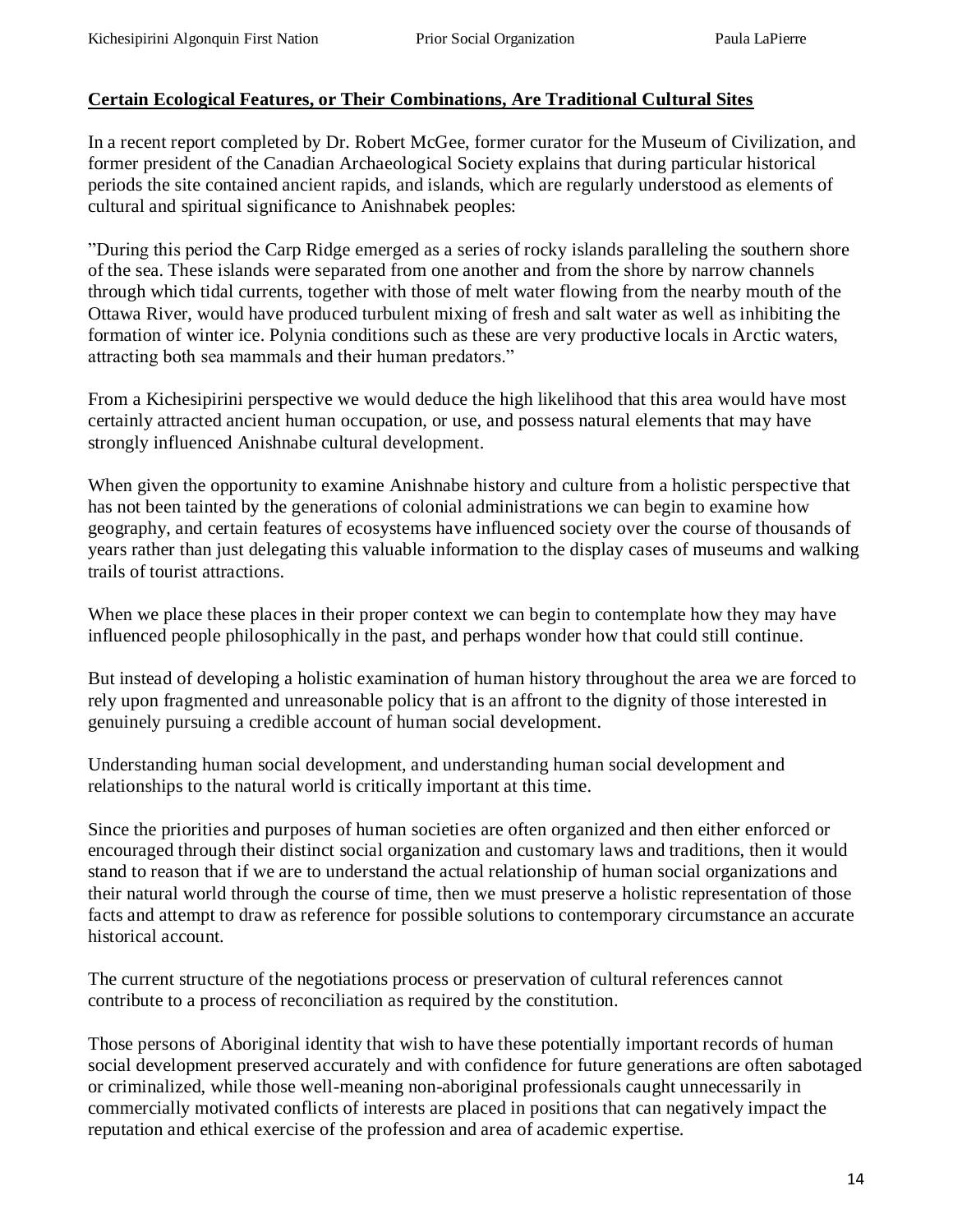**Certain Ecological Features, or Their Combinations, Are Traditional Cultural Sites**

In a recent report completed by Dr. Robert McGee, former curator for the Museum of Civilization, and former president of the Canadian Archaeological Society explains that during particular historical periods the site contained ancient rapids, and islands, which are regularly understood as elements of cultural and spiritual significance to Anishnabek peoples:

"During this period the Carp Ridge emerged as a series of rocky islands paralleling the southern shore of the sea. These islands were separated from one another and from the shore by narrow channels through which tidal currents, together with those of melt water flowing from the nearby mouth of the Ottawa River, would have produced turbulent mixing of fresh and salt water as well as inhibiting the formation of winter ice. Polynia conditions such as these are very productive locals in Arctic waters, attracting both sea mammals and their human predators."

From a Kichesipirini perspective we would deduce the high likelihood that this area would have most certainly attracted ancient human occupation, or use, and possess natural elements that may have strongly influenced Anishnabe cultural development.

When given the opportunity to examine Anishnabe history and culture from a holistic perspective that has not been tainted by the generations of colonial administrations we can begin to examine how geography, and certain features of ecosystems have influenced society over the course of thousands of years rather than just delegating this valuable information to the display cases of museums and walking trails of tourist attractions.

When we place these places in their proper context we can begin to contemplate how they may have influenced people philosophically in the past, and perhaps wonder how that could still continue.

But instead of developing a holistic examination of human history throughout the area we are forced to rely upon fragmented and unreasonable policy that is an affront to the dignity of those interested in genuinely pursuing a credible account of human social development.

Understanding human social development, and understanding human social development and relationships to the natural world is critically important at this time.

Since the priorities and purposes of human societies are often organized and then either enforced or encouraged through their distinct social organization and customary laws and traditions, then it would stand to reason that if we are to understand the actual relationship of human social organizations and their natural world through the course of time, then we must preserve a holistic representation of those facts and attempt to draw as reference for possible solutions to contemporary circumstance an accurate historical account.

The current structure of the negotiations process or preservation of cultural references cannot contribute to a process of reconciliation as required by the constitution.

Those persons of Aboriginal identity that wish to have these potentially important records of human social development preserved accurately and with confidence for future generations are often sabotaged or criminalized, while those well-meaning non-aboriginal professionals caught unnecessarily in commercially motivated conflicts of interests are placed in positions that can negatively impact the reputation and ethical exercise of the profession and area of academic expertise.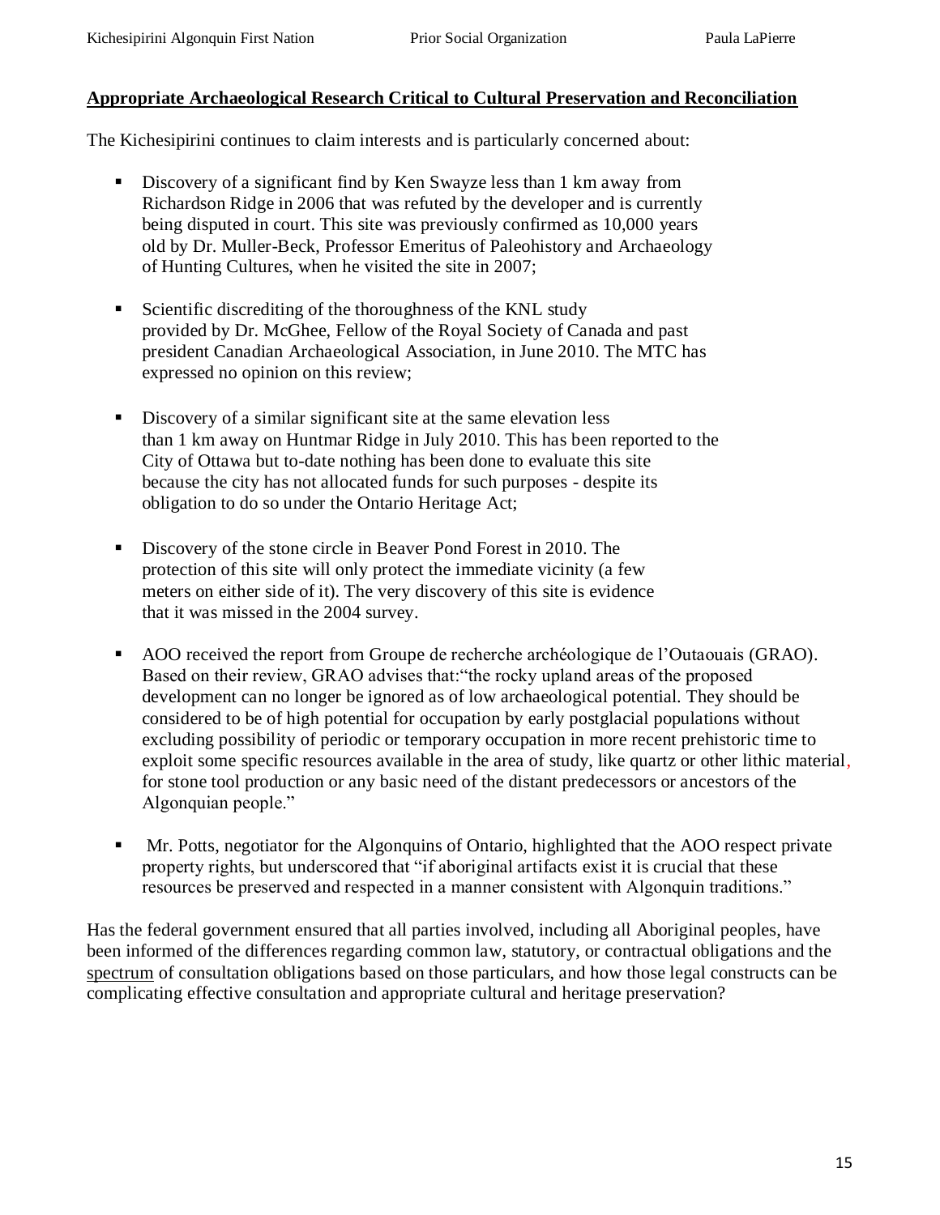**Appropriate Archaeological Research Critical to Cultural Preservation and Reconciliation**

The Kichesipirini continues to claim interests and is particularly concerned about:

- Discovery of a significant find by Ken Swayze less than 1 km away from Richardson Ridge in 2006 that was refuted by the developer and is currently being disputed in court. This site was previously confirmed as 10,000 years old by Dr. Muller-Beck, Professor Emeritus of Paleohistory and Archaeology of Hunting Cultures, when he visited the site in 2007;

- Scientific discrediting of the thoroughness of the KNL study provided by Dr. McGhee, Fellow of the Royal Society of Canada and past president Canadian Archaeological Association, in June 2010. The MTC has expressed no opinion on this review;

- Discovery of a similar significant site at the same elevation less than 1 km away on Huntmar Ridge in July 2010. This has been reported to the City of Ottawa but to-date nothing has been done to evaluate this site because the city has not allocated funds for such purposes - despite its obligation to do so under the Ontario Heritage Act;

- Discovery of the stone circle in Beaver Pond Forest in 2010. The protection of this site will only protect the immediate vicinity (a few meters on either side of it). The very discovery of this site is evidence that it was missed in the 2004 survey.

- AOO received the report from Groupe de recherche archéologique de l'Outaouais (GRAO). Based on their review, GRAO advises that:"the rocky upland areas of the proposed development can no longer be ignored as of low archaeological potential. They should be considered to be of high potential for occupation by early postglacial populations without excluding possibility of periodic or temporary occupation in more recent prehistoric time to exploit some specific resources available in the area of study, like quartz or other lithic material, for stone tool production or any basic need of the distant predecessors or ancestors of the Algonquian people."

- Mr. Potts, negotiator for the Algonquins of Ontario, highlighted that the AOO respect private property rights, but underscored that "if aboriginal artifacts exist it is crucial that these resources be preserved and respected in a manner consistent with Algonquin traditions."

Has the federal government ensured that all parties involved, including all Aboriginal peoples, have been informed of the differences regarding common law, statutory, or contractual obligations and the spectrum of consultation obligations based on those particulars, and how those legal constructs can be complicating effective consultation and appropriate cultural and heritage preservation?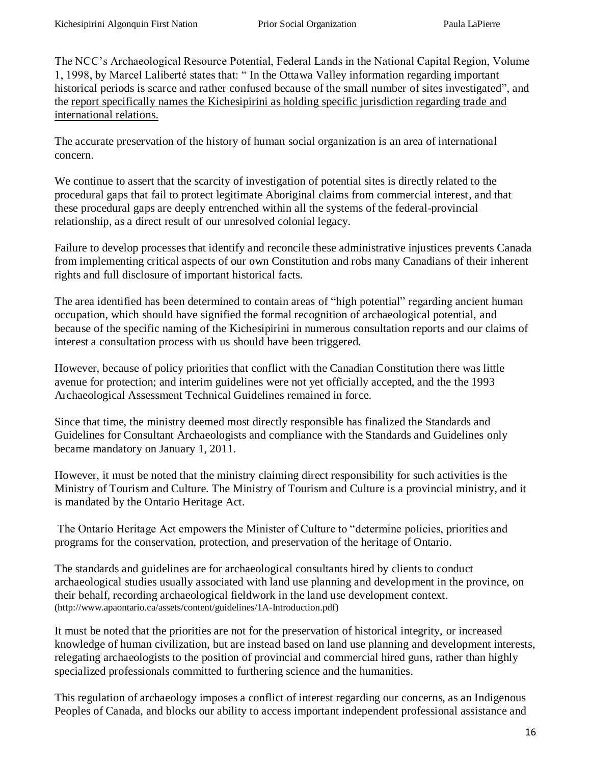The NCC's Archaeological Resource Potential, Federal Lands in the National Capital Region, Volume 1, 1998, by Marcel Laliberté states that: " In the Ottawa Valley information regarding important historical periods is scarce and rather confused because of the small number of sites investigated", and the <u>report specifically names the Kichesipirini as holding specific jurisdiction regarding trade and international relations.</u>

The accurate preservation of the history of human social organization is an area of international concern.

We continue to assert that the scarcity of investigation of potential sites is directly related to the procedural gaps that fail to protect legitimate Aboriginal claims from commercial interest, and that these procedural gaps are deeply entrenched within all the systems of the federal-provincial relationship, as a direct result of our unresolved colonial legacy.

Failure to develop processes that identify and reconcile these administrative injustices prevents Canada from implementing critical aspects of our own Constitution and robs many Canadians of their inherent rights and full disclosure of important historical facts.

The area identified has been determined to contain areas of "high potential" regarding ancient human occupation, which should have signified the formal recognition of archaeological potential, and because of the specific naming of the Kichesipirini in numerous consultation reports and our claims of interest a consultation process with us should have been triggered.

However, because of policy priorities that conflict with the Canadian Constitution there was little avenue for protection; and interim guidelines were not yet officially accepted, and the the 1993 Archaeological Assessment Technical Guidelines remained in force.

Since that time, the ministry deemed most directly responsible has finalized the Standards and Guidelines for Consultant Archaeologists and compliance with the Standards and Guidelines only became mandatory on January 1, 2011.

However, it must be noted that the ministry claiming direct responsibility for such activities is the Ministry of Tourism and Culture. The Ministry of Tourism and Culture is a provincial ministry, and it is mandated by the Ontario Heritage Act.

The Ontario Heritage Act empowers the Minister of Culture to "determine policies, priorities and programs for the conservation, protection, and preservation of the heritage of Ontario.

The standards and guidelines are for archaeological consultants hired by clients to conduct archaeological studies usually associated with land use planning and development in the province, on their behalf, recording archaeological fieldwork in the land use development context. (http://www.apaontario.ca/assets/content/guidelines/1A-Introduction.pdf)

It must be noted that the priorities are not for the preservation of historical integrity, or increased knowledge of human civilization, but are instead based on land use planning and development interests, relegating archaeologists to the position of provincial and commercial hired guns, rather than highly specialized professionals committed to furthering science and the humanities.

This regulation of archaeology imposes a conflict of interest regarding our concerns, as an Indigenous Peoples of Canada, and blocks our ability to access important independent professional assistance and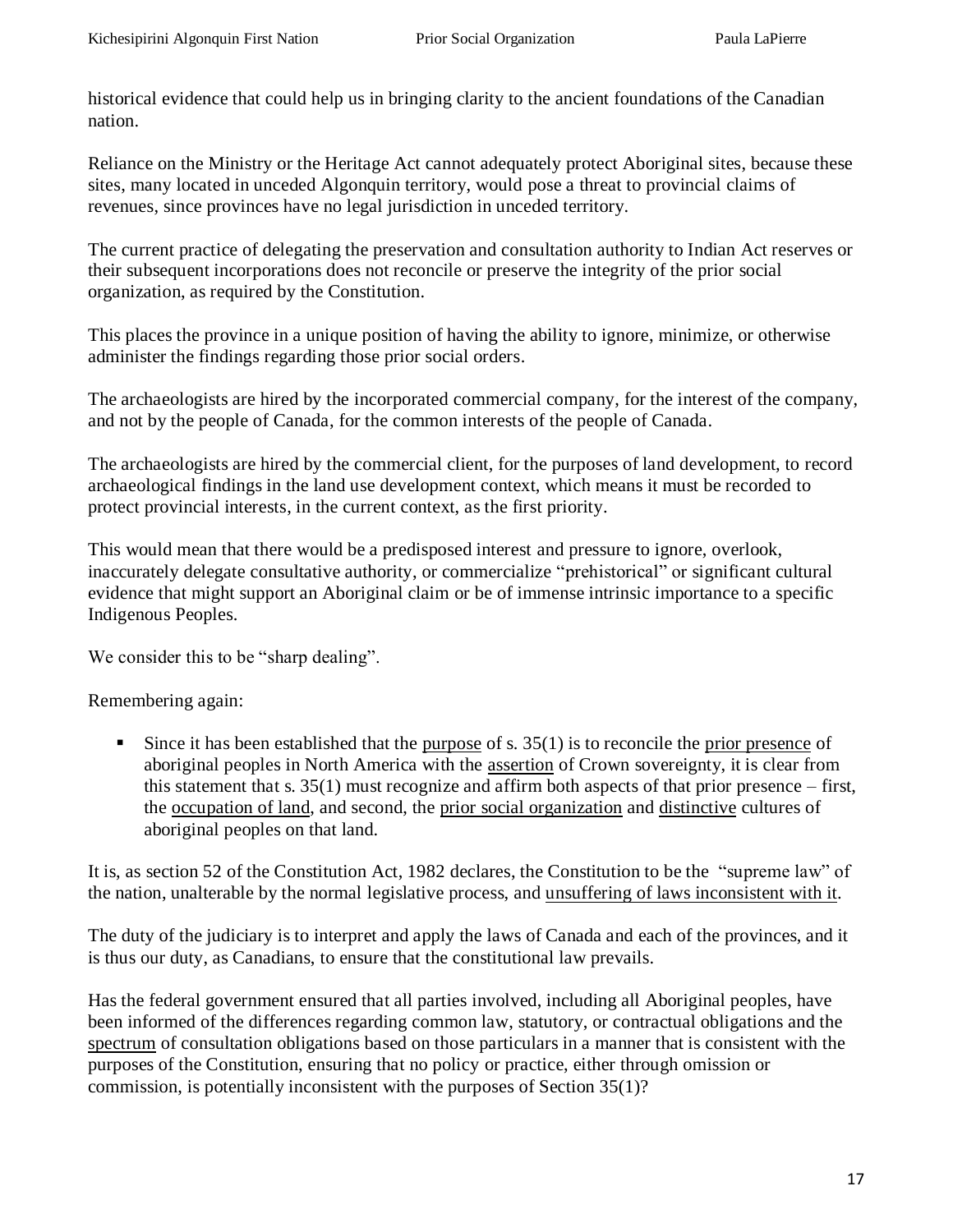historical evidence that could help us in bringing clarity to the ancient foundations of the Canadian nation.

Reliance on the Ministry or the Heritage Act cannot adequately protect Aboriginal sites, because these sites, many located in unceded Algonquin territory, would pose a threat to provincial claims of revenues, since provinces have no legal jurisdiction in unceded territory.

The current practice of delegating the preservation and consultation authority to Indian Act reserves or their subsequent incorporations does not reconcile or preserve the integrity of the prior social organization, as required by the Constitution.

This places the province in a unique position of having the ability to ignore, minimize, or otherwise administer the findings regarding those prior social orders.

The archaeologists are hired by the incorporated commercial company, for the interest of the company, and not by the people of Canada, for the common interests of the people of Canada.

The archaeologists are hired by the commercial client, for the purposes of land development, to record archaeological findings in the land use development context, which means it must be recorded to protect provincial interests, in the current context, as the first priority.

This would mean that there would be a predisposed interest and pressure to ignore, overlook, inaccurately delegate consultative authority, or commercialize "prehistorical" or significant cultural evidence that might support an Aboriginal claim or be of immense intrinsic importance to a specific Indigenous Peoples.

We consider this to be "sharp dealing".

Remembering again:

- Since it has been established that the <u>purpose</u> of s. 35(1) is to reconcile the <u>prior presence</u> of aboriginal peoples in North America with the <u>assertion</u> of Crown sovereignty, it is clear from this statement that s. 35(1) must recognize and affirm both aspects of that prior presence – first, the <u>occupation of land</u>, and second, the <u>prior social organization</u> and <u>distinctive</u> cultures of aboriginal peoples on that land.

It is, as section 52 of the Constitution Act, 1982 declares, the Constitution to be the "supreme law" of the nation, unalterable by the normal legislative process, and <u>unsuffering of laws inconsistent with it</u>.

The duty of the judiciary is to interpret and apply the laws of Canada and each of the provinces, and it is thus our duty, as Canadians, to ensure that the constitutional law prevails.

Has the federal government ensured that all parties involved, including all Aboriginal peoples, have been informed of the differences regarding common law, statutory, or contractual obligations and the <u>spectrum</u> of consultation obligations based on those particulars in a manner that is consistent with the purposes of the Constitution, ensuring that no policy or practice, either through omission or commission, is potentially inconsistent with the purposes of Section 35(1)?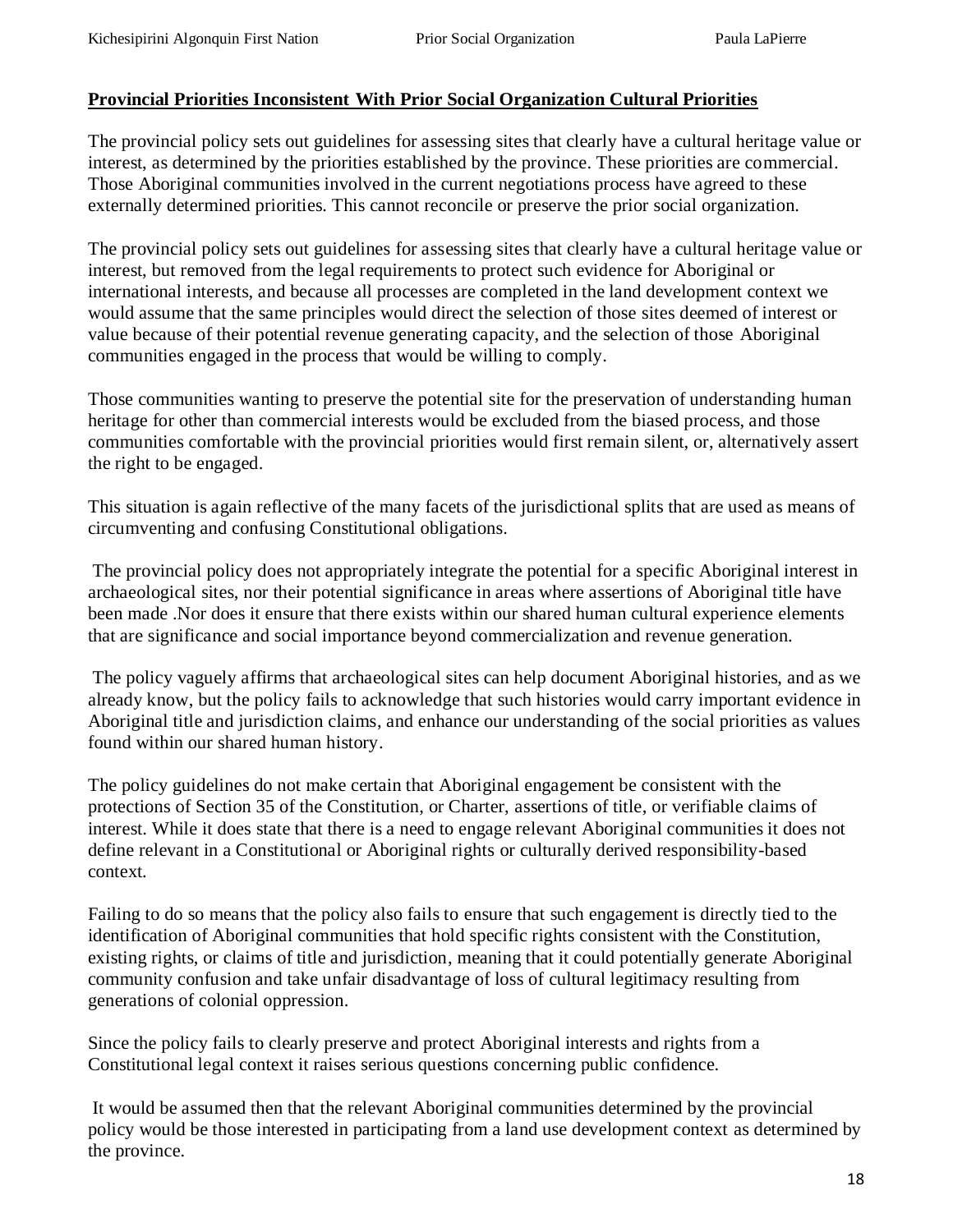**Provincial Priorities Inconsistent With Prior Social Organization Cultural Priorities**

The provincial policy sets out guidelines for assessing sites that clearly have a cultural heritage value or interest, as determined by the priorities established by the province. These priorities are commercial. Those Aboriginal communities involved in the current negotiations process have agreed to these externally determined priorities. This cannot reconcile or preserve the prior social organization.

The provincial policy sets out guidelines for assessing sites that clearly have a cultural heritage value or interest, but removed from the legal requirements to protect such evidence for Aboriginal or international interests, and because all processes are completed in the land development context we would assume that the same principles would direct the selection of those sites deemed of interest or value because of their potential revenue generating capacity, and the selection of those Aboriginal communities engaged in the process that would be willing to comply.

Those communities wanting to preserve the potential site for the preservation of understanding human heritage for other than commercial interests would be excluded from the biased process, and those communities comfortable with the provincial priorities would first remain silent, or, alternatively assert the right to be engaged.

This situation is again reflective of the many facets of the jurisdictional splits that are used as means of circumventing and confusing Constitutional obligations.

The provincial policy does not appropriately integrate the potential for a specific Aboriginal interest in archaeological sites, nor their potential significance in areas where assertions of Aboriginal title have been made .Nor does it ensure that there exists within our shared human cultural experience elements that are significance and social importance beyond commercialization and revenue generation.

The policy vaguely affirms that archaeological sites can help document Aboriginal histories, and as we already know, but the policy fails to acknowledge that such histories would carry important evidence in Aboriginal title and jurisdiction claims, and enhance our understanding of the social priorities as values found within our shared human history.

The policy guidelines do not make certain that Aboriginal engagement be consistent with the protections of Section 35 of the Constitution, or Charter, assertions of title, or verifiable claims of interest. While it does state that there is a need to engage relevant Aboriginal communities it does not define relevant in a Constitutional or Aboriginal rights or culturally derived responsibility-based context.

Failing to do so means that the policy also fails to ensure that such engagement is directly tied to the identification of Aboriginal communities that hold specific rights consistent with the Constitution, existing rights, or claims of title and jurisdiction, meaning that it could potentially generate Aboriginal community confusion and take unfair disadvantage of loss of cultural legitimacy resulting from generations of colonial oppression.

Since the policy fails to clearly preserve and protect Aboriginal interests and rights from a Constitutional legal context it raises serious questions concerning public confidence.

It would be assumed then that the relevant Aboriginal communities determined by the provincial policy would be those interested in participating from a land use development context as determined by the province.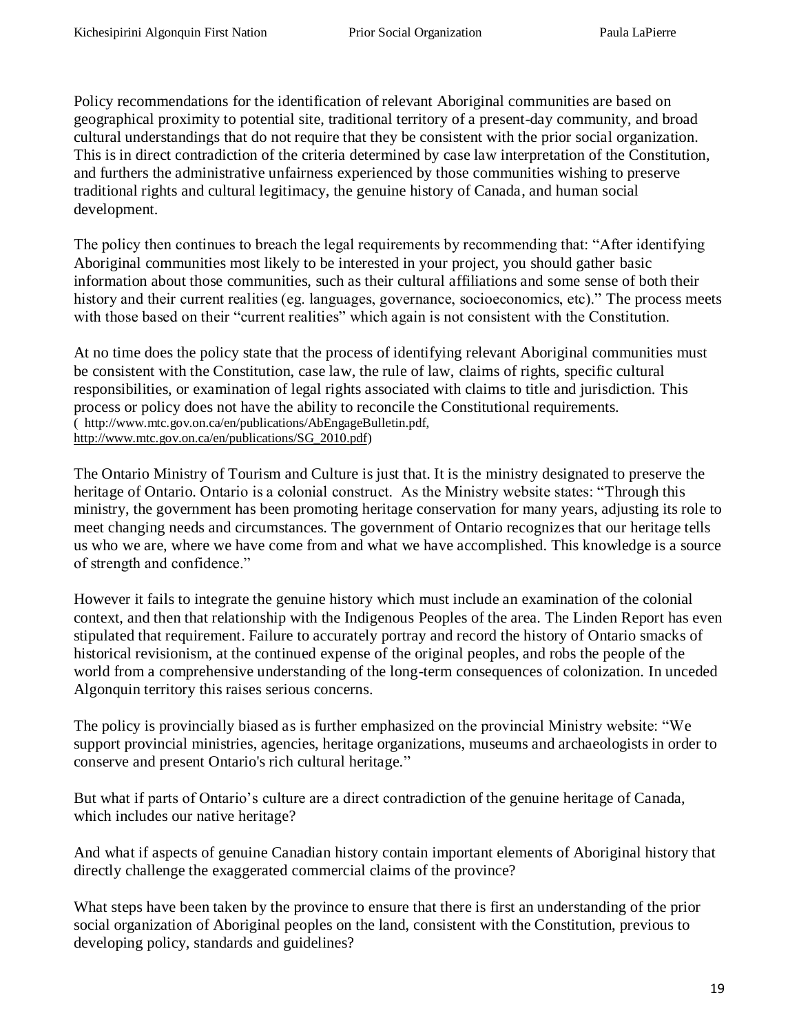Policy recommendations for the identification of relevant Aboriginal communities are based on geographical proximity to potential site, traditional territory of a present-day community, and broad cultural understandings that do not require that they be consistent with the prior social organization. This is in direct contradiction of the criteria determined by case law interpretation of the Constitution, and furthers the administrative unfairness experienced by those communities wishing to preserve traditional rights and cultural legitimacy, the genuine history of Canada, and human social development.

The policy then continues to breach the legal requirements by recommending that: "After identifying Aboriginal communities most likely to be interested in your project, you should gather basic information about those communities, such as their cultural affiliations and some sense of both their history and their current realities (eg. languages, governance, socioeconomics, etc)." The process meets with those based on their "current realities" which again is not consistent with the Constitution.

At no time does the policy state that the process of identifying relevant Aboriginal communities must be consistent with the Constitution, case law, the rule of law, claims of rights, specific cultural responsibilities, or examination of legal rights associated with claims to title and jurisdiction. This process or policy does not have the ability to reconcile the Constitutional requirements. ( http://www.mtc.gov.on.ca/en/publications/AbEngageBulletin.pdf, http://www.mtc.gov.on.ca/en/publications/SG_2010.pdf)

The Ontario Ministry of Tourism and Culture is just that. It is the ministry designated to preserve the heritage of Ontario. Ontario is a colonial construct. As the Ministry website states: "Through this ministry, the government has been promoting heritage conservation for many years, adjusting its role to meet changing needs and circumstances. The government of Ontario recognizes that our heritage tells us who we are, where we have come from and what we have accomplished. This knowledge is a source of strength and confidence."

However it fails to integrate the genuine history which must include an examination of the colonial context, and then that relationship with the Indigenous Peoples of the area. The Linden Report has even stipulated that requirement. Failure to accurately portray and record the history of Ontario smacks of historical revisionism, at the continued expense of the original peoples, and robs the people of the world from a comprehensive understanding of the long-term consequences of colonization. In unceded Algonquin territory this raises serious concerns.

The policy is provincially biased as is further emphasized on the provincial Ministry website: "We support provincial ministries, agencies, heritage organizations, museums and archaeologists in order to conserve and present Ontario's rich cultural heritage."

But what if parts of Ontario's culture are a direct contradiction of the genuine heritage of Canada, which includes our native heritage?

And what if aspects of genuine Canadian history contain important elements of Aboriginal history that directly challenge the exaggerated commercial claims of the province?

What steps have been taken by the province to ensure that there is first an understanding of the prior social organization of Aboriginal peoples on the land, consistent with the Constitution, previous to developing policy, standards and guidelines?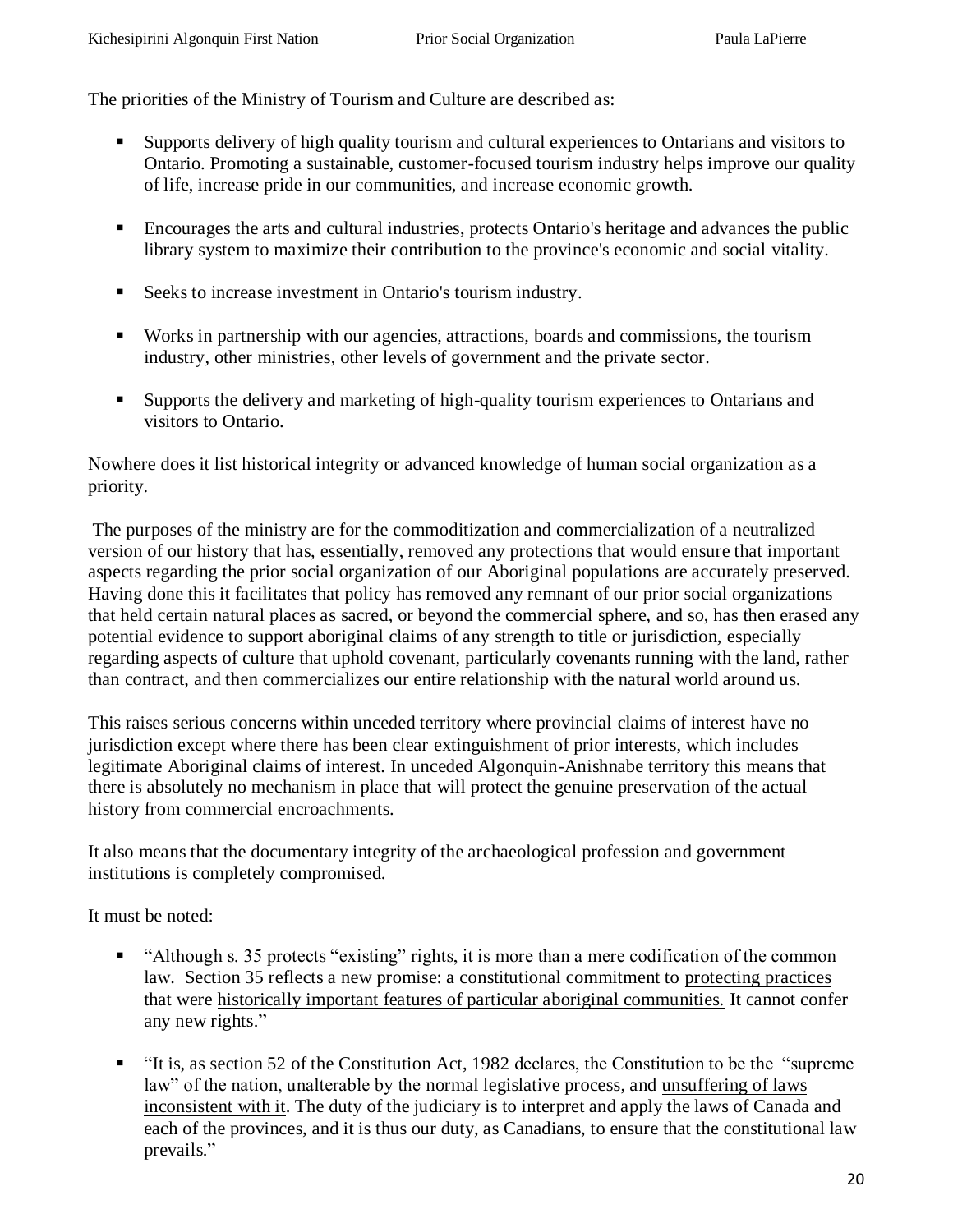The priorities of the Ministry of Tourism and Culture are described as:

- Supports delivery of high quality tourism and cultural experiences to Ontarians and visitors to Ontario. Promoting a sustainable, customer-focused tourism industry helps improve our quality of life, increase pride in our communities, and increase economic growth.

- Encourages the arts and cultural industries, protects Ontario's heritage and advances the public library system to maximize their contribution to the province's economic and social vitality.

- Seeks to increase investment in Ontario's tourism industry.

- Works in partnership with our agencies, attractions, boards and commissions, the tourism industry, other ministries, other levels of government and the private sector.

- Supports the delivery and marketing of high-quality tourism experiences to Ontarians and visitors to Ontario.

Nowhere does it list historical integrity or advanced knowledge of human social organization as a priority.

The purposes of the ministry are for the commoditization and commercialization of a neutralized version of our history that has, essentially, removed any protections that would ensure that important aspects regarding the prior social organization of our Aboriginal populations are accurately preserved. Having done this it facilitates that policy has removed any remnant of our prior social organizations that held certain natural places as sacred, or beyond the commercial sphere, and so, has then erased any potential evidence to support aboriginal claims of any strength to title or jurisdiction, especially regarding aspects of culture that uphold covenant, particularly covenants running with the land, rather than contract, and then commercializes our entire relationship with the natural world around us.

This raises serious concerns within unceded territory where provincial claims of interest have no jurisdiction except where there has been clear extinguishment of prior interests, which includes legitimate Aboriginal claims of interest. In unceded Algonquin-Anishnabe territory this means that there is absolutely no mechanism in place that will protect the genuine preservation of the actual history from commercial encroachments.

It also means that the documentary integrity of the archaeological profession and government institutions is completely compromised.

It must be noted:

- "Although s. 35 protects "existing" rights, it is more than a mere codification of the common law. Section 35 reflects a new promise: a constitutional commitment to <u>protecting practices</u> that were <u>historically important features of particular aboriginal communities.</u> It cannot confer any new rights."

- "It is, as section 52 of the Constitution Act, 1982 declares, the Constitution to be the "supreme law" of the nation, unalterable by the normal legislative process, and <u>unsuffering of laws inconsistent with it</u>. The duty of the judiciary is to interpret and apply the laws of Canada and each of the provinces, and it is thus our duty, as Canadians, to ensure that the constitutional law prevails."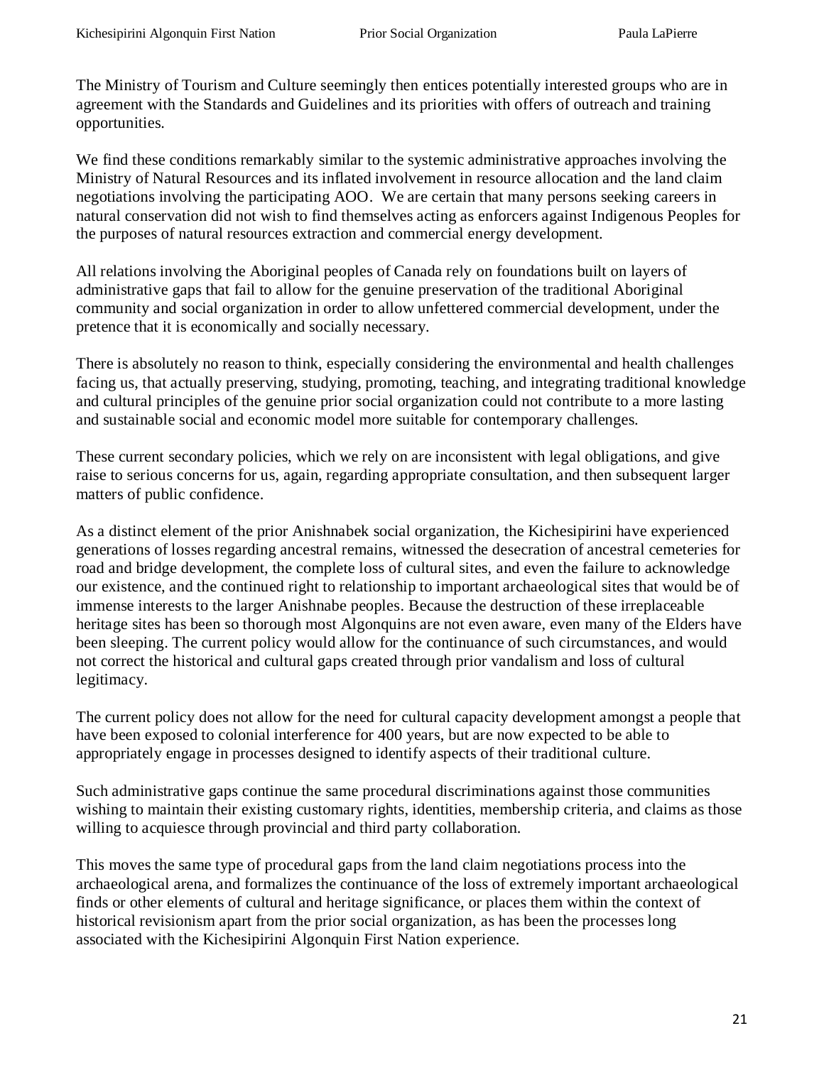The Ministry of Tourism and Culture seemingly then entices potentially interested groups who are in agreement with the Standards and Guidelines and its priorities with offers of outreach and training opportunities.

We find these conditions remarkably similar to the systemic administrative approaches involving the Ministry of Natural Resources and its inflated involvement in resource allocation and the land claim negotiations involving the participating AOO. We are certain that many persons seeking careers in natural conservation did not wish to find themselves acting as enforcers against Indigenous Peoples for the purposes of natural resources extraction and commercial energy development.

All relations involving the Aboriginal peoples of Canada rely on foundations built on layers of administrative gaps that fail to allow for the genuine preservation of the traditional Aboriginal community and social organization in order to allow unfettered commercial development, under the pretence that it is economically and socially necessary.

There is absolutely no reason to think, especially considering the environmental and health challenges facing us, that actually preserving, studying, promoting, teaching, and integrating traditional knowledge and cultural principles of the genuine prior social organization could not contribute to a more lasting and sustainable social and economic model more suitable for contemporary challenges.

These current secondary policies, which we rely on are inconsistent with legal obligations, and give raise to serious concerns for us, again, regarding appropriate consultation, and then subsequent larger matters of public confidence.

As a distinct element of the prior Anishnabek social organization, the Kichesipirini have experienced generations of losses regarding ancestral remains, witnessed the desecration of ancestral cemeteries for road and bridge development, the complete loss of cultural sites, and even the failure to acknowledge our existence, and the continued right to relationship to important archaeological sites that would be of immense interests to the larger Anishnabe peoples. Because the destruction of these irreplaceable heritage sites has been so thorough most Algonquins are not even aware, even many of the Elders have been sleeping. The current policy would allow for the continuance of such circumstances, and would not correct the historical and cultural gaps created through prior vandalism and loss of cultural legitimacy.

The current policy does not allow for the need for cultural capacity development amongst a people that have been exposed to colonial interference for 400 years, but are now expected to be able to appropriately engage in processes designed to identify aspects of their traditional culture.

Such administrative gaps continue the same procedural discriminations against those communities wishing to maintain their existing customary rights, identities, membership criteria, and claims as those willing to acquiesce through provincial and third party collaboration.

This moves the same type of procedural gaps from the land claim negotiations process into the archaeological arena, and formalizes the continuance of the loss of extremely important archaeological finds or other elements of cultural and heritage significance, or places them within the context of historical revisionism apart from the prior social organization, as has been the processes long associated with the Kichesipirini Algonquin First Nation experience.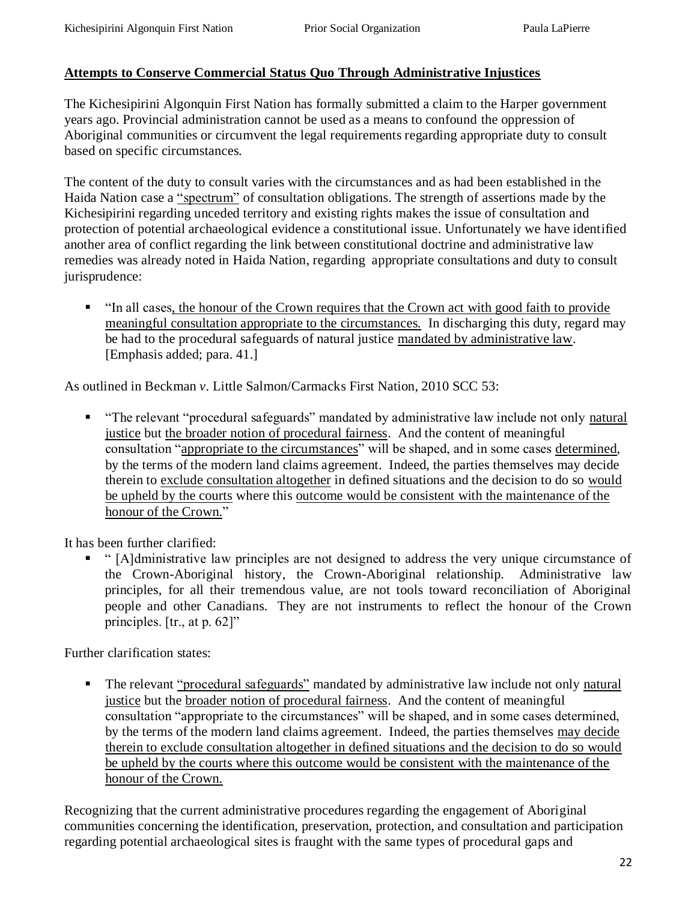**Attempts to Conserve Commercial Status Quo Through Administrative Injustices**

The Kichesipirini Algonquin First Nation has formally submitted a claim to the Harper government years ago. Provincial administration cannot be used as a means to confound the oppression of Aboriginal communities or circumvent the legal requirements regarding appropriate duty to consult based on specific circumstances.

The content of the duty to consult varies with the circumstances and as had been established in the Haida Nation case a "spectrum" of consultation obligations. The strength of assertions made by the Kichesipirini regarding unceded territory and existing rights makes the issue of consultation and protection of potential archaeological evidence a constitutional issue. Unfortunately we have identified another area of conflict regarding the link between constitutional doctrine and administrative law remedies was already noted in Haida Nation, regarding appropriate consultations and duty to consult jurisprudence:

- "In all cases, the honour of the Crown requires that the Crown act with good faith to provide meaningful consultation appropriate to the circumstances. In discharging this duty, regard may be had to the procedural safeguards of natural justice mandated by administrative law. [Emphasis added; para. 41.]

As outlined in Beckman *v*. Little Salmon/Carmacks First Nation, 2010 SCC 53:

- "The relevant "procedural safeguards" mandated by administrative law include not only natural justice but the broader notion of procedural fairness. And the content of meaningful consultation "appropriate to the circumstances" will be shaped, and in some cases determined, by the terms of the modern land claims agreement. Indeed, the parties themselves may decide therein to exclude consultation altogether in defined situations and the decision to do so would be upheld by the courts where this outcome would be consistent with the maintenance of the honour of the Crown."

It has been further clarified:

- " [A]dministrative law principles are not designed to address the very unique circumstance of the Crown-Aboriginal history, the Crown-Aboriginal relationship. Administrative law principles, for all their tremendous value, are not tools toward reconciliation of Aboriginal people and other Canadians. They are not instruments to reflect the honour of the Crown principles. [tr., at p. 62]"

Further clarification states:

- The relevant "procedural safeguards" mandated by administrative law include not only natural justice but the broader notion of procedural fairness. And the content of meaningful consultation "appropriate to the circumstances" will be shaped, and in some cases determined, by the terms of the modern land claims agreement. Indeed, the parties themselves may decide therein to exclude consultation altogether in defined situations and the decision to do so would be upheld by the courts where this outcome would be consistent with the maintenance of the honour of the Crown.

Recognizing that the current administrative procedures regarding the engagement of Aboriginal communities concerning the identification, preservation, protection, and consultation and participation regarding potential archaeological sites is fraught with the same types of procedural gaps and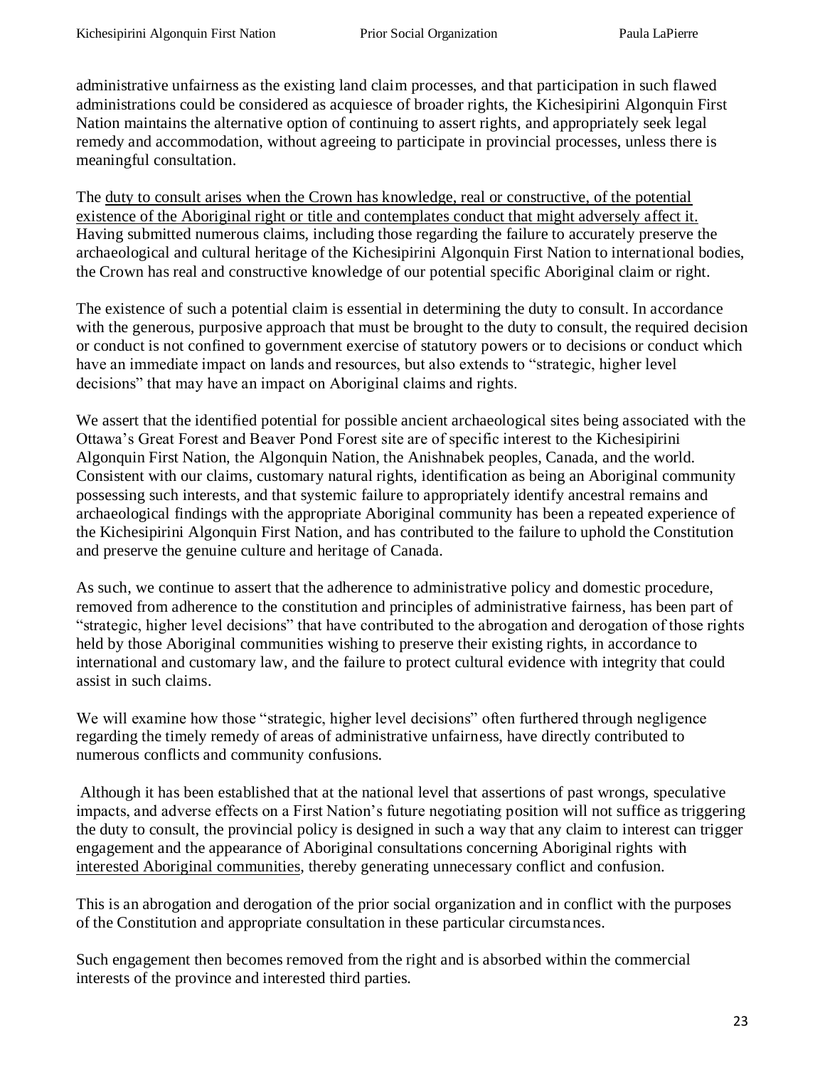administrative unfairness as the existing land claim processes, and that participation in such flawed administrations could be considered as acquiesce of broader rights, the Kichesipirini Algonquin First Nation maintains the alternative option of continuing to assert rights, and appropriately seek legal remedy and accommodation, without agreeing to participate in provincial processes, unless there is meaningful consultation.

The <u>duty to consult arises when the Crown has knowledge, real or constructive, of the potential existence of the Aboriginal right or title and contemplates conduct that might adversely affect it.</u> Having submitted numerous claims, including those regarding the failure to accurately preserve the archaeological and cultural heritage of the Kichesipirini Algonquin First Nation to international bodies, the Crown has real and constructive knowledge of our potential specific Aboriginal claim or right.

The existence of such a potential claim is essential in determining the duty to consult. In accordance with the generous, purposive approach that must be brought to the duty to consult, the required decision or conduct is not confined to government exercise of statutory powers or to decisions or conduct which have an immediate impact on lands and resources, but also extends to "strategic, higher level decisions" that may have an impact on Aboriginal claims and rights.

We assert that the identified potential for possible ancient archaeological sites being associated with the Ottawa's Great Forest and Beaver Pond Forest site are of specific interest to the Kichesipirini Algonquin First Nation, the Algonquin Nation, the Anishnabek peoples, Canada, and the world. Consistent with our claims, customary natural rights, identification as being an Aboriginal community possessing such interests, and that systemic failure to appropriately identify ancestral remains and archaeological findings with the appropriate Aboriginal community has been a repeated experience of the Kichesipirini Algonquin First Nation, and has contributed to the failure to uphold the Constitution and preserve the genuine culture and heritage of Canada.

As such, we continue to assert that the adherence to administrative policy and domestic procedure, removed from adherence to the constitution and principles of administrative fairness, has been part of "strategic, higher level decisions" that have contributed to the abrogation and derogation of those rights held by those Aboriginal communities wishing to preserve their existing rights, in accordance to international and customary law, and the failure to protect cultural evidence with integrity that could assist in such claims.

We will examine how those "strategic, higher level decisions" often furthered through negligence regarding the timely remedy of areas of administrative unfairness, have directly contributed to numerous conflicts and community confusions.

Although it has been established that at the national level that assertions of past wrongs, speculative impacts, and adverse effects on a First Nation's future negotiating position will not suffice as triggering the duty to consult, the provincial policy is designed in such a way that any claim to interest can trigger engagement and the appearance of Aboriginal consultations concerning Aboriginal rights with <u>interested Aboriginal communities</u>, thereby generating unnecessary conflict and confusion.

This is an abrogation and derogation of the prior social organization and in conflict with the purposes of the Constitution and appropriate consultation in these particular circumstances.

Such engagement then becomes removed from the right and is absorbed within the commercial interests of the province and interested third parties.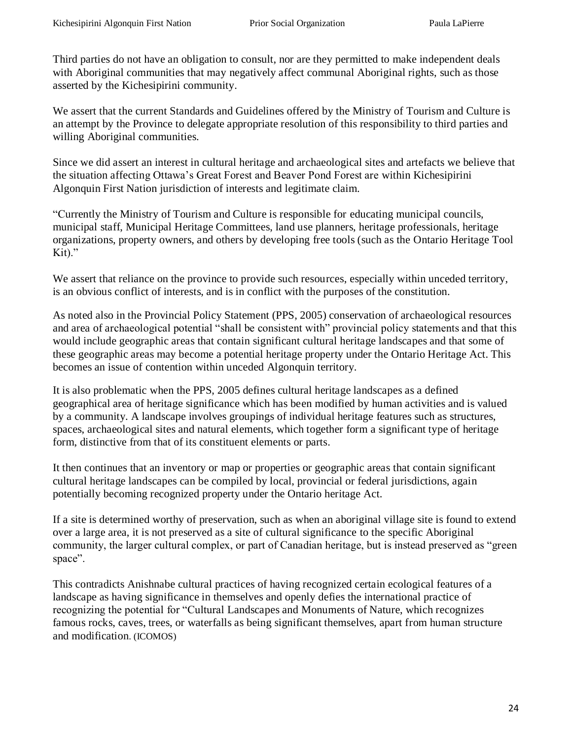Third parties do not have an obligation to consult, nor are they permitted to make independent deals with Aboriginal communities that may negatively affect communal Aboriginal rights, such as those asserted by the Kichesipirini community.

We assert that the current Standards and Guidelines offered by the Ministry of Tourism and Culture is an attempt by the Province to delegate appropriate resolution of this responsibility to third parties and willing Aboriginal communities.

Since we did assert an interest in cultural heritage and archaeological sites and artefacts we believe that the situation affecting Ottawa's Great Forest and Beaver Pond Forest are within Kichesipirini Algonquin First Nation jurisdiction of interests and legitimate claim.

"Currently the Ministry of Tourism and Culture is responsible for educating municipal councils, municipal staff, Municipal Heritage Committees, land use planners, heritage professionals, heritage organizations, property owners, and others by developing free tools (such as the Ontario Heritage Tool Kit)."

We assert that reliance on the province to provide such resources, especially within unceded territory, is an obvious conflict of interests, and is in conflict with the purposes of the constitution.

As noted also in the Provincial Policy Statement (PPS, 2005) conservation of archaeological resources and area of archaeological potential "shall be consistent with" provincial policy statements and that this would include geographic areas that contain significant cultural heritage landscapes and that some of these geographic areas may become a potential heritage property under the Ontario Heritage Act. This becomes an issue of contention within unceded Algonquin territory.

It is also problematic when the PPS, 2005 defines cultural heritage landscapes as a defined geographical area of heritage significance which has been modified by human activities and is valued by a community. A landscape involves groupings of individual heritage features such as structures, spaces, archaeological sites and natural elements, which together form a significant type of heritage form, distinctive from that of its constituent elements or parts.

It then continues that an inventory or map or properties or geographic areas that contain significant cultural heritage landscapes can be compiled by local, provincial or federal jurisdictions, again potentially becoming recognized property under the Ontario heritage Act.

If a site is determined worthy of preservation, such as when an aboriginal village site is found to extend over a large area, it is not preserved as a site of cultural significance to the specific Aboriginal community, the larger cultural complex, or part of Canadian heritage, but is instead preserved as "green space".

This contradicts Anishnabe cultural practices of having recognized certain ecological features of a landscape as having significance in themselves and openly defies the international practice of recognizing the potential for "Cultural Landscapes and Monuments of Nature, which recognizes famous rocks, caves, trees, or waterfalls as being significant themselves, apart from human structure and modification. (ICOMOS)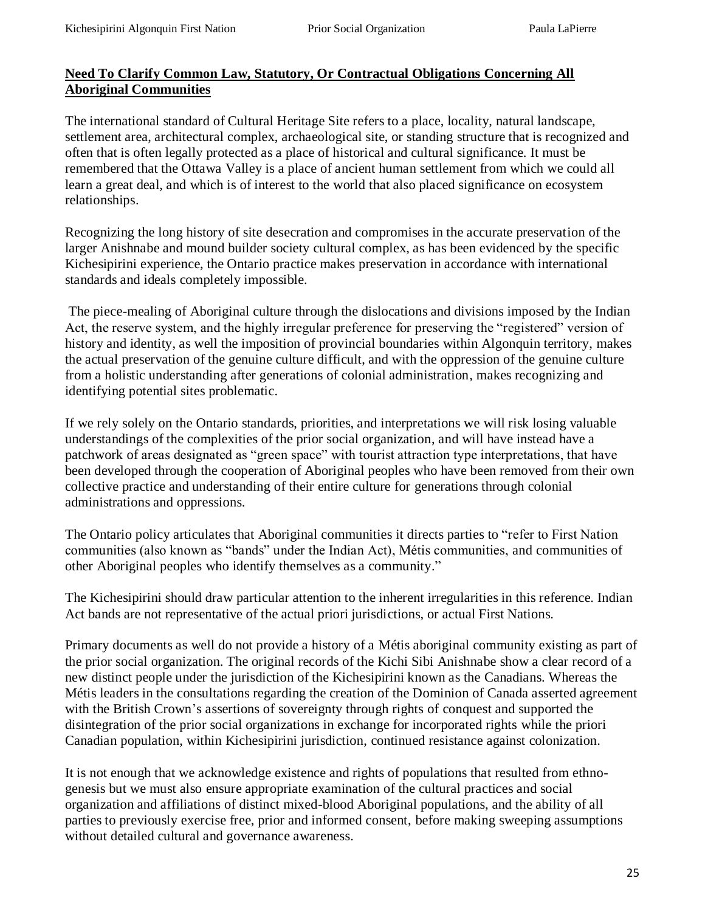**Need To Clarify Common Law, Statutory, Or Contractual Obligations Concerning All Aboriginal Communities**

The international standard of Cultural Heritage Site refers to a place, locality, natural landscape, settlement area, architectural complex, archaeological site, or standing structure that is recognized and often that is often legally protected as a place of historical and cultural significance. It must be remembered that the Ottawa Valley is a place of ancient human settlement from which we could all learn a great deal, and which is of interest to the world that also placed significance on ecosystem relationships.

Recognizing the long history of site desecration and compromises in the accurate preservation of the larger Anishnabe and mound builder society cultural complex, as has been evidenced by the specific Kichesipirini experience, the Ontario practice makes preservation in accordance with international standards and ideals completely impossible.

The piece-mealing of Aboriginal culture through the dislocations and divisions imposed by the Indian Act, the reserve system, and the highly irregular preference for preserving the "registered" version of history and identity, as well the imposition of provincial boundaries within Algonquin territory, makes the actual preservation of the genuine culture difficult, and with the oppression of the genuine culture from a holistic understanding after generations of colonial administration, makes recognizing and identifying potential sites problematic.

If we rely solely on the Ontario standards, priorities, and interpretations we will risk losing valuable understandings of the complexities of the prior social organization, and will have instead have a patchwork of areas designated as "green space" with tourist attraction type interpretations, that have been developed through the cooperation of Aboriginal peoples who have been removed from their own collective practice and understanding of their entire culture for generations through colonial administrations and oppressions.

The Ontario policy articulates that Aboriginal communities it directs parties to "refer to First Nation communities (also known as "bands" under the Indian Act), Métis communities, and communities of other Aboriginal peoples who identify themselves as a community."

The Kichesipirini should draw particular attention to the inherent irregularities in this reference. Indian Act bands are not representative of the actual priori jurisdictions, or actual First Nations.

Primary documents as well do not provide a history of a Métis aboriginal community existing as part of the prior social organization. The original records of the Kichi Sibi Anishnabe show a clear record of a new distinct people under the jurisdiction of the Kichesipirini known as the Canadians. Whereas the Métis leaders in the consultations regarding the creation of the Dominion of Canada asserted agreement with the British Crown's assertions of sovereignty through rights of conquest and supported the disintegration of the prior social organizations in exchange for incorporated rights while the priori Canadian population, within Kichesipirini jurisdiction, continued resistance against colonization.

It is not enough that we acknowledge existence and rights of populations that resulted from ethno-genesis but we must also ensure appropriate examination of the cultural practices and social organization and affiliations of distinct mixed-blood Aboriginal populations, and the ability of all parties to previously exercise free, prior and informed consent, before making sweeping assumptions without detailed cultural and governance awareness.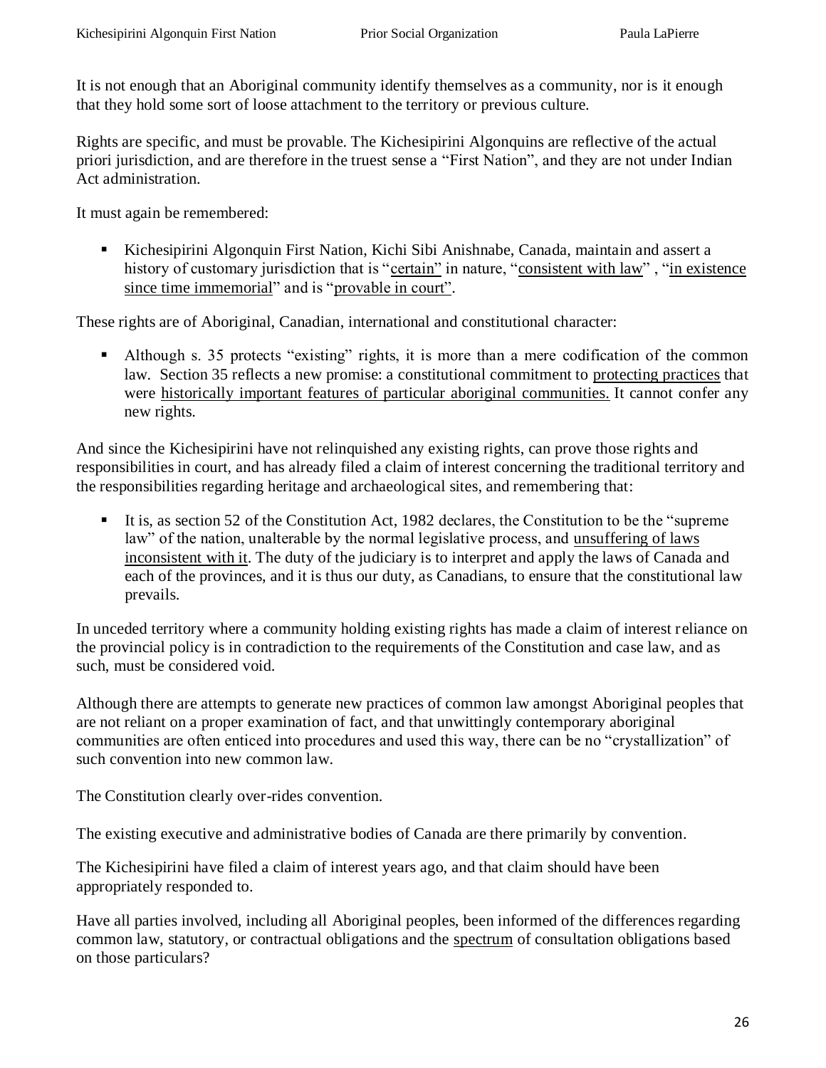It is not enough that an Aboriginal community identify themselves as a community, nor is it enough that they hold some sort of loose attachment to the territory or previous culture.

Rights are specific, and must be provable. The Kichesipirini Algonquins are reflective of the actual priori jurisdiction, and are therefore in the truest sense a "First Nation", and they are not under Indian Act administration.

It must again be remembered:

- Kichesipirini Algonquin First Nation, Kichi Sibi Anishnabe, Canada, maintain and assert a history of customary jurisdiction that is "certain" in nature, "consistent with law" , "in existence since time immemorial" and is "provable in court".

These rights are of Aboriginal, Canadian, international and constitutional character:

- Although s. 35 protects "existing" rights, it is more than a mere codification of the common law. Section 35 reflects a new promise: a constitutional commitment to protecting practices that were historically important features of particular aboriginal communities. It cannot confer any new rights.

And since the Kichesipirini have not relinquished any existing rights, can prove those rights and responsibilities in court, and has already filed a claim of interest concerning the traditional territory and the responsibilities regarding heritage and archaeological sites, and remembering that:

- It is, as section 52 of the Constitution Act, 1982 declares, the Constitution to be the "supreme law" of the nation, unalterable by the normal legislative process, and unsuffering of laws inconsistent with it. The duty of the judiciary is to interpret and apply the laws of Canada and each of the provinces, and it is thus our duty, as Canadians, to ensure that the constitutional law prevails.

In unceded territory where a community holding existing rights has made a claim of interest reliance on the provincial policy is in contradiction to the requirements of the Constitution and case law, and as such, must be considered void.

Although there are attempts to generate new practices of common law amongst Aboriginal peoples that are not reliant on a proper examination of fact, and that unwittingly contemporary aboriginal communities are often enticed into procedures and used this way, there can be no "crystallization" of such convention into new common law.

The Constitution clearly over-rides convention.

The existing executive and administrative bodies of Canada are there primarily by convention.

The Kichesipirini have filed a claim of interest years ago, and that claim should have been appropriately responded to.

Have all parties involved, including all Aboriginal peoples, been informed of the differences regarding common law, statutory, or contractual obligations and the spectrum of consultation obligations based on those particulars?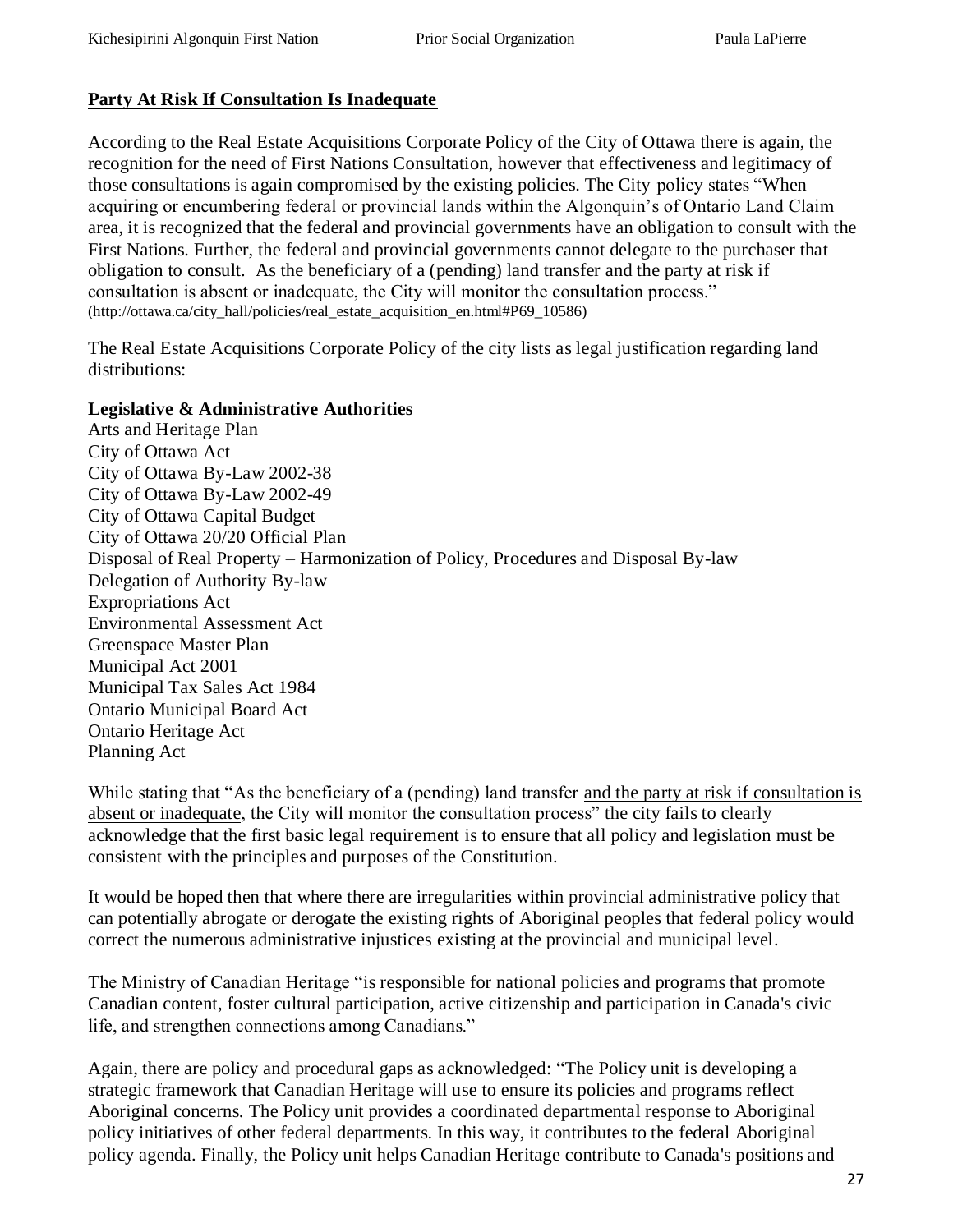**Party At Risk If Consultation Is Inadequate**

According to the Real Estate Acquisitions Corporate Policy of the City of Ottawa there is again, the recognition for the need of First Nations Consultation, however that effectiveness and legitimacy of those consultations is again compromised by the existing policies. The City policy states "When acquiring or encumbering federal or provincial lands within the Algonquin's of Ontario Land Claim area, it is recognized that the federal and provincial governments have an obligation to consult with the First Nations. Further, the federal and provincial governments cannot delegate to the purchaser that obligation to consult. As the beneficiary of a (pending) land transfer and the party at risk if consultation is absent or inadequate, the City will monitor the consultation process." (http://ottawa.ca/city_hall/policies/real_estate_acquisition_en.html#P69_10586)

The Real Estate Acquisitions Corporate Policy of the city lists as legal justification regarding land distributions:

**Legislative & Administrative Authorities**
Arts and Heritage Plan
City of Ottawa Act
City of Ottawa By-Law 2002-38
City of Ottawa By-Law 2002-49
City of Ottawa Capital Budget
City of Ottawa 20/20 Official Plan
Disposal of Real Property – Harmonization of Policy, Procedures and Disposal By-law
Delegation of Authority By-law
Expropriations Act
Environmental Assessment Act
Greenspace Master Plan
Municipal Act 2001
Municipal Tax Sales Act 1984
Ontario Municipal Board Act
Ontario Heritage Act
Planning Act

While stating that "As the beneficiary of a (pending) land transfer and the party at risk if consultation is absent or inadequate, the City will monitor the consultation process" the city fails to clearly acknowledge that the first basic legal requirement is to ensure that all policy and legislation must be consistent with the principles and purposes of the Constitution.

It would be hoped then that where there are irregularities within provincial administrative policy that can potentially abrogate or derogate the existing rights of Aboriginal peoples that federal policy would correct the numerous administrative injustices existing at the provincial and municipal level.

The Ministry of Canadian Heritage "is responsible for national policies and programs that promote Canadian content, foster cultural participation, active citizenship and participation in Canada's civic life, and strengthen connections among Canadians."

Again, there are policy and procedural gaps as acknowledged: "The Policy unit is developing a strategic framework that Canadian Heritage will use to ensure its policies and programs reflect Aboriginal concerns. The Policy unit provides a coordinated departmental response to Aboriginal policy initiatives of other federal departments. In this way, it contributes to the federal Aboriginal policy agenda. Finally, the Policy unit helps Canadian Heritage contribute to Canada's positions and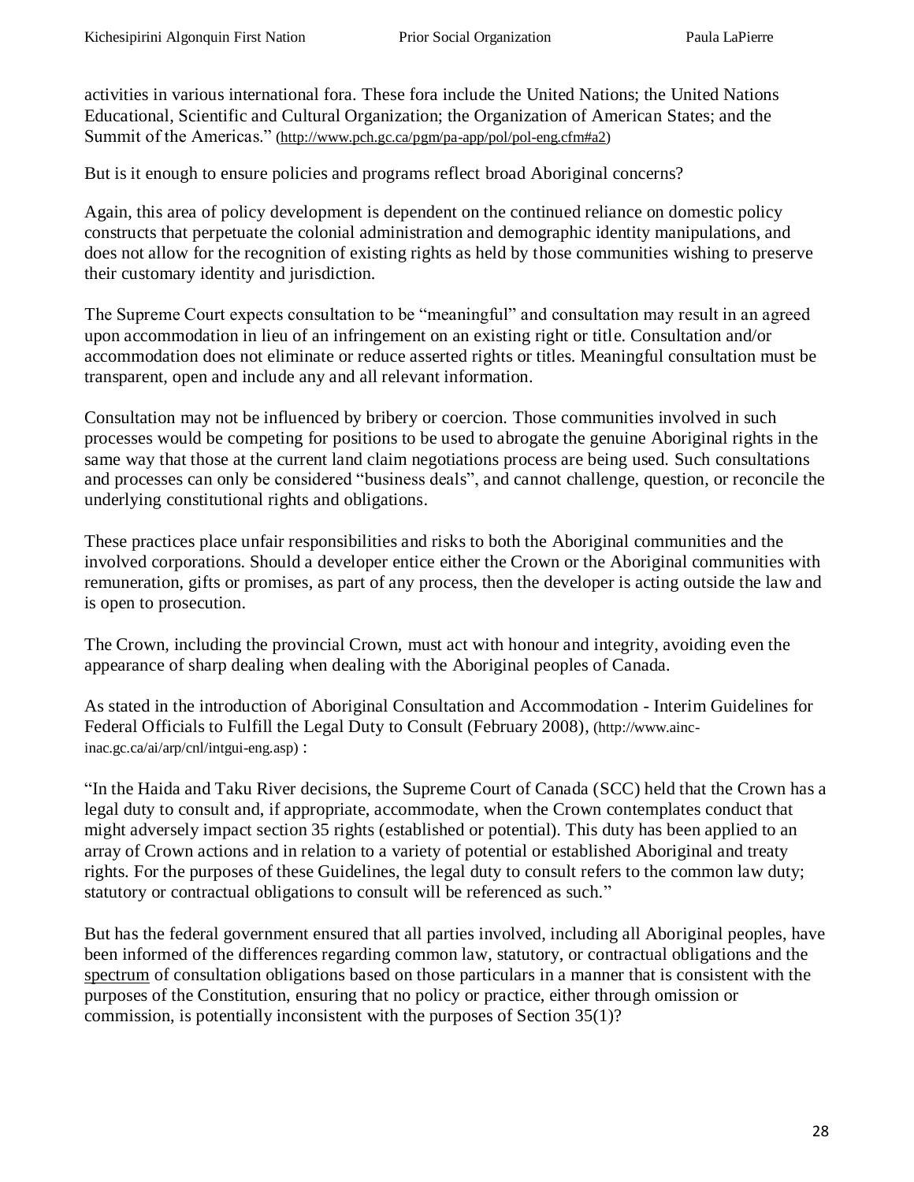activities in various international fora. These fora include the United Nations; the United Nations Educational, Scientific and Cultural Organization; the Organization of American States; and the Summit of the Americas." (http://www.pch.gc.ca/pgm/pa-app/pol/pol-eng.cfm#a2)

But is it enough to ensure policies and programs reflect broad Aboriginal concerns?

Again, this area of policy development is dependent on the continued reliance on domestic policy constructs that perpetuate the colonial administration and demographic identity manipulations, and does not allow for the recognition of existing rights as held by those communities wishing to preserve their customary identity and jurisdiction.

The Supreme Court expects consultation to be "meaningful" and consultation may result in an agreed upon accommodation in lieu of an infringement on an existing right or title. Consultation and/or accommodation does not eliminate or reduce asserted rights or titles. Meaningful consultation must be transparent, open and include any and all relevant information.

Consultation may not be influenced by bribery or coercion. Those communities involved in such processes would be competing for positions to be used to abrogate the genuine Aboriginal rights in the same way that those at the current land claim negotiations process are being used. Such consultations and processes can only be considered "business deals", and cannot challenge, question, or reconcile the underlying constitutional rights and obligations.

These practices place unfair responsibilities and risks to both the Aboriginal communities and the involved corporations. Should a developer entice either the Crown or the Aboriginal communities with remuneration, gifts or promises, as part of any process, then the developer is acting outside the law and is open to prosecution.

The Crown, including the provincial Crown, must act with honour and integrity, avoiding even the appearance of sharp dealing when dealing with the Aboriginal peoples of Canada.

As stated in the introduction of Aboriginal Consultation and Accommodation - Interim Guidelines for Federal Officials to Fulfill the Legal Duty to Consult (February 2008), (http://www.ainc-inac.gc.ca/ai/arp/cnl/intgui-eng.asp) :

"In the Haida and Taku River decisions, the Supreme Court of Canada (SCC) held that the Crown has a legal duty to consult and, if appropriate, accommodate, when the Crown contemplates conduct that might adversely impact section 35 rights (established or potential). This duty has been applied to an array of Crown actions and in relation to a variety of potential or established Aboriginal and treaty rights. For the purposes of these Guidelines, the legal duty to consult refers to the common law duty; statutory or contractual obligations to consult will be referenced as such."

But has the federal government ensured that all parties involved, including all Aboriginal peoples, have been informed of the differences regarding common law, statutory, or contractual obligations and the spectrum of consultation obligations based on those particulars in a manner that is consistent with the purposes of the Constitution, ensuring that no policy or practice, either through omission or commission, is potentially inconsistent with the purposes of Section 35(1)?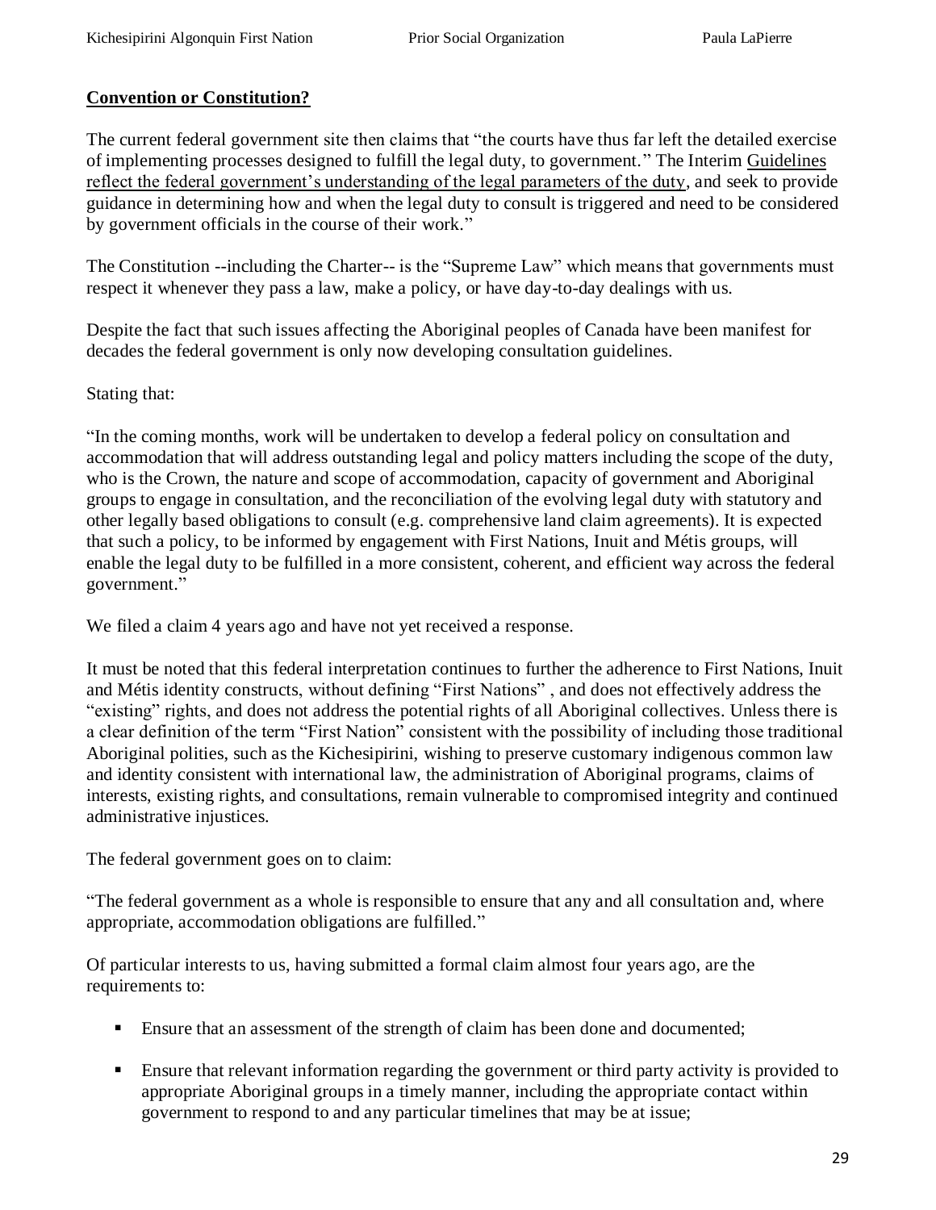**Convention or Constitution?**

The current federal government site then claims that "the courts have thus far left the detailed exercise of implementing processes designed to fulfill the legal duty, to government." The Interim Guidelines reflect the federal government's understanding of the legal parameters of the duty, and seek to provide guidance in determining how and when the legal duty to consult is triggered and need to be considered by government officials in the course of their work."

The Constitution --including the Charter-- is the "Supreme Law" which means that governments must respect it whenever they pass a law, make a policy, or have day-to-day dealings with us.

Despite the fact that such issues affecting the Aboriginal peoples of Canada have been manifest for decades the federal government is only now developing consultation guidelines.

Stating that:

"In the coming months, work will be undertaken to develop a federal policy on consultation and accommodation that will address outstanding legal and policy matters including the scope of the duty, who is the Crown, the nature and scope of accommodation, capacity of government and Aboriginal groups to engage in consultation, and the reconciliation of the evolving legal duty with statutory and other legally based obligations to consult (e.g. comprehensive land claim agreements). It is expected that such a policy, to be informed by engagement with First Nations, Inuit and Métis groups, will enable the legal duty to be fulfilled in a more consistent, coherent, and efficient way across the federal government."

We filed a claim 4 years ago and have not yet received a response.

It must be noted that this federal interpretation continues to further the adherence to First Nations, Inuit and Métis identity constructs, without defining "First Nations" , and does not effectively address the "existing" rights, and does not address the potential rights of all Aboriginal collectives. Unless there is a clear definition of the term "First Nation" consistent with the possibility of including those traditional Aboriginal polities, such as the Kichesipirini, wishing to preserve customary indigenous common law and identity consistent with international law, the administration of Aboriginal programs, claims of interests, existing rights, and consultations, remain vulnerable to compromised integrity and continued administrative injustices.

The federal government goes on to claim:

"The federal government as a whole is responsible to ensure that any and all consultation and, where appropriate, accommodation obligations are fulfilled."

Of particular interests to us, having submitted a formal claim almost four years ago, are the requirements to:

- Ensure that an assessment of the strength of claim has been done and documented;
- Ensure that relevant information regarding the government or third party activity is provided to appropriate Aboriginal groups in a timely manner, including the appropriate contact within government to respond to and any particular timelines that may be at issue;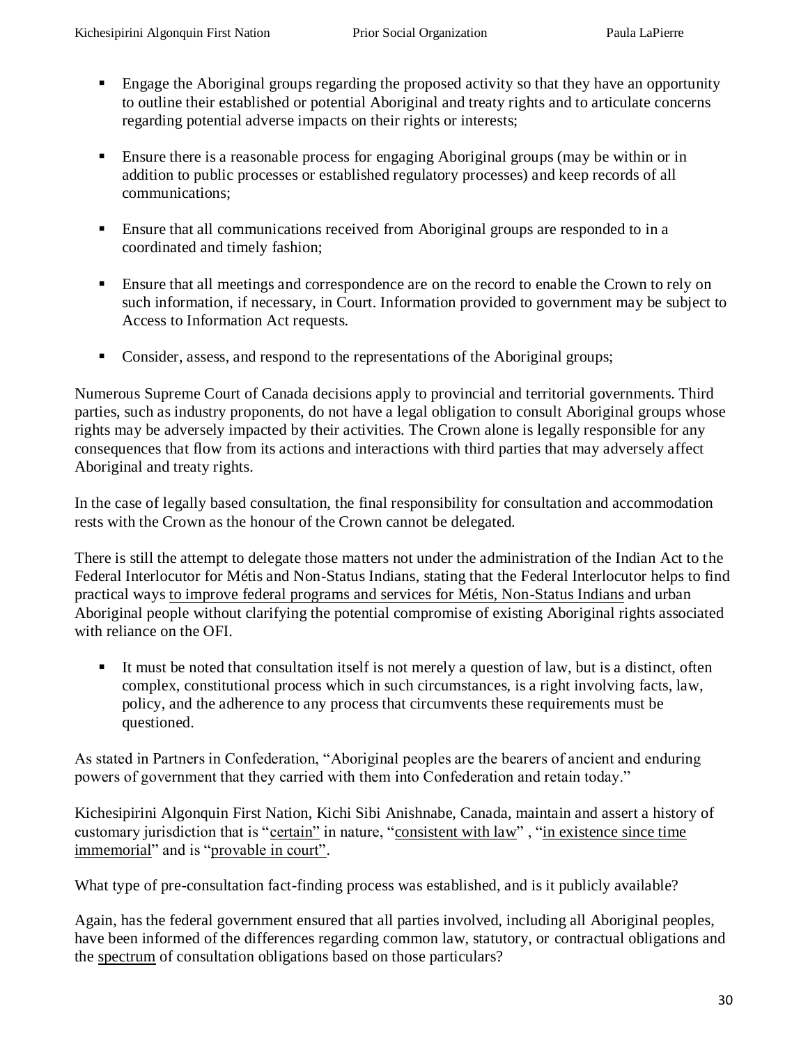- Engage the Aboriginal groups regarding the proposed activity so that they have an opportunity to outline their established or potential Aboriginal and treaty rights and to articulate concerns regarding potential adverse impacts on their rights or interests;

- Ensure there is a reasonable process for engaging Aboriginal groups (may be within or in addition to public processes or established regulatory processes) and keep records of all communications;

- Ensure that all communications received from Aboriginal groups are responded to in a coordinated and timely fashion;

- Ensure that all meetings and correspondence are on the record to enable the Crown to rely on such information, if necessary, in Court. Information provided to government may be subject to Access to Information Act requests.

- Consider, assess, and respond to the representations of the Aboriginal groups;

Numerous Supreme Court of Canada decisions apply to provincial and territorial governments. Third parties, such as industry proponents, do not have a legal obligation to consult Aboriginal groups whose rights may be adversely impacted by their activities. The Crown alone is legally responsible for any consequences that flow from its actions and interactions with third parties that may adversely affect Aboriginal and treaty rights.

In the case of legally based consultation, the final responsibility for consultation and accommodation rests with the Crown as the honour of the Crown cannot be delegated.

There is still the attempt to delegate those matters not under the administration of the Indian Act to the Federal Interlocutor for Métis and Non-Status Indians, stating that the Federal Interlocutor helps to find practical ways to improve federal programs and services for Métis, Non-Status Indians and urban Aboriginal people without clarifying the potential compromise of existing Aboriginal rights associated with reliance on the OFI.

- It must be noted that consultation itself is not merely a question of law, but is a distinct, often complex, constitutional process which in such circumstances, is a right involving facts, law, policy, and the adherence to any process that circumvents these requirements must be questioned.

As stated in Partners in Confederation, "Aboriginal peoples are the bearers of ancient and enduring powers of government that they carried with them into Confederation and retain today."

Kichesipirini Algonquin First Nation, Kichi Sibi Anishnabe, Canada, maintain and assert a history of customary jurisdiction that is "certain" in nature, "consistent with law" , "in existence since time immemorial" and is "provable in court".

What type of pre-consultation fact-finding process was established, and is it publicly available?

Again, has the federal government ensured that all parties involved, including all Aboriginal peoples, have been informed of the differences regarding common law, statutory, or contractual obligations and the spectrum of consultation obligations based on those particulars?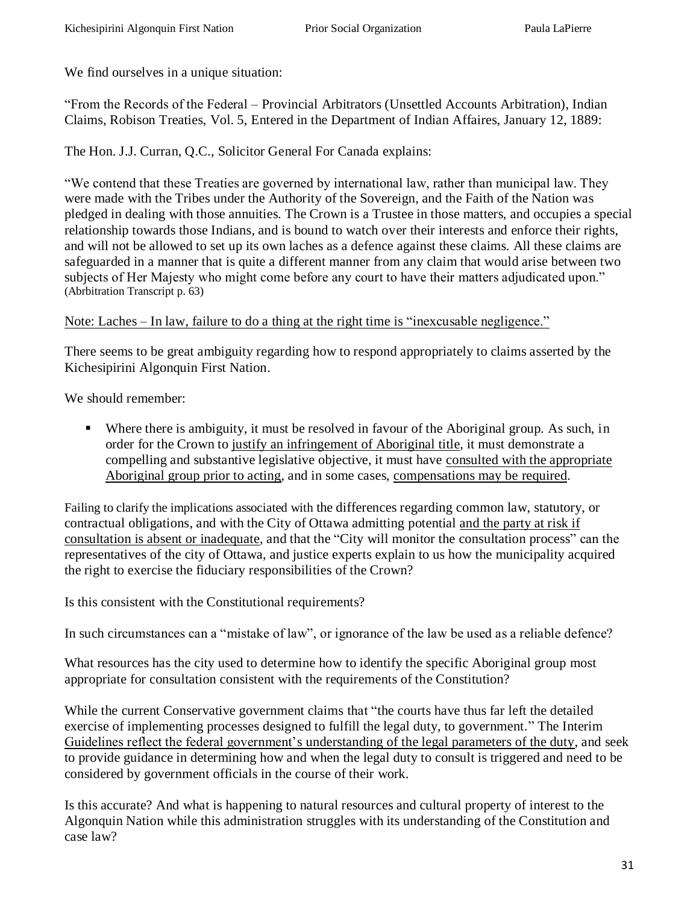We find ourselves in a unique situation:

"From the Records of the Federal – Provincial Arbitrators (Unsettled Accounts Arbitration), Indian Claims, Robison Treaties, Vol. 5, Entered in the Department of Indian Affaires, January 12, 1889:

The Hon. J.J. Curran, Q.C., Solicitor General For Canada explains:

"We contend that these Treaties are governed by international law, rather than municipal law. They were made with the Tribes under the Authority of the Sovereign, and the Faith of the Nation was pledged in dealing with those annuities. The Crown is a Trustee in those matters, and occupies a special relationship towards those Indians, and is bound to watch over their interests and enforce their rights, and will not be allowed to set up its own laches as a defence against these claims. All these claims are safeguarded in a manner that is quite a different manner from any claim that would arise between two subjects of Her Majesty who might come before any court to have their matters adjudicated upon." (Abrbitration Transcript p. 63)

<u>Note: Laches – In law, failure to do a thing at the right time is "inexcusable negligence."</u>

There seems to be great ambiguity regarding how to respond appropriately to claims asserted by the Kichesipirini Algonquin First Nation.

We should remember:

- Where there is ambiguity, it must be resolved in favour of the Aboriginal group. As such, in order for the Crown to <u>justify an infringement of Aboriginal title</u>, it must demonstrate a compelling and substantive legislative objective, it must have <u>consulted with the appropriate Aboriginal group prior to acting</u>, and in some cases, <u>compensations may be required</u>.

Failing to clarify the implications associated with the differences regarding common law, statutory, or contractual obligations, and with the City of Ottawa admitting potential <u>and the party at risk if consultation is absent or inadequate</u>, and that the "City will monitor the consultation process" can the representatives of the city of Ottawa, and justice experts explain to us how the municipality acquired the right to exercise the fiduciary responsibilities of the Crown?

Is this consistent with the Constitutional requirements?

In such circumstances can a "mistake of law", or ignorance of the law be used as a reliable defence?

What resources has the city used to determine how to identify the specific Aboriginal group most appropriate for consultation consistent with the requirements of the Constitution?

While the current Conservative government claims that "the courts have thus far left the detailed exercise of implementing processes designed to fulfill the legal duty, to government." The Interim <u>Guidelines reflect the federal government's understanding of the legal parameters of the duty</u>, and seek to provide guidance in determining how and when the legal duty to consult is triggered and need to be considered by government officials in the course of their work.

Is this accurate? And what is happening to natural resources and cultural property of interest to the Algonquin Nation while this administration struggles with its understanding of the Constitution and case law?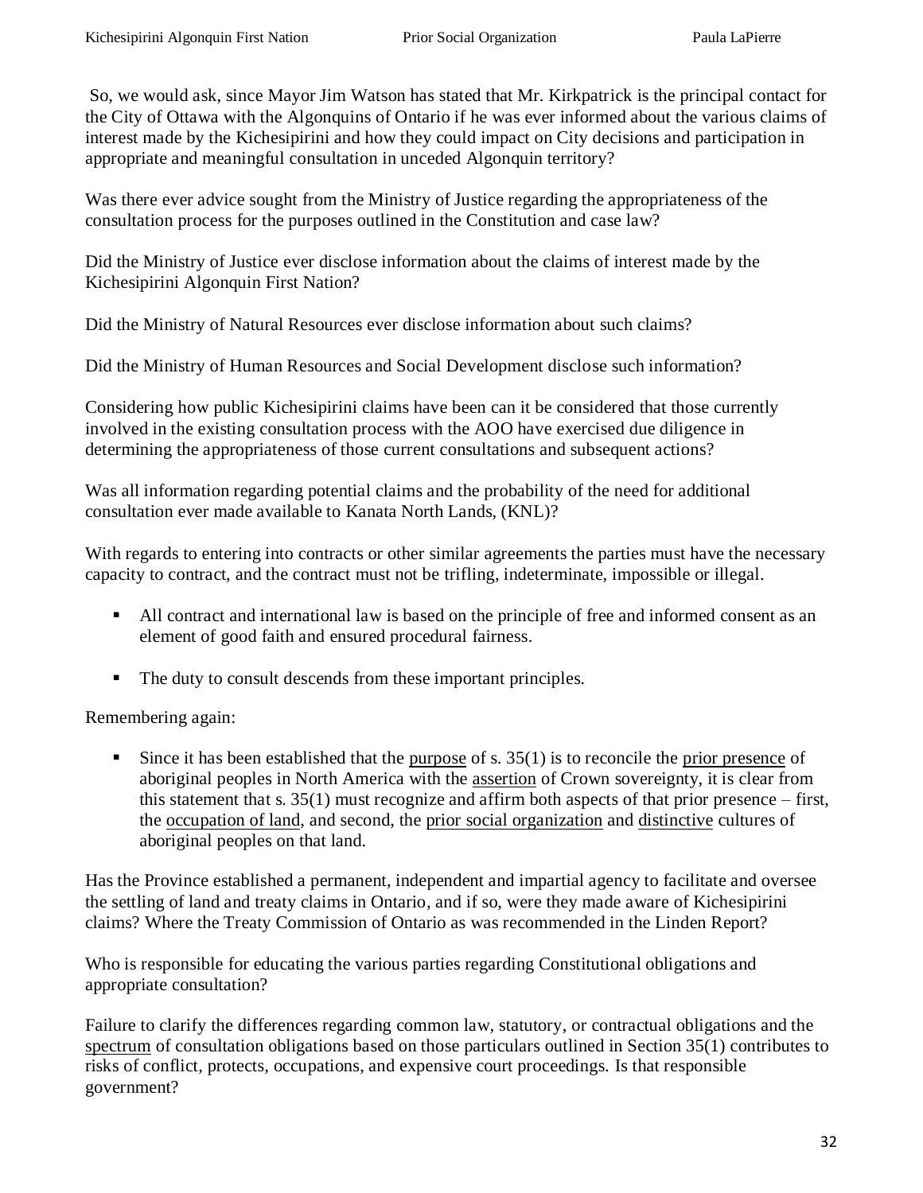So, we would ask, since Mayor Jim Watson has stated that Mr. Kirkpatrick is the principal contact for the City of Ottawa with the Algonquins of Ontario if he was ever informed about the various claims of interest made by the Kichesipirini and how they could impact on City decisions and participation in appropriate and meaningful consultation in unceded Algonquin territory?

Was there ever advice sought from the Ministry of Justice regarding the appropriateness of the consultation process for the purposes outlined in the Constitution and case law?

Did the Ministry of Justice ever disclose information about the claims of interest made by the Kichesipirini Algonquin First Nation?

Did the Ministry of Natural Resources ever disclose information about such claims?

Did the Ministry of Human Resources and Social Development disclose such information?

Considering how public Kichesipirini claims have been can it be considered that those currently involved in the existing consultation process with the AOO have exercised due diligence in determining the appropriateness of those current consultations and subsequent actions?

Was all information regarding potential claims and the probability of the need for additional consultation ever made available to Kanata North Lands, (KNL)?

With regards to entering into contracts or other similar agreements the parties must have the necessary capacity to contract, and the contract must not be trifling, indeterminate, impossible or illegal.

- All contract and international law is based on the principle of free and informed consent as an element of good faith and ensured procedural fairness.
- The duty to consult descends from these important principles.

Remembering again:

- Since it has been established that the <u>purpose</u> of s. 35(1) is to reconcile the <u>prior presence</u> of aboriginal peoples in North America with the <u>assertion</u> of Crown sovereignty, it is clear from this statement that s. 35(1) must recognize and affirm both aspects of that prior presence – first, the <u>occupation of land</u>, and second, the <u>prior social organization</u> and <u>distinctive</u> cultures of aboriginal peoples on that land.

Has the Province established a permanent, independent and impartial agency to facilitate and oversee the settling of land and treaty claims in Ontario, and if so, were they made aware of Kichesipirini claims? Where the Treaty Commission of Ontario as was recommended in the Linden Report?

Who is responsible for educating the various parties regarding Constitutional obligations and appropriate consultation?

Failure to clarify the differences regarding common law, statutory, or contractual obligations and the <u>spectrum</u> of consultation obligations based on those particulars outlined in Section 35(1) contributes to risks of conflict, protects, occupations, and expensive court proceedings. Is that responsible government?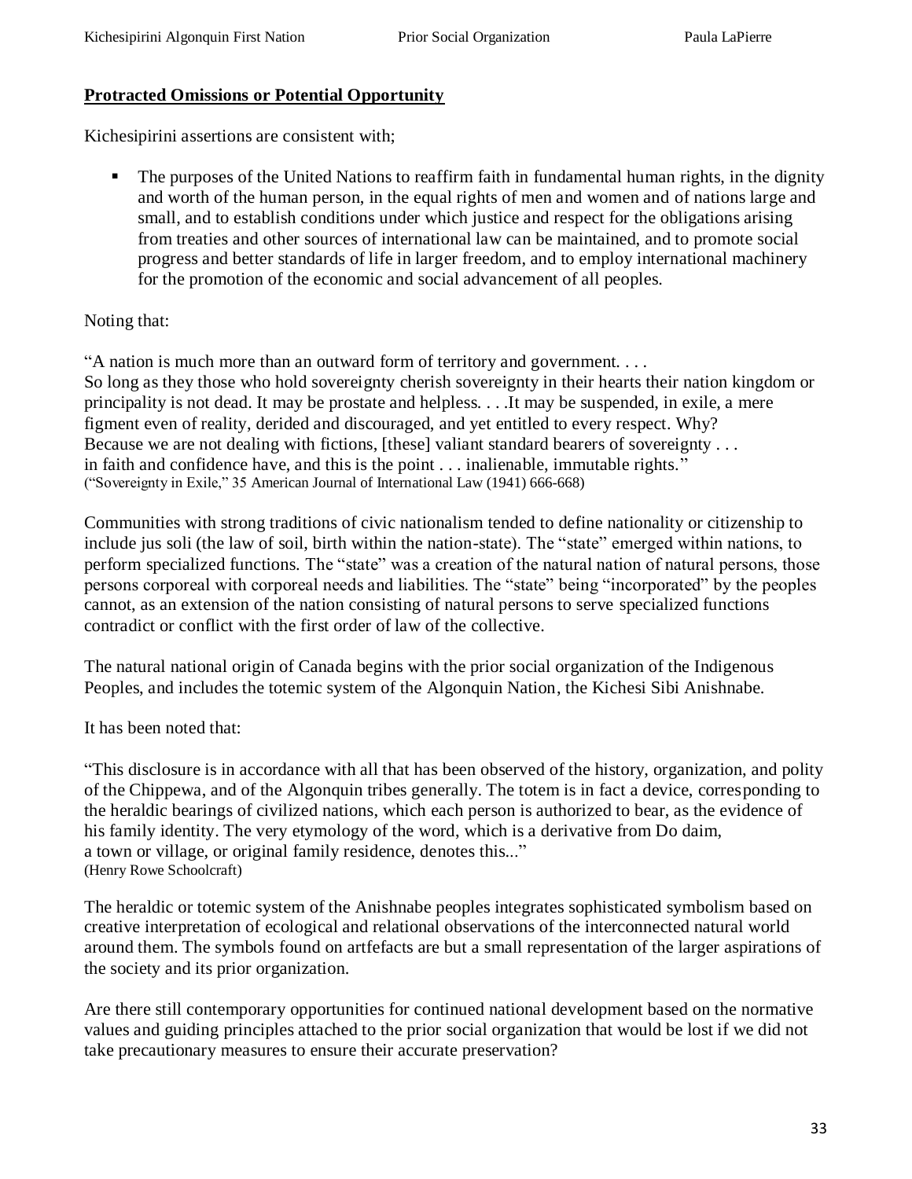**Protracted Omissions or Potential Opportunity**

Kichesipirini assertions are consistent with;

- The purposes of the United Nations to reaffirm faith in fundamental human rights, in the dignity and worth of the human person, in the equal rights of men and women and of nations large and small, and to establish conditions under which justice and respect for the obligations arising from treaties and other sources of international law can be maintained, and to promote social progress and better standards of life in larger freedom, and to employ international machinery for the promotion of the economic and social advancement of all peoples.

Noting that:

"A nation is much more than an outward form of territory and government. . . .
So long as they those who hold sovereignty cherish sovereignty in their hearts their nation kingdom or principality is not dead. It may be prostate and helpless. . . .It may be suspended, in exile, a mere figment even of reality, derided and discouraged, and yet entitled to every respect. Why? Because we are not dealing with fictions, [these] valiant standard bearers of sovereignty . . . in faith and confidence have, and this is the point . . . inalienable, immutable rights."
("Sovereignty in Exile," 35 American Journal of International Law (1941) 666-668)

Communities with strong traditions of civic nationalism tended to define nationality or citizenship to include jus soli (the law of soil, birth within the nation-state). The "state" emerged within nations, to perform specialized functions. The "state" was a creation of the natural nation of natural persons, those persons corporeal with corporeal needs and liabilities. The "state" being "incorporated" by the peoples cannot, as an extension of the nation consisting of natural persons to serve specialized functions contradict or conflict with the first order of law of the collective.

The natural national origin of Canada begins with the prior social organization of the Indigenous Peoples, and includes the totemic system of the Algonquin Nation, the Kichesi Sibi Anishnabe.

It has been noted that:

"This disclosure is in accordance with all that has been observed of the history, organization, and polity of the Chippewa, and of the Algonquin tribes generally. The totem is in fact a device, corresponding to the heraldic bearings of civilized nations, which each person is authorized to bear, as the evidence of his family identity. The very etymology of the word, which is a derivative from Do daim, a town or village, or original family residence, denotes this..."
(Henry Rowe Schoolcraft)

The heraldic or totemic system of the Anishnabe peoples integrates sophisticated symbolism based on creative interpretation of ecological and relational observations of the interconnected natural world around them. The symbols found on artfefacts are but a small representation of the larger aspirations of the society and its prior organization.

Are there still contemporary opportunities for continued national development based on the normative values and guiding principles attached to the prior social organization that would be lost if we did not take precautionary measures to ensure their accurate preservation?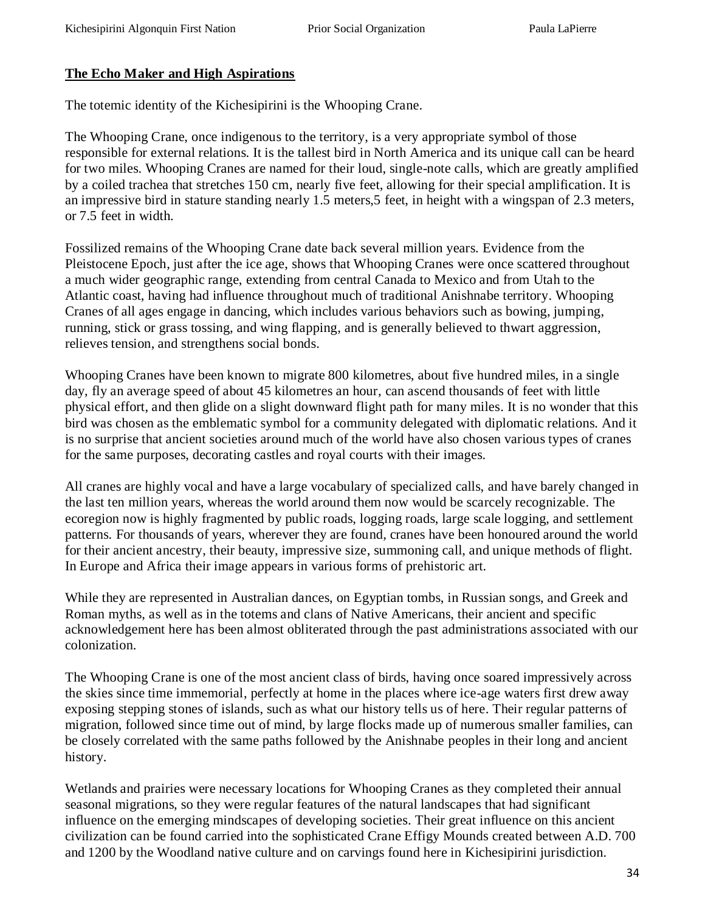**The Echo Maker and High Aspirations**

The totemic identity of the Kichesipirini is the Whooping Crane.

The Whooping Crane, once indigenous to the territory, is a very appropriate symbol of those responsible for external relations. It is the tallest bird in North America and its unique call can be heard for two miles. Whooping Cranes are named for their loud, single-note calls, which are greatly amplified by a coiled trachea that stretches 150 cm, nearly five feet, allowing for their special amplification. It is an impressive bird in stature standing nearly 1.5 meters,5 feet, in height with a wingspan of 2.3 meters, or 7.5 feet in width.

Fossilized remains of the Whooping Crane date back several million years. Evidence from the Pleistocene Epoch, just after the ice age, shows that Whooping Cranes were once scattered throughout a much wider geographic range, extending from central Canada to Mexico and from Utah to the Atlantic coast, having had influence throughout much of traditional Anishnabe territory. Whooping Cranes of all ages engage in dancing, which includes various behaviors such as bowing, jumping, running, stick or grass tossing, and wing flapping, and is generally believed to thwart aggression, relieves tension, and strengthens social bonds.

Whooping Cranes have been known to migrate 800 kilometres, about five hundred miles, in a single day, fly an average speed of about 45 kilometres an hour, can ascend thousands of feet with little physical effort, and then glide on a slight downward flight path for many miles. It is no wonder that this bird was chosen as the emblematic symbol for a community delegated with diplomatic relations. And it is no surprise that ancient societies around much of the world have also chosen various types of cranes for the same purposes, decorating castles and royal courts with their images.

All cranes are highly vocal and have a large vocabulary of specialized calls, and have barely changed in the last ten million years, whereas the world around them now would be scarcely recognizable. The ecoregion now is highly fragmented by public roads, logging roads, large scale logging, and settlement patterns. For thousands of years, wherever they are found, cranes have been honoured around the world for their ancient ancestry, their beauty, impressive size, summoning call, and unique methods of flight. In Europe and Africa their image appears in various forms of prehistoric art.

While they are represented in Australian dances, on Egyptian tombs, in Russian songs, and Greek and Roman myths, as well as in the totems and clans of Native Americans, their ancient and specific acknowledgement here has been almost obliterated through the past administrations associated with our colonization.

The Whooping Crane is one of the most ancient class of birds, having once soared impressively across the skies since time immemorial, perfectly at home in the places where ice-age waters first drew away exposing stepping stones of islands, such as what our history tells us of here. Their regular patterns of migration, followed since time out of mind, by large flocks made up of numerous smaller families, can be closely correlated with the same paths followed by the Anishnabe peoples in their long and ancient history.

Wetlands and prairies were necessary locations for Whooping Cranes as they completed their annual seasonal migrations, so they were regular features of the natural landscapes that had significant influence on the emerging mindscapes of developing societies. Their great influence on this ancient civilization can be found carried into the sophisticated Crane Effigy Mounds created between A.D. 700 and 1200 by the Woodland native culture and on carvings found here in Kichesipirini jurisdiction.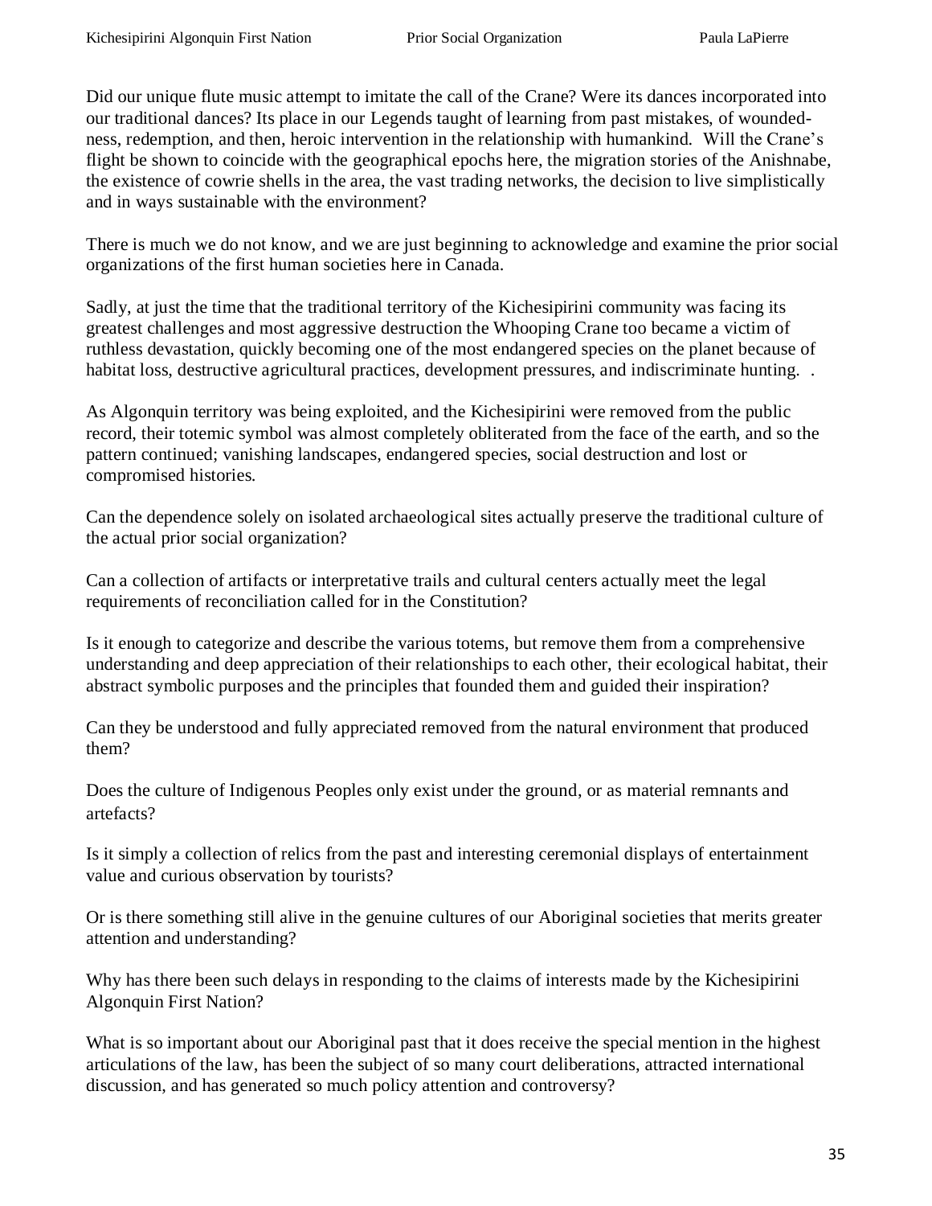Did our unique flute music attempt to imitate the call of the Crane? Were its dances incorporated into our traditional dances? Its place in our Legends taught of learning from past mistakes, of wounded-ness, redemption, and then, heroic intervention in the relationship with humankind. Will the Crane's flight be shown to coincide with the geographical epochs here, the migration stories of the Anishnabe, the existence of cowrie shells in the area, the vast trading networks, the decision to live simplistically and in ways sustainable with the environment?

There is much we do not know, and we are just beginning to acknowledge and examine the prior social organizations of the first human societies here in Canada.

Sadly, at just the time that the traditional territory of the Kichesipirini community was facing its greatest challenges and most aggressive destruction the Whooping Crane too became a victim of ruthless devastation, quickly becoming one of the most endangered species on the planet because of habitat loss, destructive agricultural practices, development pressures, and indiscriminate hunting. .

As Algonquin territory was being exploited, and the Kichesipirini were removed from the public record, their totemic symbol was almost completely obliterated from the face of the earth, and so the pattern continued; vanishing landscapes, endangered species, social destruction and lost or compromised histories.

Can the dependence solely on isolated archaeological sites actually preserve the traditional culture of the actual prior social organization?

Can a collection of artifacts or interpretative trails and cultural centers actually meet the legal requirements of reconciliation called for in the Constitution?

Is it enough to categorize and describe the various totems, but remove them from a comprehensive understanding and deep appreciation of their relationships to each other, their ecological habitat, their abstract symbolic purposes and the principles that founded them and guided their inspiration?

Can they be understood and fully appreciated removed from the natural environment that produced them?

Does the culture of Indigenous Peoples only exist under the ground, or as material remnants and artefacts?

Is it simply a collection of relics from the past and interesting ceremonial displays of entertainment value and curious observation by tourists?

Or is there something still alive in the genuine cultures of our Aboriginal societies that merits greater attention and understanding?

Why has there been such delays in responding to the claims of interests made by the Kichesipirini Algonquin First Nation?

What is so important about our Aboriginal past that it does receive the special mention in the highest articulations of the law, has been the subject of so many court deliberations, attracted international discussion, and has generated so much policy attention and controversy?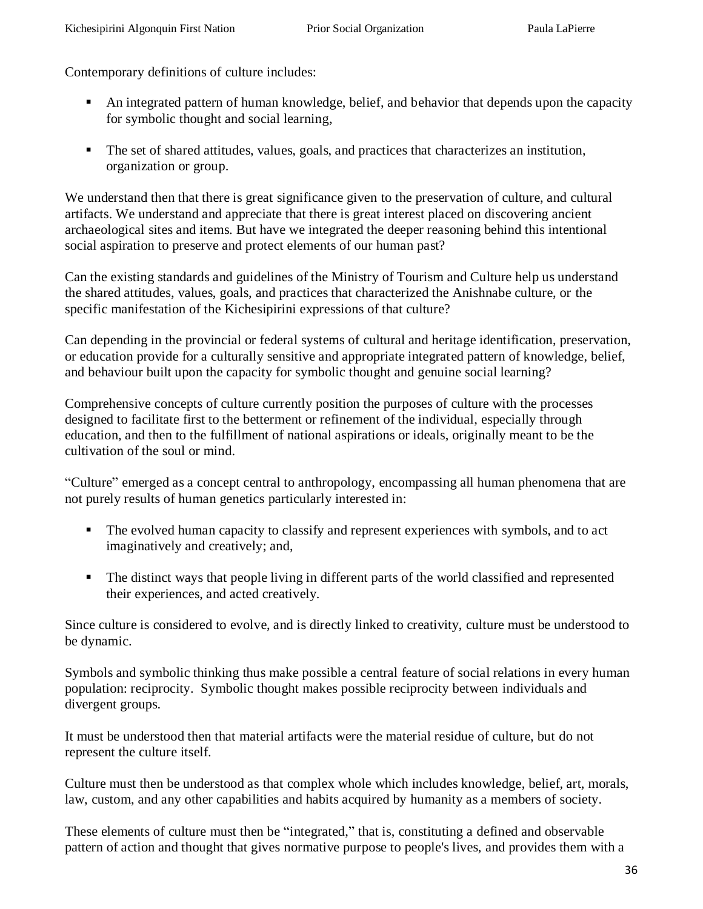Contemporary definitions of culture includes:

- An integrated pattern of human knowledge, belief, and behavior that depends upon the capacity for symbolic thought and social learning,

- The set of shared attitudes, values, goals, and practices that characterizes an institution, organization or group.

We understand then that there is great significance given to the preservation of culture, and cultural artifacts. We understand and appreciate that there is great interest placed on discovering ancient archaeological sites and items. But have we integrated the deeper reasoning behind this intentional social aspiration to preserve and protect elements of our human past?

Can the existing standards and guidelines of the Ministry of Tourism and Culture help us understand the shared attitudes, values, goals, and practices that characterized the Anishnabe culture, or the specific manifestation of the Kichesipirini expressions of that culture?

Can depending in the provincial or federal systems of cultural and heritage identification, preservation, or education provide for a culturally sensitive and appropriate integrated pattern of knowledge, belief, and behaviour built upon the capacity for symbolic thought and genuine social learning?

Comprehensive concepts of culture currently position the purposes of culture with the processes designed to facilitate first to the betterment or refinement of the individual, especially through education, and then to the fulfillment of national aspirations or ideals, originally meant to be the cultivation of the soul or mind.

"Culture" emerged as a concept central to anthropology, encompassing all human phenomena that are not purely results of human genetics particularly interested in:

- The evolved human capacity to classify and represent experiences with symbols, and to act imaginatively and creatively; and,

- The distinct ways that people living in different parts of the world classified and represented their experiences, and acted creatively.

Since culture is considered to evolve, and is directly linked to creativity, culture must be understood to be dynamic.

Symbols and symbolic thinking thus make possible a central feature of social relations in every human population: reciprocity. Symbolic thought makes possible reciprocity between individuals and divergent groups.

It must be understood then that material artifacts were the material residue of culture, but do not represent the culture itself.

Culture must then be understood as that complex whole which includes knowledge, belief, art, morals, law, custom, and any other capabilities and habits acquired by humanity as a members of society.

These elements of culture must then be "integrated," that is, constituting a defined and observable pattern of action and thought that gives normative purpose to people's lives, and provides them with a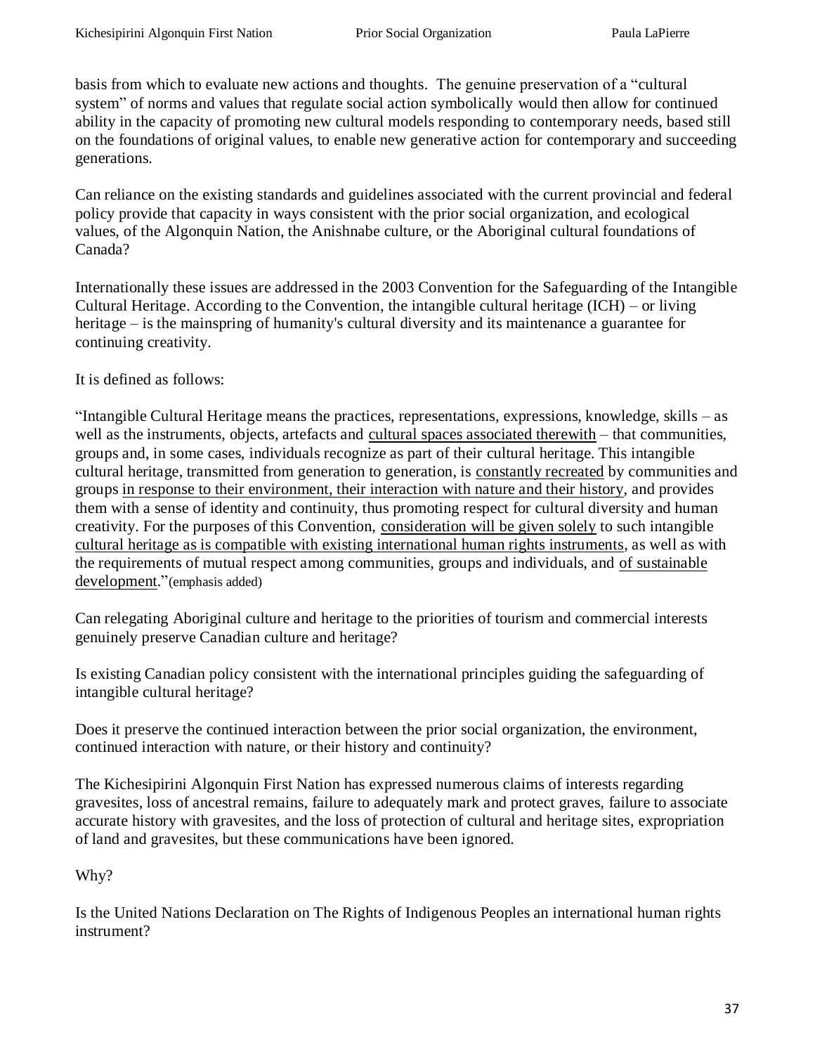basis from which to evaluate new actions and thoughts. The genuine preservation of a "cultural system" of norms and values that regulate social action symbolically would then allow for continued ability in the capacity of promoting new cultural models responding to contemporary needs, based still on the foundations of original values, to enable new generative action for contemporary and succeeding generations.

Can reliance on the existing standards and guidelines associated with the current provincial and federal policy provide that capacity in ways consistent with the prior social organization, and ecological values, of the Algonquin Nation, the Anishnabe culture, or the Aboriginal cultural foundations of Canada?

Internationally these issues are addressed in the 2003 Convention for the Safeguarding of the Intangible Cultural Heritage. According to the Convention, the intangible cultural heritage (ICH) – or living heritage – is the mainspring of humanity's cultural diversity and its maintenance a guarantee for continuing creativity.

It is defined as follows:

"Intangible Cultural Heritage means the practices, representations, expressions, knowledge, skills – as well as the instruments, objects, artefacts and <u>cultural spaces associated therewith</u> – that communities, groups and, in some cases, individuals recognize as part of their cultural heritage. This intangible cultural heritage, transmitted from generation to generation, is <u>constantly recreated</u> by communities and groups <u>in response to their environment, their interaction with nature and their history</u>, and provides them with a sense of identity and continuity, thus promoting respect for cultural diversity and human creativity. For the purposes of this Convention, <u>consideration will be given solely</u> to such intangible <u>cultural heritage as is compatible with existing international human rights instruments</u>, as well as with the requirements of mutual respect among communities, groups and individuals, and <u>of sustainable development</u>."(emphasis added)

Can relegating Aboriginal culture and heritage to the priorities of tourism and commercial interests genuinely preserve Canadian culture and heritage?

Is existing Canadian policy consistent with the international principles guiding the safeguarding of intangible cultural heritage?

Does it preserve the continued interaction between the prior social organization, the environment, continued interaction with nature, or their history and continuity?

The Kichesipirini Algonquin First Nation has expressed numerous claims of interests regarding gravesites, loss of ancestral remains, failure to adequately mark and protect graves, failure to associate accurate history with gravesites, and the loss of protection of cultural and heritage sites, expropriation of land and gravesites, but these communications have been ignored.

Why?

Is the United Nations Declaration on The Rights of Indigenous Peoples an international human rights instrument?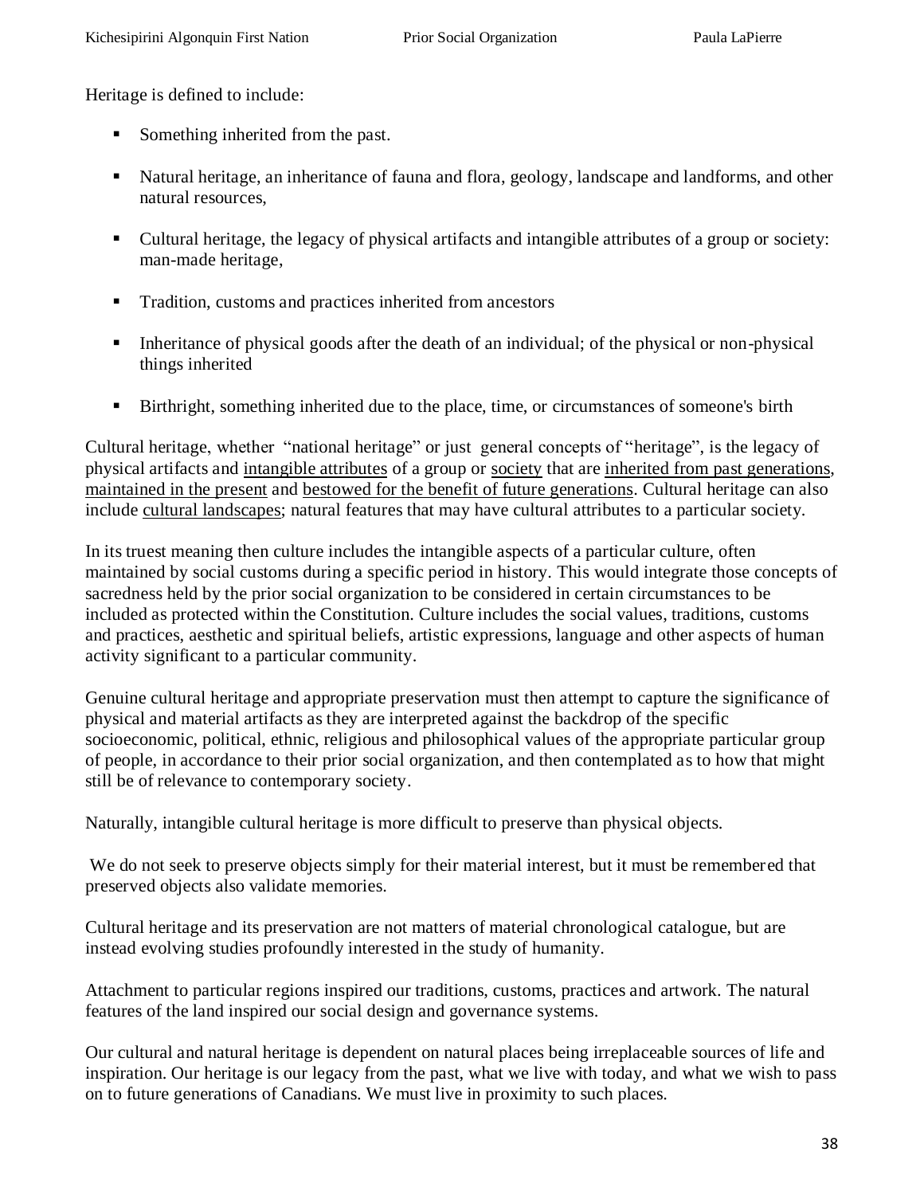Heritage is defined to include:

- Something inherited from the past.
- Natural heritage, an inheritance of fauna and flora, geology, landscape and landforms, and other natural resources,
- Cultural heritage, the legacy of physical artifacts and intangible attributes of a group or society: man-made heritage,
- Tradition, customs and practices inherited from ancestors
- Inheritance of physical goods after the death of an individual; of the physical or non-physical things inherited
- Birthright, something inherited due to the place, time, or circumstances of someone's birth

Cultural heritage, whether "national heritage" or just general concepts of "heritage", is the legacy of physical artifacts and intangible attributes of a group or society that are inherited from past generations, maintained in the present and bestowed for the benefit of future generations. Cultural heritage can also include cultural landscapes; natural features that may have cultural attributes to a particular society.

In its truest meaning then culture includes the intangible aspects of a particular culture, often maintained by social customs during a specific period in history. This would integrate those concepts of sacredness held by the prior social organization to be considered in certain circumstances to be included as protected within the Constitution. Culture includes the social values, traditions, customs and practices, aesthetic and spiritual beliefs, artistic expressions, language and other aspects of human activity significant to a particular community.

Genuine cultural heritage and appropriate preservation must then attempt to capture the significance of physical and material artifacts as they are interpreted against the backdrop of the specific socioeconomic, political, ethnic, religious and philosophical values of the appropriate particular group of people, in accordance to their prior social organization, and then contemplated as to how that might still be of relevance to contemporary society.

Naturally, intangible cultural heritage is more difficult to preserve than physical objects.

We do not seek to preserve objects simply for their material interest, but it must be remembered that preserved objects also validate memories.

Cultural heritage and its preservation are not matters of material chronological catalogue, but are instead evolving studies profoundly interested in the study of humanity.

Attachment to particular regions inspired our traditions, customs, practices and artwork. The natural features of the land inspired our social design and governance systems.

Our cultural and natural heritage is dependent on natural places being irreplaceable sources of life and inspiration. Our heritage is our legacy from the past, what we live with today, and what we wish to pass on to future generations of Canadians. We must live in proximity to such places.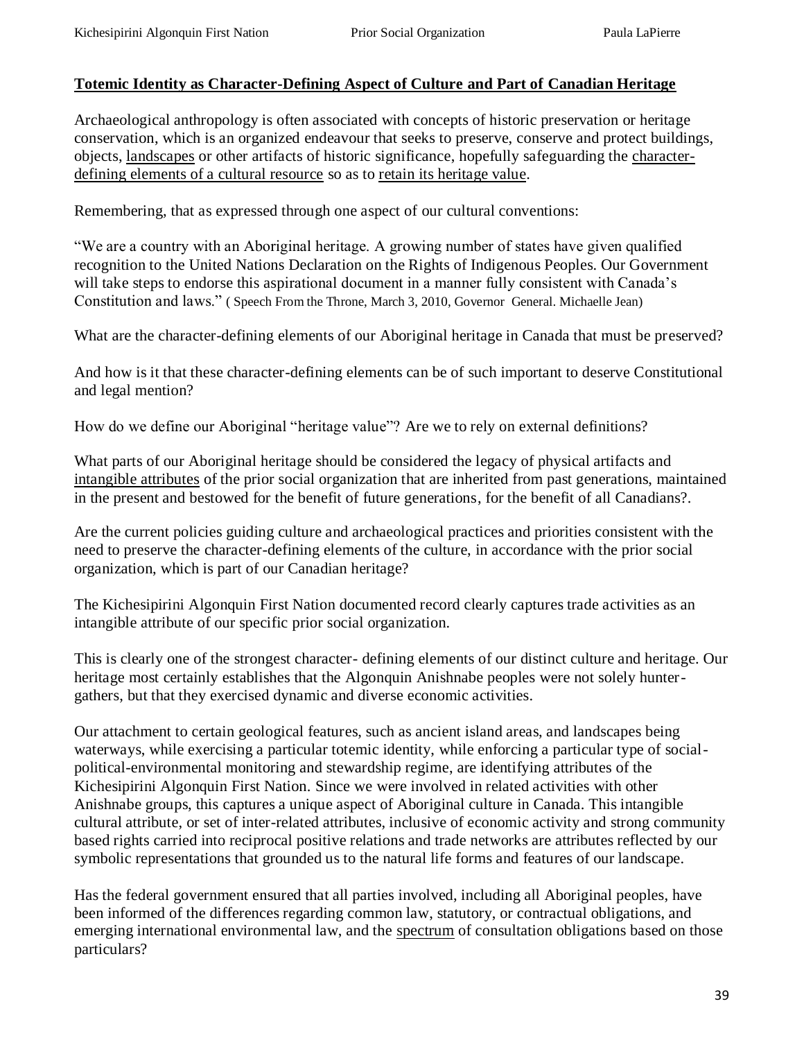**Totemic Identity as Character-Defining Aspect of Culture and Part of Canadian Heritage**

Archaeological anthropology is often associated with concepts of historic preservation or heritage conservation, which is an organized endeavour that seeks to preserve, conserve and protect buildings, objects, landscapes or other artifacts of historic significance, hopefully safeguarding the character-defining elements of a cultural resource so as to retain its heritage value.

Remembering, that as expressed through one aspect of our cultural conventions:

"We are a country with an Aboriginal heritage. A growing number of states have given qualified recognition to the United Nations Declaration on the Rights of Indigenous Peoples. Our Government will take steps to endorse this aspirational document in a manner fully consistent with Canada's Constitution and laws." ( Speech From the Throne, March 3, 2010, Governor General. Michaelle Jean)

What are the character-defining elements of our Aboriginal heritage in Canada that must be preserved?

And how is it that these character-defining elements can be of such important to deserve Constitutional and legal mention?

How do we define our Aboriginal "heritage value"? Are we to rely on external definitions?

What parts of our Aboriginal heritage should be considered the legacy of physical artifacts and intangible attributes of the prior social organization that are inherited from past generations, maintained in the present and bestowed for the benefit of future generations, for the benefit of all Canadians?.

Are the current policies guiding culture and archaeological practices and priorities consistent with the need to preserve the character-defining elements of the culture, in accordance with the prior social organization, which is part of our Canadian heritage?

The Kichesipirini Algonquin First Nation documented record clearly captures trade activities as an intangible attribute of our specific prior social organization.

This is clearly one of the strongest character- defining elements of our distinct culture and heritage. Our heritage most certainly establishes that the Algonquin Anishnabe peoples were not solely hunter-gathers, but that they exercised dynamic and diverse economic activities.

Our attachment to certain geological features, such as ancient island areas, and landscapes being waterways, while exercising a particular totemic identity, while enforcing a particular type of social-political-environmental monitoring and stewardship regime, are identifying attributes of the Kichesipirini Algonquin First Nation. Since we were involved in related activities with other Anishnabe groups, this captures a unique aspect of Aboriginal culture in Canada. This intangible cultural attribute, or set of inter-related attributes, inclusive of economic activity and strong community based rights carried into reciprocal positive relations and trade networks are attributes reflected by our symbolic representations that grounded us to the natural life forms and features of our landscape.

Has the federal government ensured that all parties involved, including all Aboriginal peoples, have been informed of the differences regarding common law, statutory, or contractual obligations, and emerging international environmental law, and the spectrum of consultation obligations based on those particulars?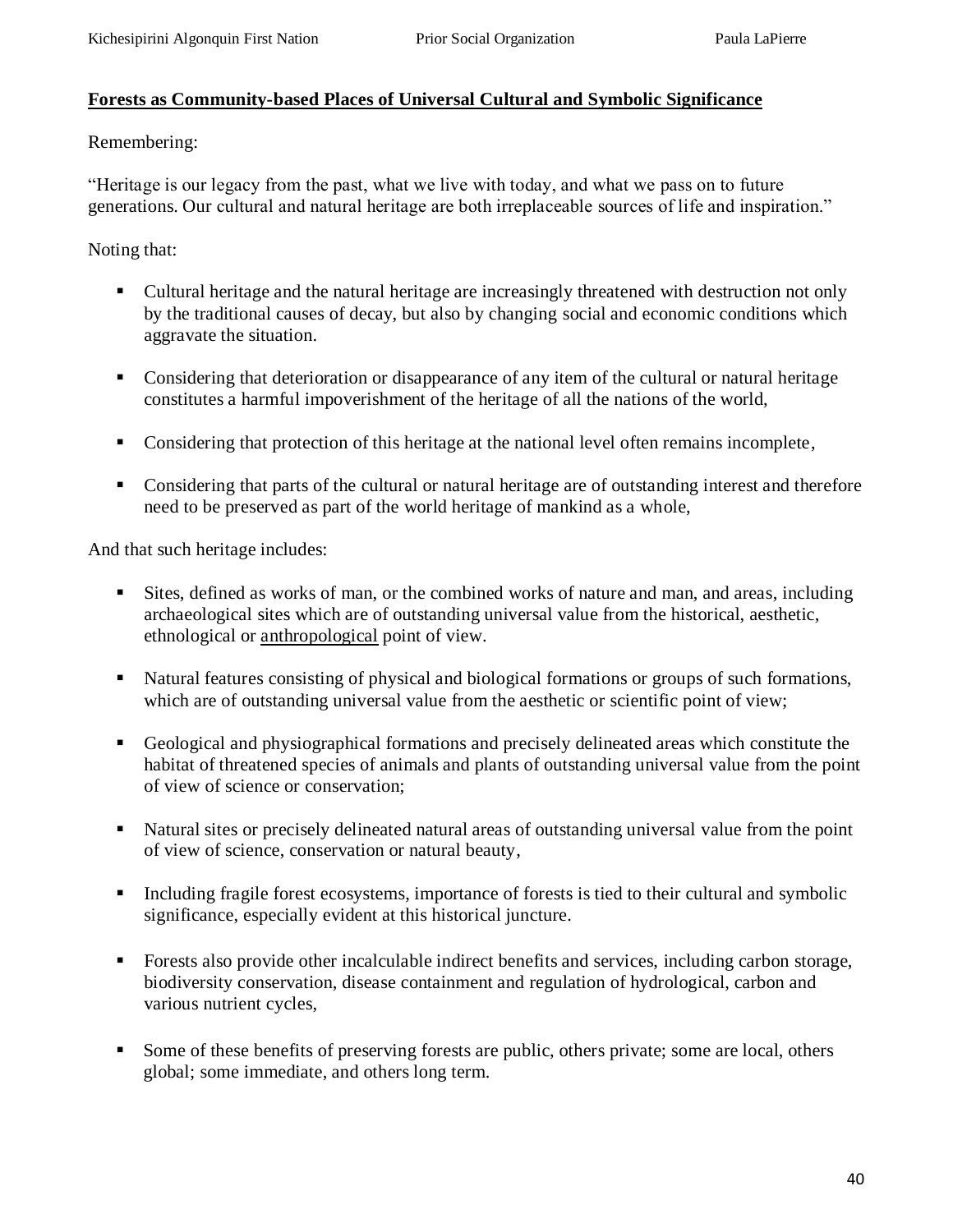**Forests as Community-based Places of Universal Cultural and Symbolic Significance**

Remembering:

"Heritage is our legacy from the past, what we live with today, and what we pass on to future generations. Our cultural and natural heritage are both irreplaceable sources of life and inspiration."

Noting that:

- Cultural heritage and the natural heritage are increasingly threatened with destruction not only by the traditional causes of decay, but also by changing social and economic conditions which aggravate the situation.
- Considering that deterioration or disappearance of any item of the cultural or natural heritage constitutes a harmful impoverishment of the heritage of all the nations of the world,
- Considering that protection of this heritage at the national level often remains incomplete,
- Considering that parts of the cultural or natural heritage are of outstanding interest and therefore need to be preserved as part of the world heritage of mankind as a whole,

And that such heritage includes:

- Sites, defined as works of man, or the combined works of nature and man, and areas, including archaeological sites which are of outstanding universal value from the historical, aesthetic, ethnological or anthropological point of view.
- Natural features consisting of physical and biological formations or groups of such formations, which are of outstanding universal value from the aesthetic or scientific point of view;
- Geological and physiographical formations and precisely delineated areas which constitute the habitat of threatened species of animals and plants of outstanding universal value from the point of view of science or conservation;
- Natural sites or precisely delineated natural areas of outstanding universal value from the point of view of science, conservation or natural beauty,
- Including fragile forest ecosystems, importance of forests is tied to their cultural and symbolic significance, especially evident at this historical juncture.
- Forests also provide other incalculable indirect benefits and services, including carbon storage, biodiversity conservation, disease containment and regulation of hydrological, carbon and various nutrient cycles,
- Some of these benefits of preserving forests are public, others private; some are local, others global; some immediate, and others long term.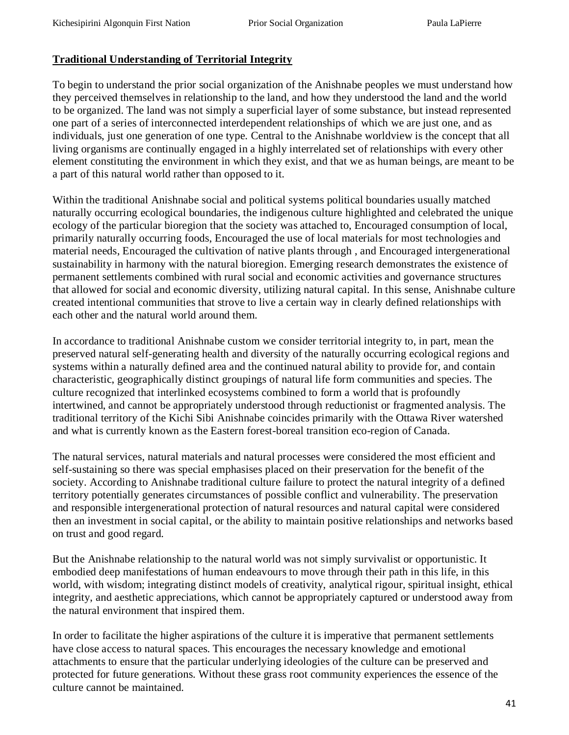**Traditional Understanding of Territorial Integrity**

To begin to understand the prior social organization of the Anishnabe peoples we must understand how they perceived themselves in relationship to the land, and how they understood the land and the world to be organized. The land was not simply a superficial layer of some substance, but instead represented one part of a series of interconnected interdependent relationships of which we are just one, and as individuals, just one generation of one type. Central to the Anishnabe worldview is the concept that all living organisms are continually engaged in a highly interrelated set of relationships with every other element constituting the environment in which they exist, and that we as human beings, are meant to be a part of this natural world rather than opposed to it.

Within the traditional Anishnabe social and political systems political boundaries usually matched naturally occurring ecological boundaries, the indigenous culture highlighted and celebrated the unique ecology of the particular bioregion that the society was attached to, Encouraged consumption of local, primarily naturally occurring foods, Encouraged the use of local materials for most technologies and material needs, Encouraged the cultivation of native plants through , and Encouraged intergenerational sustainability in harmony with the natural bioregion. Emerging research demonstrates the existence of permanent settlements combined with rural social and economic activities and governance structures that allowed for social and economic diversity, utilizing natural capital. In this sense, Anishnabe culture created intentional communities that strove to live a certain way in clearly defined relationships with each other and the natural world around them.

In accordance to traditional Anishnabe custom we consider territorial integrity to, in part, mean the preserved natural self-generating health and diversity of the naturally occurring ecological regions and systems within a naturally defined area and the continued natural ability to provide for, and contain characteristic, geographically distinct groupings of natural life form communities and species. The culture recognized that interlinked ecosystems combined to form a world that is profoundly intertwined, and cannot be appropriately understood through reductionist or fragmented analysis. The traditional territory of the Kichi Sibi Anishnabe coincides primarily with the Ottawa River watershed and what is currently known as the Eastern forest-boreal transition eco-region of Canada.

The natural services, natural materials and natural processes were considered the most efficient and self-sustaining so there was special emphasises placed on their preservation for the benefit of the society. According to Anishnabe traditional culture failure to protect the natural integrity of a defined territory potentially generates circumstances of possible conflict and vulnerability. The preservation and responsible intergenerational protection of natural resources and natural capital were considered then an investment in social capital, or the ability to maintain positive relationships and networks based on trust and good regard.

But the Anishnabe relationship to the natural world was not simply survivalist or opportunistic. It embodied deep manifestations of human endeavours to move through their path in this life, in this world, with wisdom; integrating distinct models of creativity, analytical rigour, spiritual insight, ethical integrity, and aesthetic appreciations, which cannot be appropriately captured or understood away from the natural environment that inspired them.

In order to facilitate the higher aspirations of the culture it is imperative that permanent settlements have close access to natural spaces. This encourages the necessary knowledge and emotional attachments to ensure that the particular underlying ideologies of the culture can be preserved and protected for future generations. Without these grass root community experiences the essence of the culture cannot be maintained.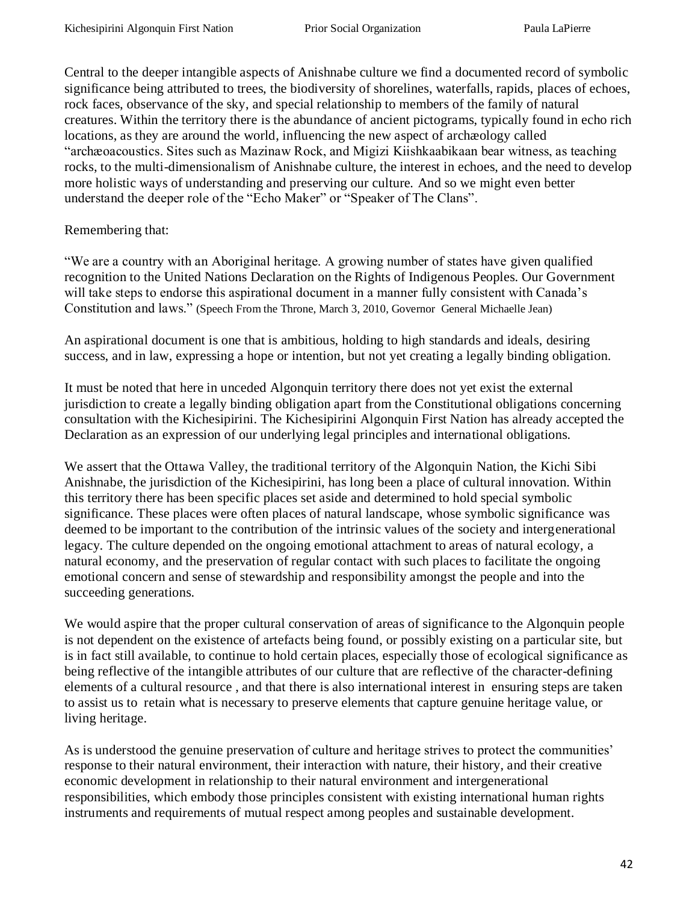Central to the deeper intangible aspects of Anishnabe culture we find a documented record of symbolic significance being attributed to trees, the biodiversity of shorelines, waterfalls, rapids, places of echoes, rock faces, observance of the sky, and special relationship to members of the family of natural creatures. Within the territory there is the abundance of ancient pictograms, typically found in echo rich locations, as they are around the world, influencing the new aspect of archæology called "archæoacoustics. Sites such as Mazinaw Rock, and Migizi Kiishkaabikaan bear witness, as teaching rocks, to the multi-dimensionalism of Anishnabe culture, the interest in echoes, and the need to develop more holistic ways of understanding and preserving our culture. And so we might even better understand the deeper role of the "Echo Maker" or "Speaker of The Clans".

Remembering that:

"We are a country with an Aboriginal heritage. A growing number of states have given qualified recognition to the United Nations Declaration on the Rights of Indigenous Peoples. Our Government will take steps to endorse this aspirational document in a manner fully consistent with Canada's Constitution and laws." (Speech From the Throne, March 3, 2010, Governor General Michaelle Jean)

An aspirational document is one that is ambitious, holding to high standards and ideals, desiring success, and in law, expressing a hope or intention, but not yet creating a legally binding obligation.

It must be noted that here in unceded Algonquin territory there does not yet exist the external jurisdiction to create a legally binding obligation apart from the Constitutional obligations concerning consultation with the Kichesipirini. The Kichesipirini Algonquin First Nation has already accepted the Declaration as an expression of our underlying legal principles and international obligations.

We assert that the Ottawa Valley, the traditional territory of the Algonquin Nation, the Kichi Sibi Anishnabe, the jurisdiction of the Kichesipirini, has long been a place of cultural innovation. Within this territory there has been specific places set aside and determined to hold special symbolic significance. These places were often places of natural landscape, whose symbolic significance was deemed to be important to the contribution of the intrinsic values of the society and intergenerational legacy. The culture depended on the ongoing emotional attachment to areas of natural ecology, a natural economy, and the preservation of regular contact with such places to facilitate the ongoing emotional concern and sense of stewardship and responsibility amongst the people and into the succeeding generations.

We would aspire that the proper cultural conservation of areas of significance to the Algonquin people is not dependent on the existence of artefacts being found, or possibly existing on a particular site, but is in fact still available, to continue to hold certain places, especially those of ecological significance as being reflective of the intangible attributes of our culture that are reflective of the character-defining elements of a cultural resource , and that there is also international interest in ensuring steps are taken to assist us to retain what is necessary to preserve elements that capture genuine heritage value, or living heritage.

As is understood the genuine preservation of culture and heritage strives to protect the communities' response to their natural environment, their interaction with nature, their history, and their creative economic development in relationship to their natural environment and intergenerational responsibilities, which embody those principles consistent with existing international human rights instruments and requirements of mutual respect among peoples and sustainable development.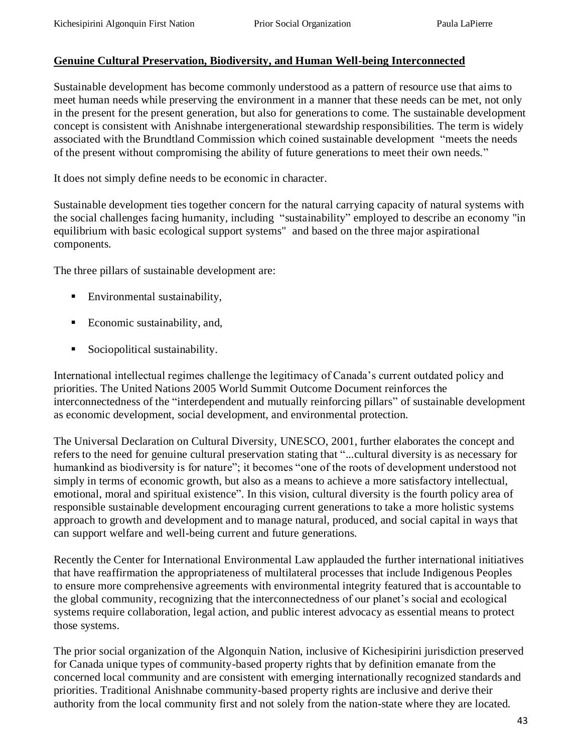**Genuine Cultural Preservation, Biodiversity, and Human Well-being Interconnected**

Sustainable development has become commonly understood as a pattern of resource use that aims to meet human needs while preserving the environment in a manner that these needs can be met, not only in the present for the present generation, but also for generations to come. The sustainable development concept is consistent with Anishnabe intergenerational stewardship responsibilities. The term is widely associated with the Brundtland Commission which coined sustainable development "meets the needs of the present without compromising the ability of future generations to meet their own needs."

It does not simply define needs to be economic in character.

Sustainable development ties together concern for the natural carrying capacity of natural systems with the social challenges facing humanity, including "sustainability" employed to describe an economy "in equilibrium with basic ecological support systems" and based on the three major aspirational components.

The three pillars of sustainable development are:

- Environmental sustainability,
- Economic sustainability, and,
- Sociopolitical sustainability.

International intellectual regimes challenge the legitimacy of Canada's current outdated policy and priorities. The United Nations 2005 World Summit Outcome Document reinforces the interconnectedness of the "interdependent and mutually reinforcing pillars" of sustainable development as economic development, social development, and environmental protection.

The Universal Declaration on Cultural Diversity, UNESCO, 2001, further elaborates the concept and refers to the need for genuine cultural preservation stating that "...cultural diversity is as necessary for humankind as biodiversity is for nature"; it becomes "one of the roots of development understood not simply in terms of economic growth, but also as a means to achieve a more satisfactory intellectual, emotional, moral and spiritual existence". In this vision, cultural diversity is the fourth policy area of responsible sustainable development encouraging current generations to take a more holistic systems approach to growth and development and to manage natural, produced, and social capital in ways that can support welfare and well-being current and future generations.

Recently the Center for International Environmental Law applauded the further international initiatives that have reaffirmation the appropriateness of multilateral processes that include Indigenous Peoples to ensure more comprehensive agreements with environmental integrity featured that is accountable to the global community, recognizing that the interconnectedness of our planet's social and ecological systems require collaboration, legal action, and public interest advocacy as essential means to protect those systems.

The prior social organization of the Algonquin Nation, inclusive of Kichesipirini jurisdiction preserved for Canada unique types of community-based property rights that by definition emanate from the concerned local community and are consistent with emerging internationally recognized standards and priorities. Traditional Anishnabe community-based property rights are inclusive and derive their authority from the local community first and not solely from the nation-state where they are located.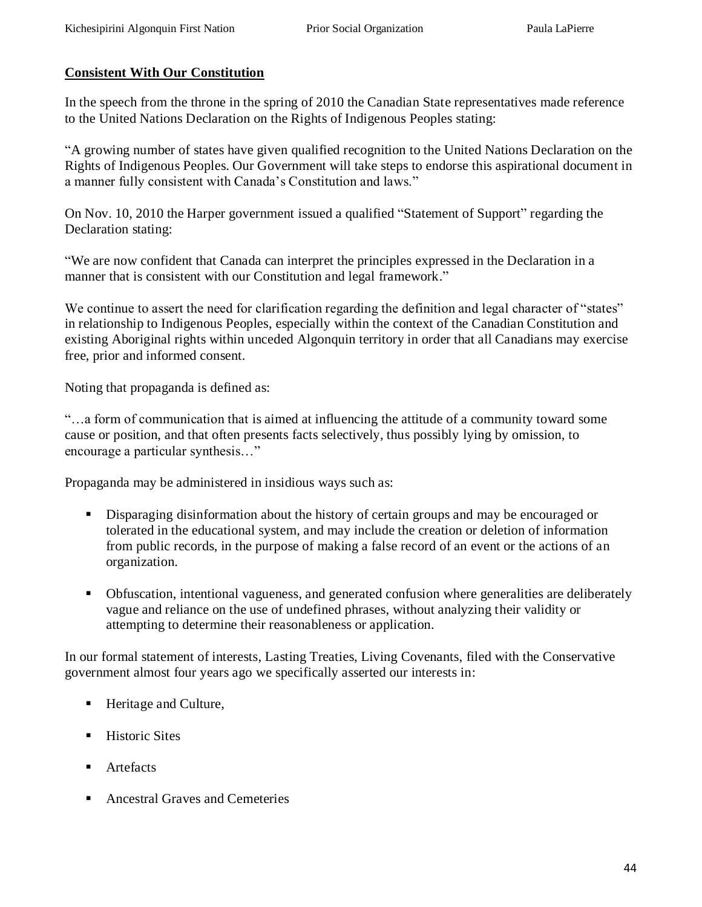**Consistent With Our Constitution**

In the speech from the throne in the spring of 2010 the Canadian State representatives made reference to the United Nations Declaration on the Rights of Indigenous Peoples stating:

"A growing number of states have given qualified recognition to the United Nations Declaration on the Rights of Indigenous Peoples. Our Government will take steps to endorse this aspirational document in a manner fully consistent with Canada's Constitution and laws."

On Nov. 10, 2010 the Harper government issued a qualified "Statement of Support" regarding the Declaration stating:

"We are now confident that Canada can interpret the principles expressed in the Declaration in a manner that is consistent with our Constitution and legal framework."

We continue to assert the need for clarification regarding the definition and legal character of "states" in relationship to Indigenous Peoples, especially within the context of the Canadian Constitution and existing Aboriginal rights within unceded Algonquin territory in order that all Canadians may exercise free, prior and informed consent.

Noting that propaganda is defined as:

"…a form of communication that is aimed at influencing the attitude of a community toward some cause or position, and that often presents facts selectively, thus possibly lying by omission, to encourage a particular synthesis…"

Propaganda may be administered in insidious ways such as:

- Disparaging disinformation about the history of certain groups and may be encouraged or tolerated in the educational system, and may include the creation or deletion of information from public records, in the purpose of making a false record of an event or the actions of an organization.
- Obfuscation, intentional vagueness, and generated confusion where generalities are deliberately vague and reliance on the use of undefined phrases, without analyzing their validity or attempting to determine their reasonableness or application.

In our formal statement of interests, Lasting Treaties, Living Covenants, filed with the Conservative government almost four years ago we specifically asserted our interests in:

- Heritage and Culture,
- Historic Sites
- Artefacts
- Ancestral Graves and Cemeteries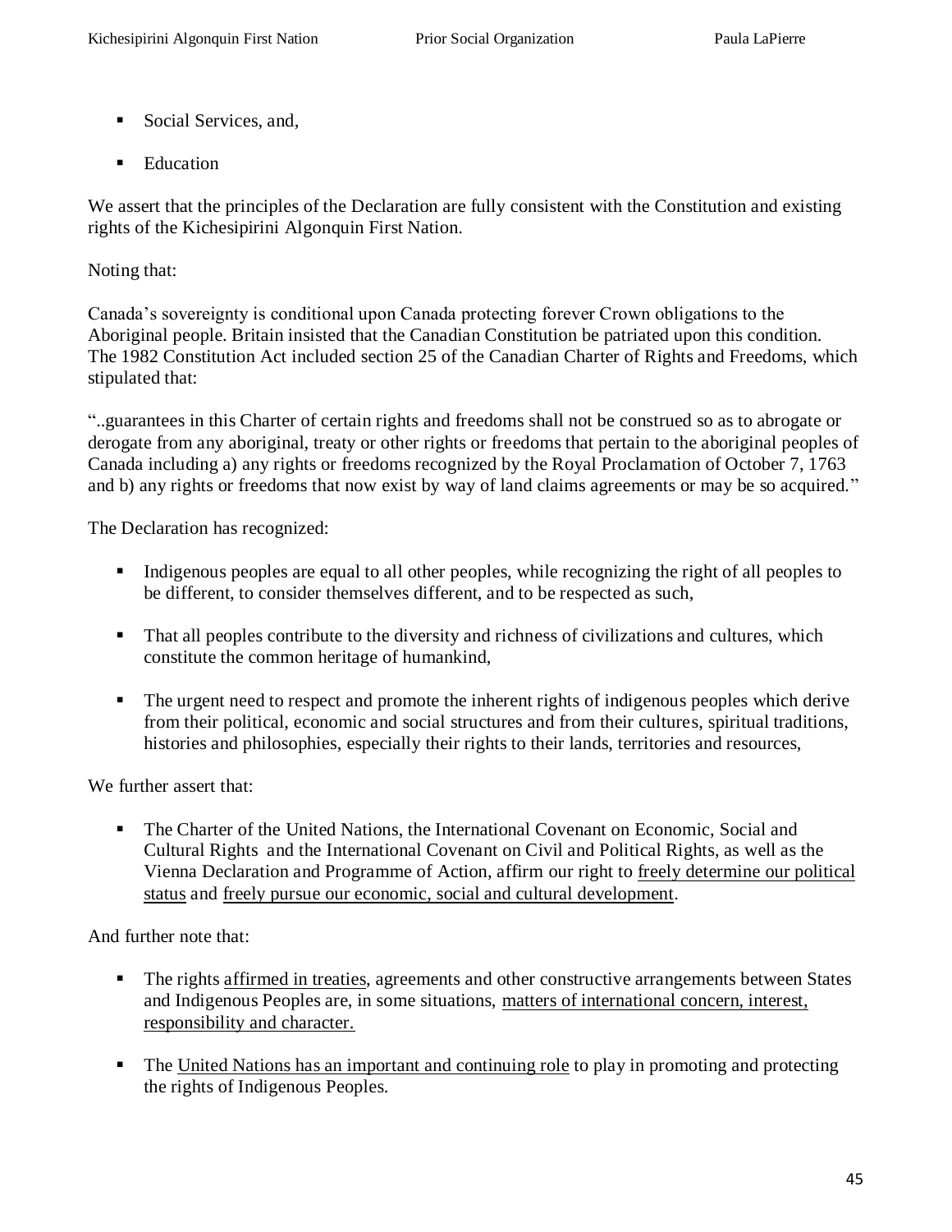- Social Services, and,
- Education

We assert that the principles of the Declaration are fully consistent with the Constitution and existing rights of the Kichesipirini Algonquin First Nation.

Noting that:

Canada's sovereignty is conditional upon Canada protecting forever Crown obligations to the Aboriginal people. Britain insisted that the Canadian Constitution be patriated upon this condition. The 1982 Constitution Act included section 25 of the Canadian Charter of Rights and Freedoms, which stipulated that:

"..guarantees in this Charter of certain rights and freedoms shall not be construed so as to abrogate or derogate from any aboriginal, treaty or other rights or freedoms that pertain to the aboriginal peoples of Canada including a) any rights or freedoms recognized by the Royal Proclamation of October 7, 1763 and b) any rights or freedoms that now exist by way of land claims agreements or may be so acquired."

The Declaration has recognized:

- Indigenous peoples are equal to all other peoples, while recognizing the right of all peoples to be different, to consider themselves different, and to be respected as such,
- That all peoples contribute to the diversity and richness of civilizations and cultures, which constitute the common heritage of humankind,
- The urgent need to respect and promote the inherent rights of indigenous peoples which derive from their political, economic and social structures and from their cultures, spiritual traditions, histories and philosophies, especially their rights to their lands, territories and resources,

We further assert that:

- The Charter of the United Nations, the International Covenant on Economic, Social and Cultural Rights and the International Covenant on Civil and Political Rights, as well as the Vienna Declaration and Programme of Action, affirm our right to <u>freely determine our political status</u> and <u>freely pursue our economic, social and cultural development</u>.

And further note that:

- The rights <u>affirmed in treaties</u>, agreements and other constructive arrangements between States and Indigenous Peoples are, in some situations, <u>matters of international concern, interest, responsibility and character.</u>
- The <u>United Nations has an important and continuing role</u> to play in promoting and protecting the rights of Indigenous Peoples.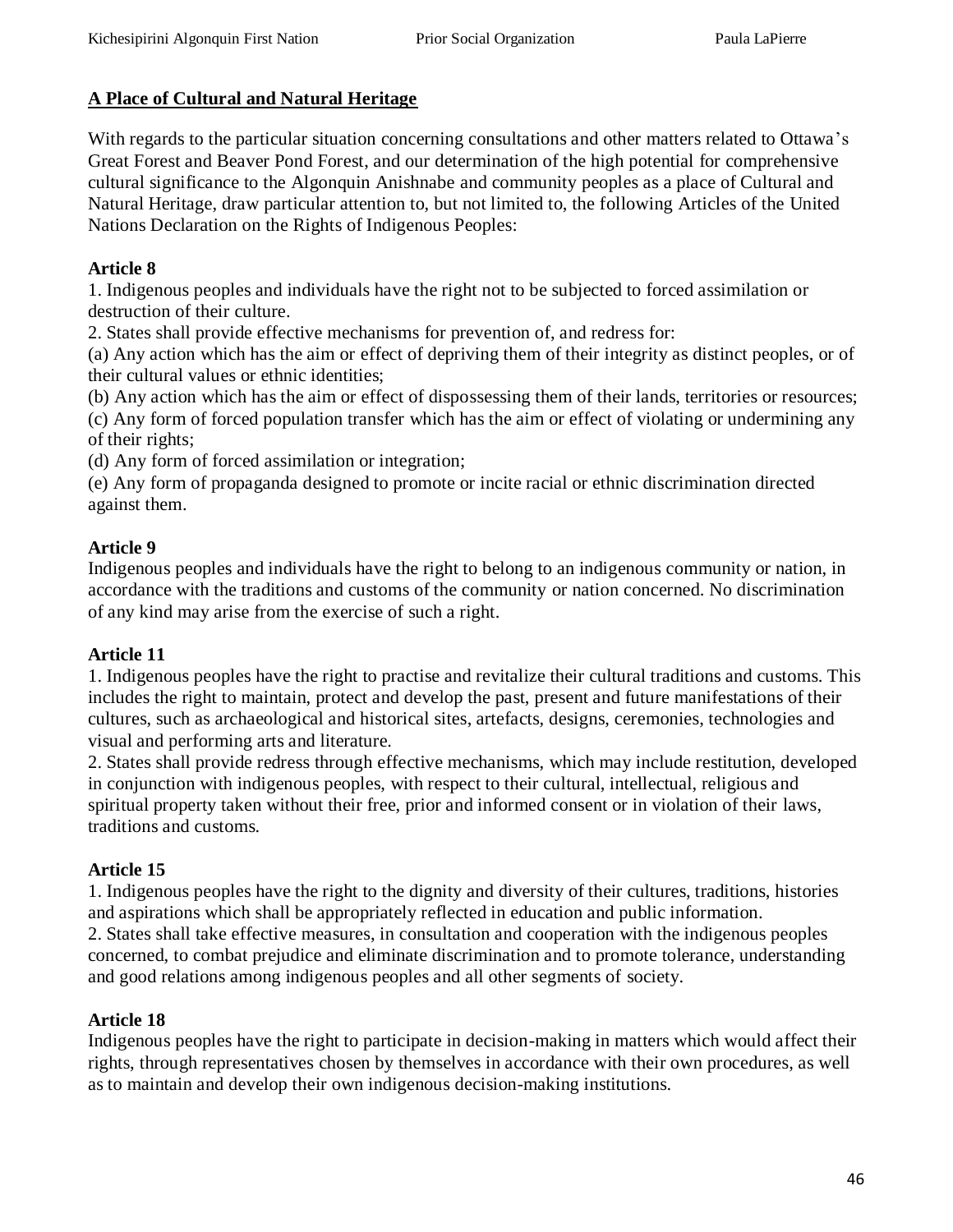## A Place of Cultural and Natural Heritage

With regards to the particular situation concerning consultations and other matters related to Ottawa's Great Forest and Beaver Pond Forest, and our determination of the high potential for comprehensive cultural significance to the Algonquin Anishnabe and community peoples as a place of Cultural and Natural Heritage, draw particular attention to, but not limited to, the following Articles of the United Nations Declaration on the Rights of Indigenous Peoples:

**Article 8**

1. Indigenous peoples and individuals have the right not to be subjected to forced assimilation or destruction of their culture.
2. States shall provide effective mechanisms for prevention of, and redress for:

(a) Any action which has the aim or effect of depriving them of their integrity as distinct peoples, or of their cultural values or ethnic identities;
(b) Any action which has the aim or effect of dispossessing them of their lands, territories or resources;
(c) Any form of forced population transfer which has the aim or effect of violating or undermining any of their rights;
(d) Any form of forced assimilation or integration;
(e) Any form of propaganda designed to promote or incite racial or ethnic discrimination directed against them.

**Article 9**

Indigenous peoples and individuals have the right to belong to an indigenous community or nation, in accordance with the traditions and customs of the community or nation concerned. No discrimination of any kind may arise from the exercise of such a right.

**Article 11**

1. Indigenous peoples have the right to practise and revitalize their cultural traditions and customs. This includes the right to maintain, protect and develop the past, present and future manifestations of their cultures, such as archaeological and historical sites, artefacts, designs, ceremonies, technologies and visual and performing arts and literature.
2. States shall provide redress through effective mechanisms, which may include restitution, developed in conjunction with indigenous peoples, with respect to their cultural, intellectual, religious and spiritual property taken without their free, prior and informed consent or in violation of their laws, traditions and customs.

**Article 15**

1. Indigenous peoples have the right to the dignity and diversity of their cultures, traditions, histories and aspirations which shall be appropriately reflected in education and public information.
2. States shall take effective measures, in consultation and cooperation with the indigenous peoples concerned, to combat prejudice and eliminate discrimination and to promote tolerance, understanding and good relations among indigenous peoples and all other segments of society.

**Article 18**

Indigenous peoples have the right to participate in decision-making in matters which would affect their rights, through representatives chosen by themselves in accordance with their own procedures, as well as to maintain and develop their own indigenous decision-making institutions.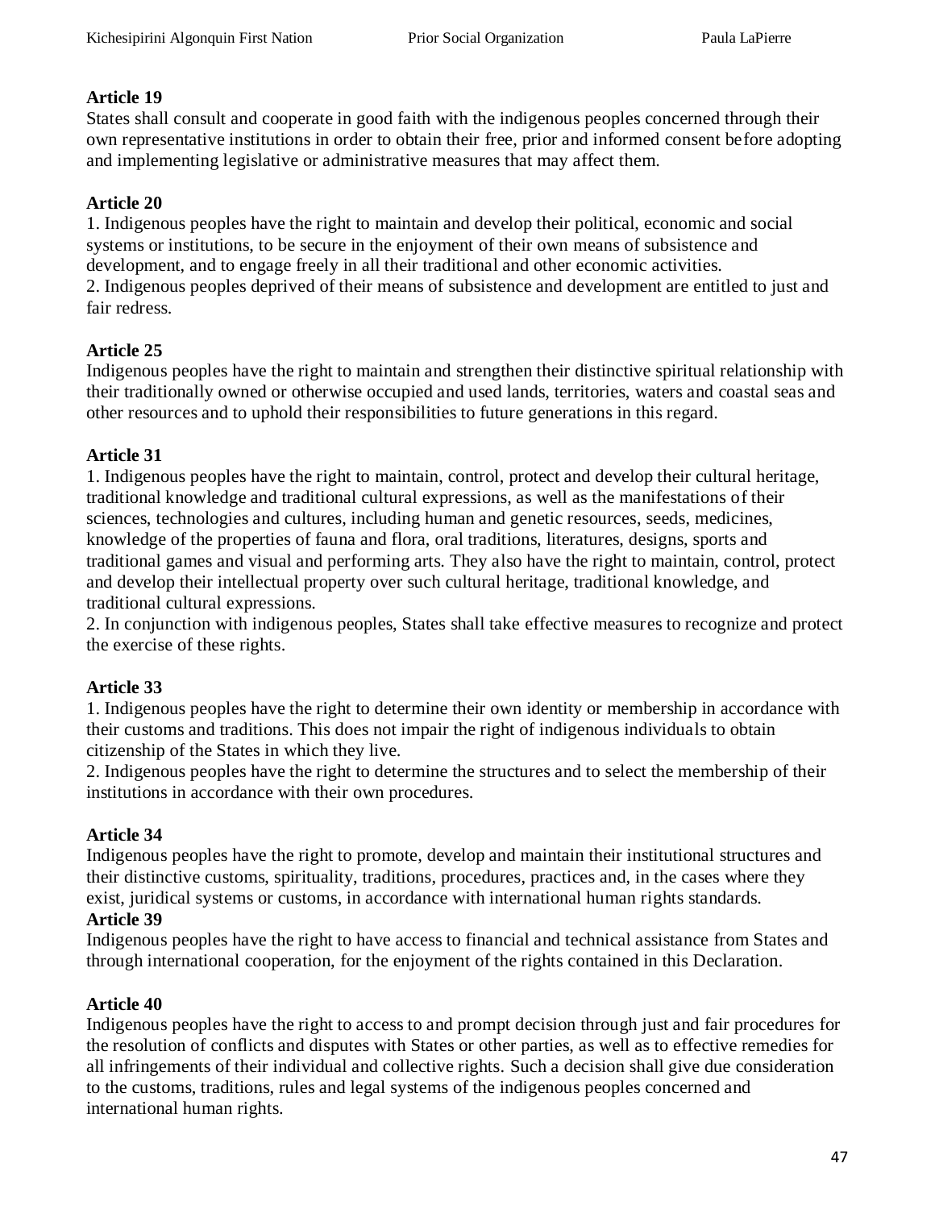**Article 19**
States shall consult and cooperate in good faith with the indigenous peoples concerned through their own representative institutions in order to obtain their free, prior and informed consent before adopting and implementing legislative or administrative measures that may affect them.

**Article 20**
1. Indigenous peoples have the right to maintain and develop their political, economic and social systems or institutions, to be secure in the enjoyment of their own means of subsistence and development, and to engage freely in all their traditional and other economic activities.
2. Indigenous peoples deprived of their means of subsistence and development are entitled to just and fair redress.

**Article 25**
Indigenous peoples have the right to maintain and strengthen their distinctive spiritual relationship with their traditionally owned or otherwise occupied and used lands, territories, waters and coastal seas and other resources and to uphold their responsibilities to future generations in this regard.

**Article 31**
1. Indigenous peoples have the right to maintain, control, protect and develop their cultural heritage, traditional knowledge and traditional cultural expressions, as well as the manifestations of their sciences, technologies and cultures, including human and genetic resources, seeds, medicines, knowledge of the properties of fauna and flora, oral traditions, literatures, designs, sports and traditional games and visual and performing arts. They also have the right to maintain, control, protect and develop their intellectual property over such cultural heritage, traditional knowledge, and traditional cultural expressions.
2. In conjunction with indigenous peoples, States shall take effective measures to recognize and protect the exercise of these rights.

**Article 33**
1. Indigenous peoples have the right to determine their own identity or membership in accordance with their customs and traditions. This does not impair the right of indigenous individuals to obtain citizenship of the States in which they live.
2. Indigenous peoples have the right to determine the structures and to select the membership of their institutions in accordance with their own procedures.

**Article 34**
Indigenous peoples have the right to promote, develop and maintain their institutional structures and their distinctive customs, spirituality, traditions, procedures, practices and, in the cases where they exist, juridical systems or customs, in accordance with international human rights standards.

**Article 39**
Indigenous peoples have the right to have access to financial and technical assistance from States and through international cooperation, for the enjoyment of the rights contained in this Declaration.

**Article 40**
Indigenous peoples have the right to access to and prompt decision through just and fair procedures for the resolution of conflicts and disputes with States or other parties, as well as to effective remedies for all infringements of their individual and collective rights. Such a decision shall give due consideration to the customs, traditions, rules and legal systems of the indigenous peoples concerned and international human rights.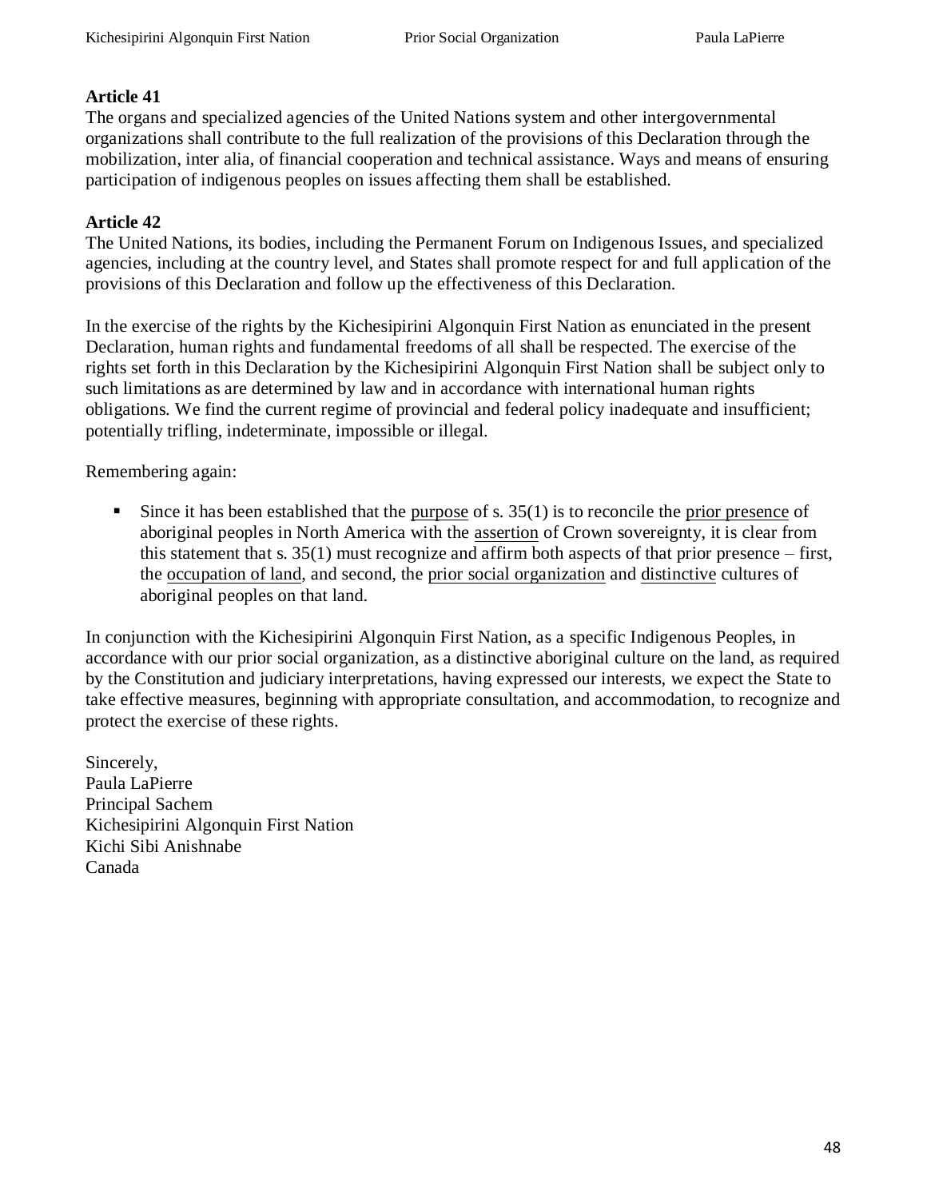**Article 41**
The organs and specialized agencies of the United Nations system and other intergovernmental organizations shall contribute to the full realization of the provisions of this Declaration through the mobilization, inter alia, of financial cooperation and technical assistance. Ways and means of ensuring participation of indigenous peoples on issues affecting them shall be established.

**Article 42**
The United Nations, its bodies, including the Permanent Forum on Indigenous Issues, and specialized agencies, including at the country level, and States shall promote respect for and full application of the provisions of this Declaration and follow up the effectiveness of this Declaration.

In the exercise of the rights by the Kichesipirini Algonquin First Nation as enunciated in the present Declaration, human rights and fundamental freedoms of all shall be respected. The exercise of the rights set forth in this Declaration by the Kichesipirini Algonquin First Nation shall be subject only to such limitations as are determined by law and in accordance with international human rights obligations. We find the current regime of provincial and federal policy inadequate and insufficient; potentially trifling, indeterminate, impossible or illegal.

Remembering again:

- Since it has been established that the <u>purpose</u> of s. 35(1) is to reconcile the <u>prior presence</u> of aboriginal peoples in North America with the <u>assertion</u> of Crown sovereignty, it is clear from this statement that s. 35(1) must recognize and affirm both aspects of that prior presence – first, the <u>occupation of land</u>, and second, the <u>prior social organization</u> and <u>distinctive</u> cultures of aboriginal peoples on that land.

In conjunction with the Kichesipirini Algonquin First Nation, as a specific Indigenous Peoples, in accordance with our prior social organization, as a distinctive aboriginal culture on the land, as required by the Constitution and judiciary interpretations, having expressed our interests, we expect the State to take effective measures, beginning with appropriate consultation, and accommodation, to recognize and protect the exercise of these rights.

Sincerely,
Paula LaPierre
Principal Sachem
Kichesipirini Algonquin First Nation
Kichi Sibi Anishnabe
Canada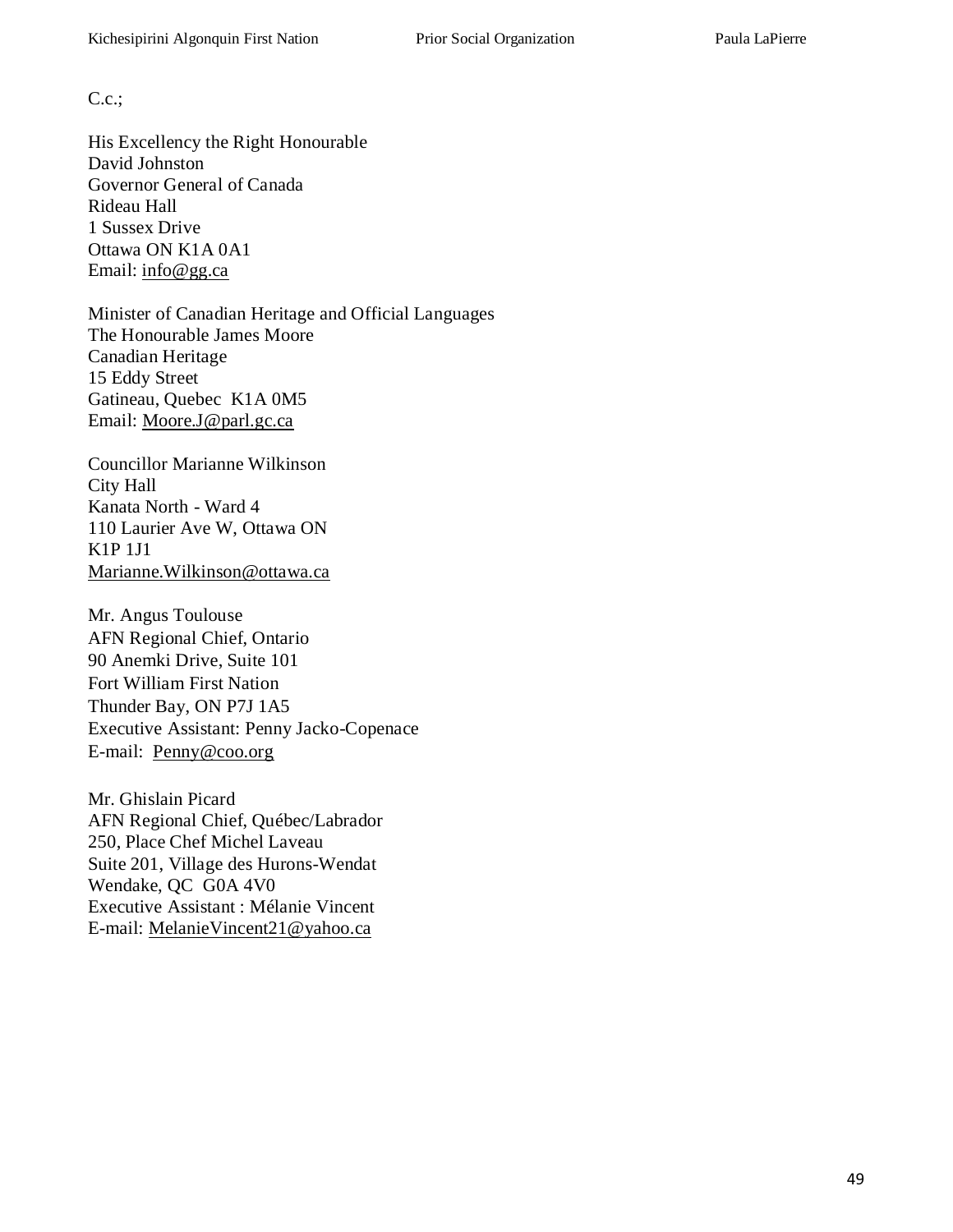C.c.;

His Excellency the Right Honourable  
David Johnston  
Governor General of Canada  
Rideau Hall  
1 Sussex Drive  
Ottawa ON K1A 0A1  
Email: info@gg.ca

Minister of Canadian Heritage and Official Languages  
The Honourable James Moore  
Canadian Heritage  
15 Eddy Street  
Gatineau, Quebec K1A 0M5  
Email: Moore.J@parl.gc.ca

Councillor Marianne Wilkinson  
City Hall  
Kanata North - Ward 4  
110 Laurier Ave W, Ottawa ON  
K1P 1J1  
Marianne.Wilkinson@ottawa.ca

Mr. Angus Toulouse  
AFN Regional Chief, Ontario  
90 Anemki Drive, Suite 101  
Fort William First Nation  
Thunder Bay, ON P7J 1A5  
Executive Assistant: Penny Jacko-Copenace  
E-mail: Penny@coo.org

Mr. Ghislain Picard  
AFN Regional Chief, Québec/Labrador  
250, Place Chef Michel Laveau  
Suite 201, Village des Hurons-Wendat  
Wendake, QC G0A 4V0  
Executive Assistant : Mélanie Vincent  
E-mail: MelanieVincent21@yahoo.ca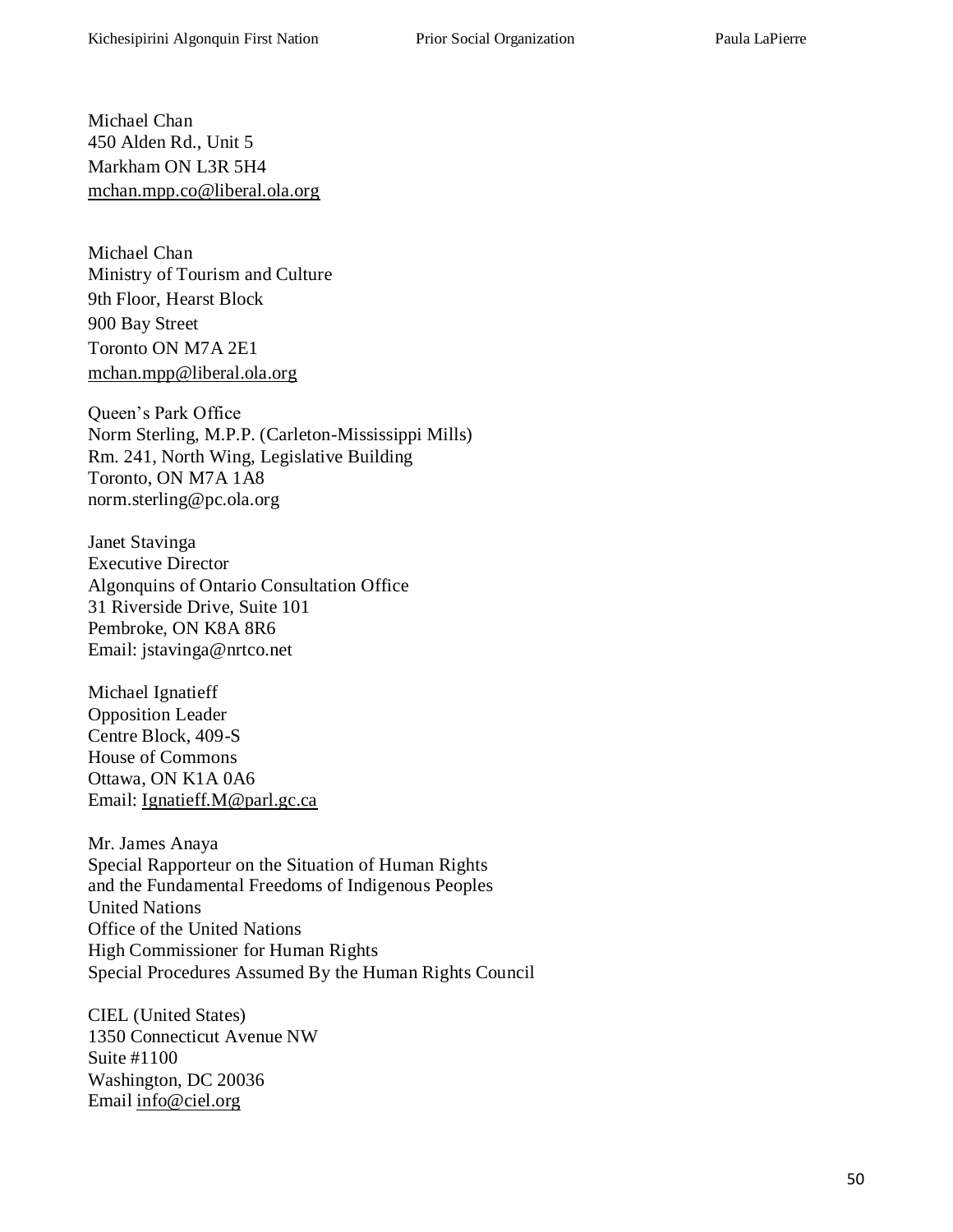Michael Chan
450 Alden Rd., Unit 5
Markham ON L3R 5H4
mchan.mpp.co@liberal.ola.org

Michael Chan
Ministry of Tourism and Culture
9th Floor, Hearst Block
900 Bay Street
Toronto ON M7A 2E1
mchan.mpp@liberal.ola.org

Queen's Park Office
Norm Sterling, M.P.P. (Carleton-Mississippi Mills)
Rm. 241, North Wing, Legislative Building
Toronto, ON M7A 1A8
norm.sterling@pc.ola.org

Janet Stavinga
Executive Director
Algonquins of Ontario Consultation Office
31 Riverside Drive, Suite 101
Pembroke, ON K8A 8R6
Email: jstavinga@nrtco.net

Michael Ignatieff
Opposition Leader
Centre Block, 409-S
House of Commons
Ottawa, ON K1A 0A6
Email: Ignatieff.M@parl.gc.ca

Mr. James Anaya
Special Rapporteur on the Situation of Human Rights
and the Fundamental Freedoms of Indigenous Peoples
United Nations
Office of the United Nations
High Commissioner for Human Rights
Special Procedures Assumed By the Human Rights Council

CIEL (United States)
1350 Connecticut Avenue NW
Suite #1100
Washington, DC 20036
Email info@ciel.org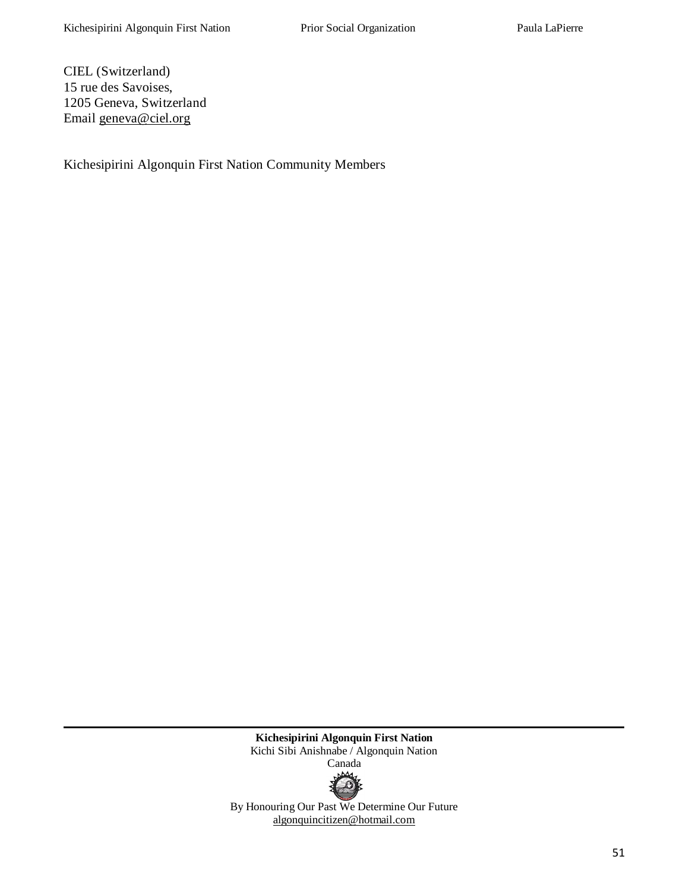CIEL (Switzerland)
15 rue des Savoises,
1205 Geneva, Switzerland
Email geneva@ciel.org

Kichesipirini Algonquin First Nation Community Members